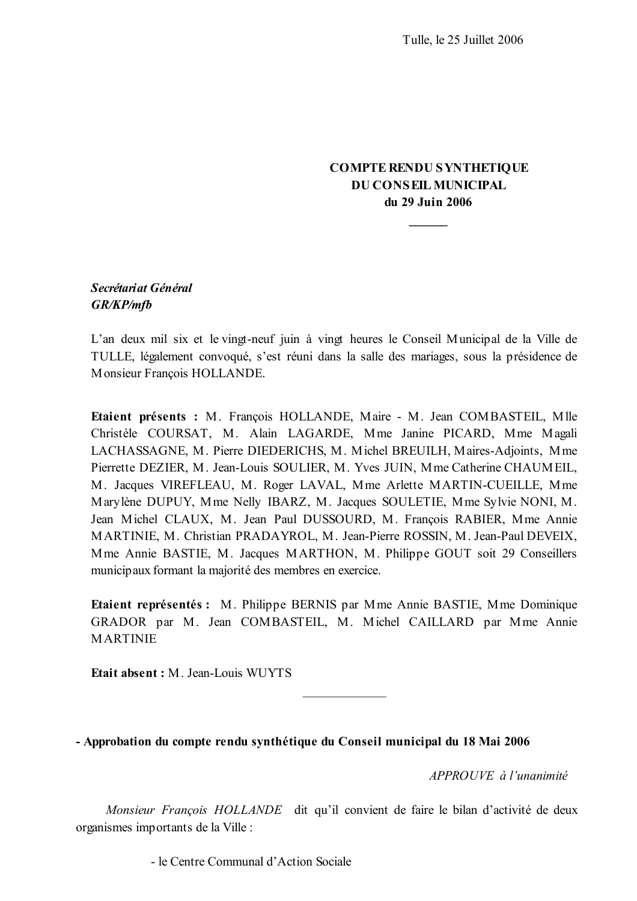Tulle, le 25 Juillet 2006

**COMPTE RENDU SYNTHETIQUE**
**DU CONSEIL MUNICIPAL**
**du 29 Juin 2006**

---

***Secrétariat Général***
***GR/KP/mfb***

L'an deux mil six et le vingt-neuf juin à vingt heures le Conseil Municipal de la Ville de TULLE, légalement convoqué, s'est réuni dans la salle des mariages, sous la présidence de Monsieur François HOLLANDE.

**Etaient présents :** M. François HOLLANDE, Maire - M. Jean COMBASTEIL, Mlle Christèle COURSAT, M. Alain LAGARDE, Mme Janine PICARD, Mme Magali LACHASSAGNE, M. Pierre DIEDERICHS, M. Michel BREUILH, Maires-Adjoints, Mme Pierrette DEZIER, M. Jean-Louis SOULIER, M. Yves JUIN, Mme Catherine CHAUMEIL, M. Jacques VIREFLEAU, M. Roger LAVAL, Mme Arlette MARTIN-CUEILLE, Mme Marylène DUPUY, Mme Nelly IBARZ, M. Jacques SOULETIE, Mme Sylvie NONI, M. Jean Michel CLAUX, M. Jean Paul DUSSOURD, M. François RABIER, Mme Annie MARTINIE, M. Christian PRADAYROL, M. Jean-Pierre ROSSIN, M. Jean-Paul DEVEIX, Mme Annie BASTIE, M. Jacques MARTHON, M. Philippe GOUT soit 29 Conseillers municipaux formant la majorité des membres en exercice.

**Etaient représentés :** M. Philippe BERNIS par Mme Annie BASTIE, Mme Dominique GRADOR par M. Jean COMBASTEIL, M. Michel CAILLARD par Mme Annie MARTINIE

**Etait absent :** M. Jean-Louis WUYTS

---

**- Approbation du compte rendu synthétique du Conseil municipal du 18 Mai 2006**

*APPROUVE à l'unanimité*

*Monsieur François HOLLANDE* dit qu'il convient de faire le bilan d'activité de deux organismes importants de la Ville :

- le Centre Communal d'Action Sociale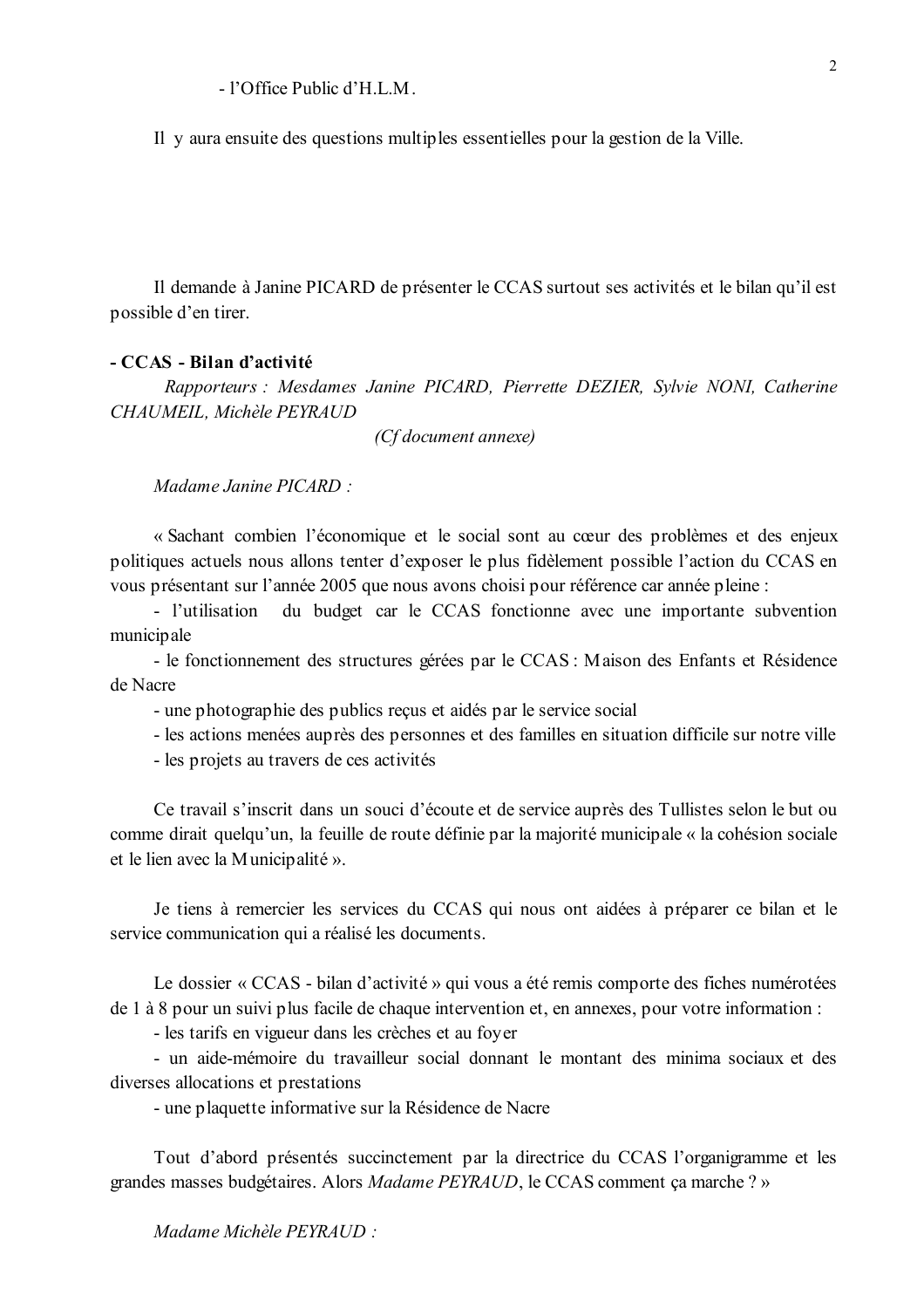- l'Office Public d'H.L.M.

Il y aura ensuite des questions multiples essentielles pour la gestion de la Ville.

Il demande à Janine PICARD de présenter le CCAS surtout ses activités et le bilan qu'il est possible d'en tirer.

**- CCAS - Bilan d'activité**

*Rapporteurs : Mesdames Janine PICARD, Pierrette DEZIER, Sylvie NONI, Catherine CHAUMEIL, Michèle PEYRAUD*

*(Cf document annexe)*

*Madame Janine PICARD :*

« Sachant combien l'économique et le social sont au cœur des problèmes et des enjeux politiques actuels nous allons tenter d'exposer le plus fidèlement possible l'action du CCAS en vous présentant sur l'année 2005 que nous avons choisi pour référence car année pleine :

- l'utilisation du budget car le CCAS fonctionne avec une importante subvention municipale
- le fonctionnement des structures gérées par le CCAS : Maison des Enfants et Résidence de Nacre
- une photographie des publics reçus et aidés par le service social
- les actions menées auprès des personnes et des familles en situation difficile sur notre ville
- les projets au travers de ces activités

Ce travail s'inscrit dans un souci d'écoute et de service auprès des Tullistes selon le but ou comme dirait quelqu'un, la feuille de route définie par la majorité municipale « la cohésion sociale et le lien avec la Municipalité ».

Je tiens à remercier les services du CCAS qui nous ont aidées à préparer ce bilan et le service communication qui a réalisé les documents.

Le dossier « CCAS - bilan d'activité » qui vous a été remis comporte des fiches numérotées de 1 à 8 pour un suivi plus facile de chaque intervention et, en annexes, pour votre information :

- les tarifs en vigueur dans les crèches et au foyer
- un aide-mémoire du travailleur social donnant le montant des minima sociaux et des diverses allocations et prestations
- une plaquette informative sur la Résidence de Nacre

Tout d'abord présentés succinctement par la directrice du CCAS l'organigramme et les grandes masses budgétaires. Alors *Madame PEYRAUD*, le CCAS comment ça marche ? »

*Madame Michèle PEYRAUD :*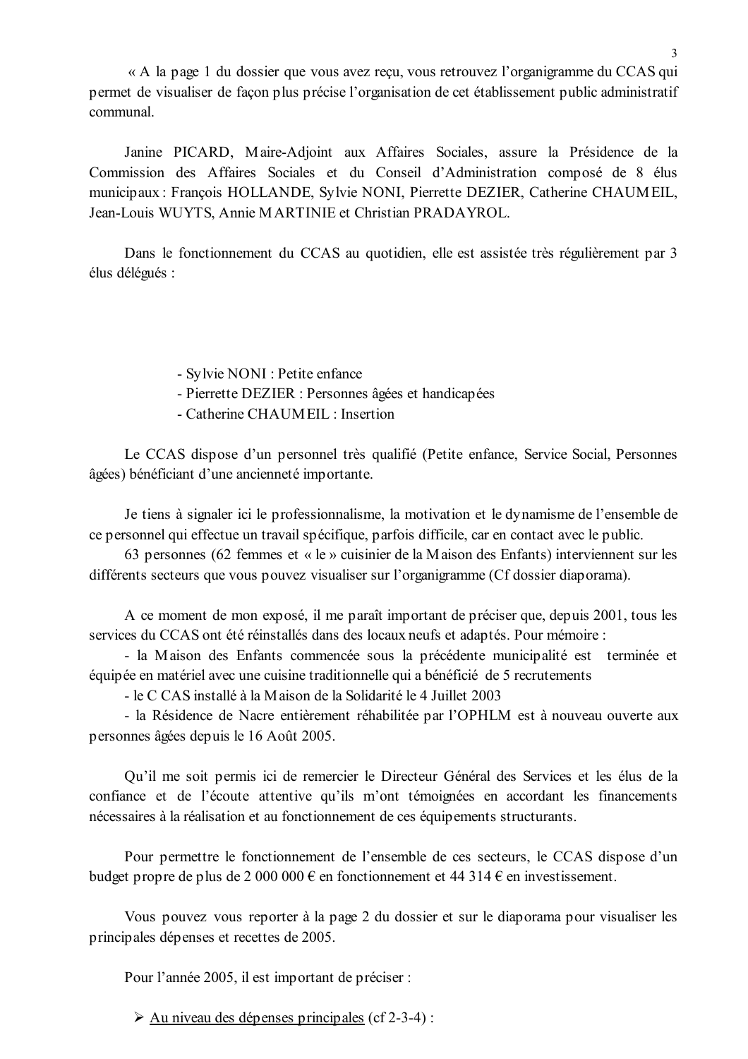« A la page 1 du dossier que vous avez reçu, vous retrouvez l'organigramme du CCAS qui permet de visualiser de façon plus précise l'organisation de cet établissement public administratif communal.

Janine PICARD, Maire-Adjoint aux Affaires Sociales, assure la Présidence de la Commission des Affaires Sociales et du Conseil d'Administration composé de 8 élus municipaux : François HOLLANDE, Sylvie NONI, Pierrette DEZIER, Catherine CHAUMEIL, Jean-Louis WUYTS, Annie MARTINIE et Christian PRADAYROL.

Dans le fonctionnement du CCAS au quotidien, elle est assistée très régulièrement par 3 élus délégués :

- Sylvie NONI : Petite enfance
- Pierrette DEZIER : Personnes âgées et handicapées
- Catherine CHAUMEIL : Insertion

Le CCAS dispose d'un personnel très qualifié (Petite enfance, Service Social, Personnes âgées) bénéficiant d'une ancienneté importante.

Je tiens à signaler ici le professionnalisme, la motivation et le dynamisme de l'ensemble de ce personnel qui effectue un travail spécifique, parfois difficile, car en contact avec le public.
63 personnes (62 femmes et « le » cuisinier de la Maison des Enfants) interviennent sur les différents secteurs que vous pouvez visualiser sur l'organigramme (Cf dossier diaporama).

A ce moment de mon exposé, il me paraît important de préciser que, depuis 2001, tous les services du CCAS ont été réinstallés dans des locaux neufs et adaptés. Pour mémoire :
- la Maison des Enfants commencée sous la précédente municipalité est terminée et équipée en matériel avec une cuisine traditionnelle qui a bénéficié de 5 recrutements
- le C CAS installé à la Maison de la Solidarité le 4 Juillet 2003
- la Résidence de Nacre entièrement réhabilitée par l'OPHLM est à nouveau ouverte aux personnes âgées depuis le 16 Août 2005.

Qu'il me soit permis ici de remercier le Directeur Général des Services et les élus de la confiance et de l'écoute attentive qu'ils m'ont témoignées en accordant les financements nécessaires à la réalisation et au fonctionnement de ces équipements structurants.

Pour permettre le fonctionnement de l'ensemble de ces secteurs, le CCAS dispose d'un budget propre de plus de 2 000 000 € en fonctionnement et 44 314 € en investissement.

Vous pouvez vous reporter à la page 2 du dossier et sur le diaporama pour visualiser les principales dépenses et recettes de 2005.

Pour l'année 2005, il est important de préciser :

- <u>Au niveau des dépenses principales</u> (cf 2-3-4) :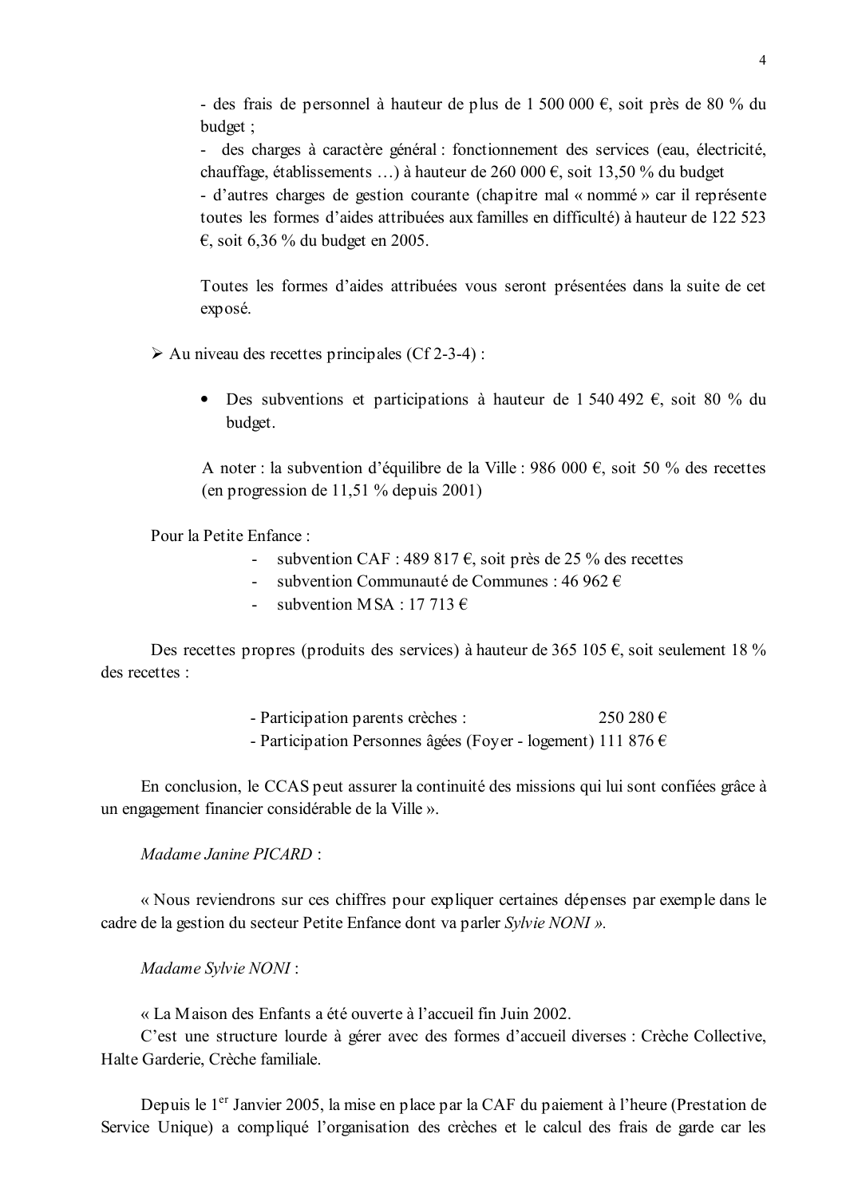- des frais de personnel à hauteur de plus de 1 500 000 €, soit près de 80 % du budget ;
- des charges à caractère général : fonctionnement des services (eau, électricité, chauffage, établissements …) à hauteur de 260 000 €, soit 13,50 % du budget
- d'autres charges de gestion courante (chapitre mal « nommé » car il représente toutes les formes d'aides attribuées aux familles en difficulté) à hauteur de 122 523 €, soit 6,36 % du budget en 2005.

Toutes les formes d'aides attribuées vous seront présentées dans la suite de cet exposé.

➢ Au niveau des recettes principales (Cf 2-3-4) :

- Des subventions et participations à hauteur de 1 540 492 €, soit 80 % du budget.

A noter : la subvention d'équilibre de la Ville : 986 000 €, soit 50 % des recettes (en progression de 11,51 % depuis 2001)

Pour la Petite Enfance :

- subvention CAF : 489 817 €, soit près de 25 % des recettes
- subvention Communauté de Communes : 46 962 €
- subvention MSA : 17 713 €

Des recettes propres (produits des services) à hauteur de 365 105 €, soit seulement 18 % des recettes :

- Participation parents crèches : 250 280 €
- Participation Personnes âgées (Foyer - logement) 111 876 €

En conclusion, le CCAS peut assurer la continuité des missions qui lui sont confiées grâce à un engagement financier considérable de la Ville ».

*Madame Janine PICARD* :

« Nous reviendrons sur ces chiffres pour expliquer certaines dépenses par exemple dans le cadre de la gestion du secteur Petite Enfance dont va parler *Sylvie NONI ».*

*Madame Sylvie NONI* :

« La Maison des Enfants a été ouverte à l'accueil fin Juin 2002.
C'est une structure lourde à gérer avec des formes d'accueil diverses : Crèche Collective, Halte Garderie, Crèche familiale.

Depuis le 1er Janvier 2005, la mise en place par la CAF du paiement à l'heure (Prestation de Service Unique) a compliqué l'organisation des crèches et le calcul des frais de garde car les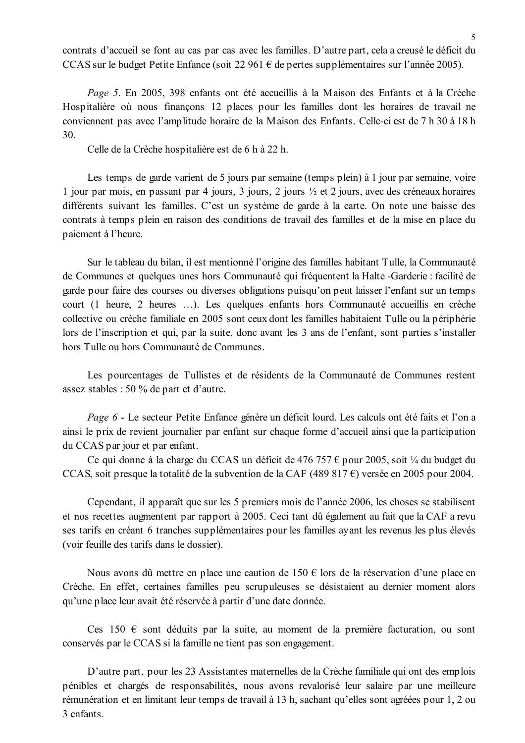contrats d'accueil se font au cas par cas avec les familles. D'autre part, cela a creusé le déficit du CCAS sur le budget Petite Enfance (soit 22 961 € de pertes supplémentaires sur l'année 2005).

*Page 5*. En 2005, 398 enfants ont été accueillis à la Maison des Enfants et à la Crèche Hospitalière où nous finançons 12 places pour les familles dont les horaires de travail ne conviennent pas avec l'amplitude horaire de la Maison des Enfants. Celle-ci est de 7 h 30 à 18 h 30.

Celle de la Crèche hospitalière est de 6 h à 22 h.

Les temps de garde varient de 5 jours par semaine (temps plein) à 1 jour par semaine, voire 1 jour par mois, en passant par 4 jours, 3 jours, 2 jours ½ et 2 jours, avec des créneaux horaires différents suivant les familles. C'est un système de garde à la carte. On note une baisse des contrats à temps plein en raison des conditions de travail des familles et de la mise en place du paiement à l'heure.

Sur le tableau du bilan, il est mentionné l'origine des familles habitant Tulle, la Communauté de Communes et quelques unes hors Communauté qui fréquentent la Halte -Garderie : facilité de garde pour faire des courses ou diverses obligations puisqu'on peut laisser l'enfant sur un temps court (1 heure, 2 heures …). Les quelques enfants hors Communauté accueillis en crèche collective ou crèche familiale en 2005 sont ceux dont les familles habitaient Tulle ou la périphérie lors de l'inscription et qui, par la suite, donc avant les 3 ans de l'enfant, sont parties s'installer hors Tulle ou hors Communauté de Communes.

Les pourcentages de Tullistes et de résidents de la Communauté de Communes restent assez stables : 50 % de part et d'autre.

*Page 6* - Le secteur Petite Enfance génère un déficit lourd. Les calculs ont été faits et l'on a ainsi le prix de revient journalier par enfant sur chaque forme d'accueil ainsi que la participation du CCAS par jour et par enfant.

Ce qui donne à la charge du CCAS un déficit de 476 757 € pour 2005, soit ¼ du budget du CCAS, soit presque la totalité de la subvention de la CAF (489 817 €) versée en 2005 pour 2004.

Cependant, il apparaît que sur les 5 premiers mois de l'année 2006, les choses se stabilisent et nos recettes augmentent par rapport à 2005. Ceci tant dû également au fait que la CAF a revu ses tarifs en créant 6 tranches supplémentaires pour les familles ayant les revenus les plus élevés (voir feuille des tarifs dans le dossier).

Nous avons dû mettre en place une caution de 150 € lors de la réservation d'une place en Crèche. En effet, certaines familles peu scrupuleuses se désistaient au dernier moment alors qu'une place leur avait été réservée à partir d'une date donnée.

Ces 150 € sont déduits par la suite, au moment de la première facturation, ou sont conservés par le CCAS si la famille ne tient pas son engagement.

D'autre part, pour les 23 Assistantes maternelles de la Crèche familiale qui ont des emplois pénibles et chargés de responsabilités, nous avons revalorisé leur salaire par une meilleure rémunération et en limitant leur temps de travail à 13 h, sachant qu'elles sont agréées pour 1, 2 ou 3 enfants.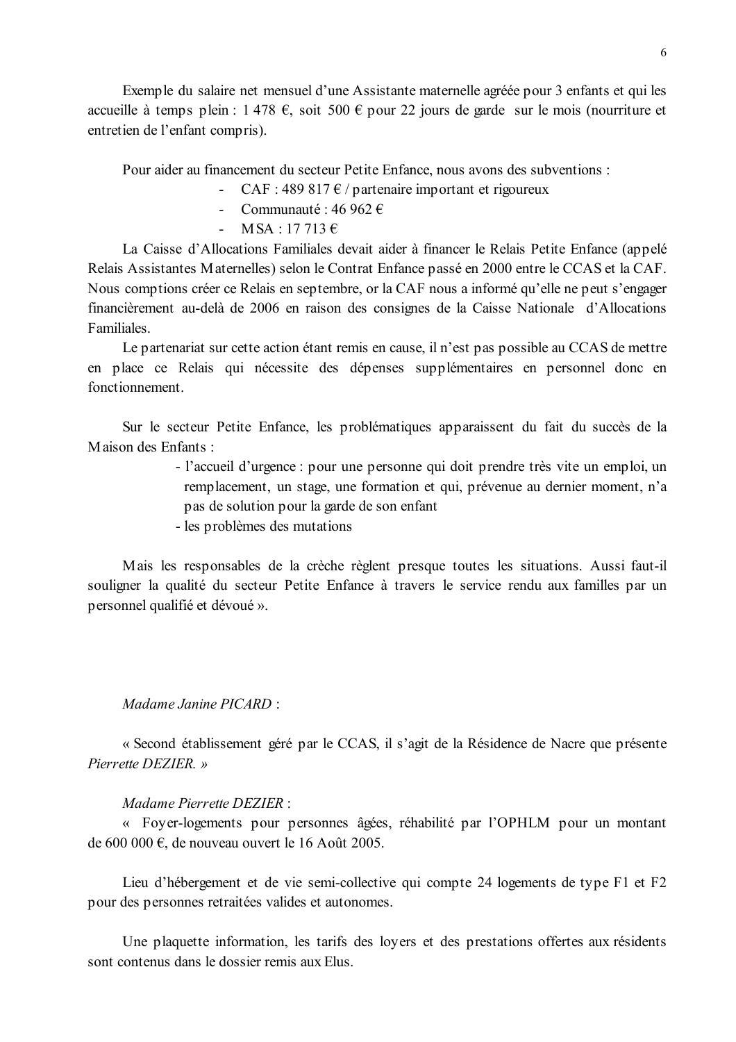Exemple du salaire net mensuel d'une Assistante maternelle agréée pour 3 enfants et qui les accueille à temps plein : 1 478 €, soit 500 € pour 22 jours de garde sur le mois (nourriture et entretien de l'enfant compris).

Pour aider au financement du secteur Petite Enfance, nous avons des subventions :

- CAF : 489 817 € / partenaire important et rigoureux
- Communauté : 46 962 €
- MSA : 17 713 €

La Caisse d'Allocations Familiales devait aider à financer le Relais Petite Enfance (appelé Relais Assistantes Maternelles) selon le Contrat Enfance passé en 2000 entre le CCAS et la CAF. Nous comptions créer ce Relais en septembre, or la CAF nous a informé qu'elle ne peut s'engager financièrement au-delà de 2006 en raison des consignes de la Caisse Nationale d'Allocations Familiales.

Le partenariat sur cette action étant remis en cause, il n'est pas possible au CCAS de mettre en place ce Relais qui nécessite des dépenses supplémentaires en personnel donc en fonctionnement.

Sur le secteur Petite Enfance, les problématiques apparaissent du fait du succès de la Maison des Enfants :

- l'accueil d'urgence : pour une personne qui doit prendre très vite un emploi, un remplacement, un stage, une formation et qui, prévenue au dernier moment, n'a pas de solution pour la garde de son enfant
- les problèmes des mutations

Mais les responsables de la crèche règlent presque toutes les situations. Aussi faut-il souligner la qualité du secteur Petite Enfance à travers le service rendu aux familles par un personnel qualifié et dévoué ».

*Madame Janine PICARD* :

« Second établissement géré par le CCAS, il s'agit de la Résidence de Nacre que présente *Pierrette DEZIER.* »

*Madame Pierrette DEZIER* :

« Foyer-logements pour personnes âgées, réhabilité par l'OPHLM pour un montant de 600 000 €, de nouveau ouvert le 16 Août 2005.

Lieu d'hébergement et de vie semi-collective qui compte 24 logements de type F1 et F2 pour des personnes retraitées valides et autonomes.

Une plaquette information, les tarifs des loyers et des prestations offertes aux résidents sont contenus dans le dossier remis aux Elus.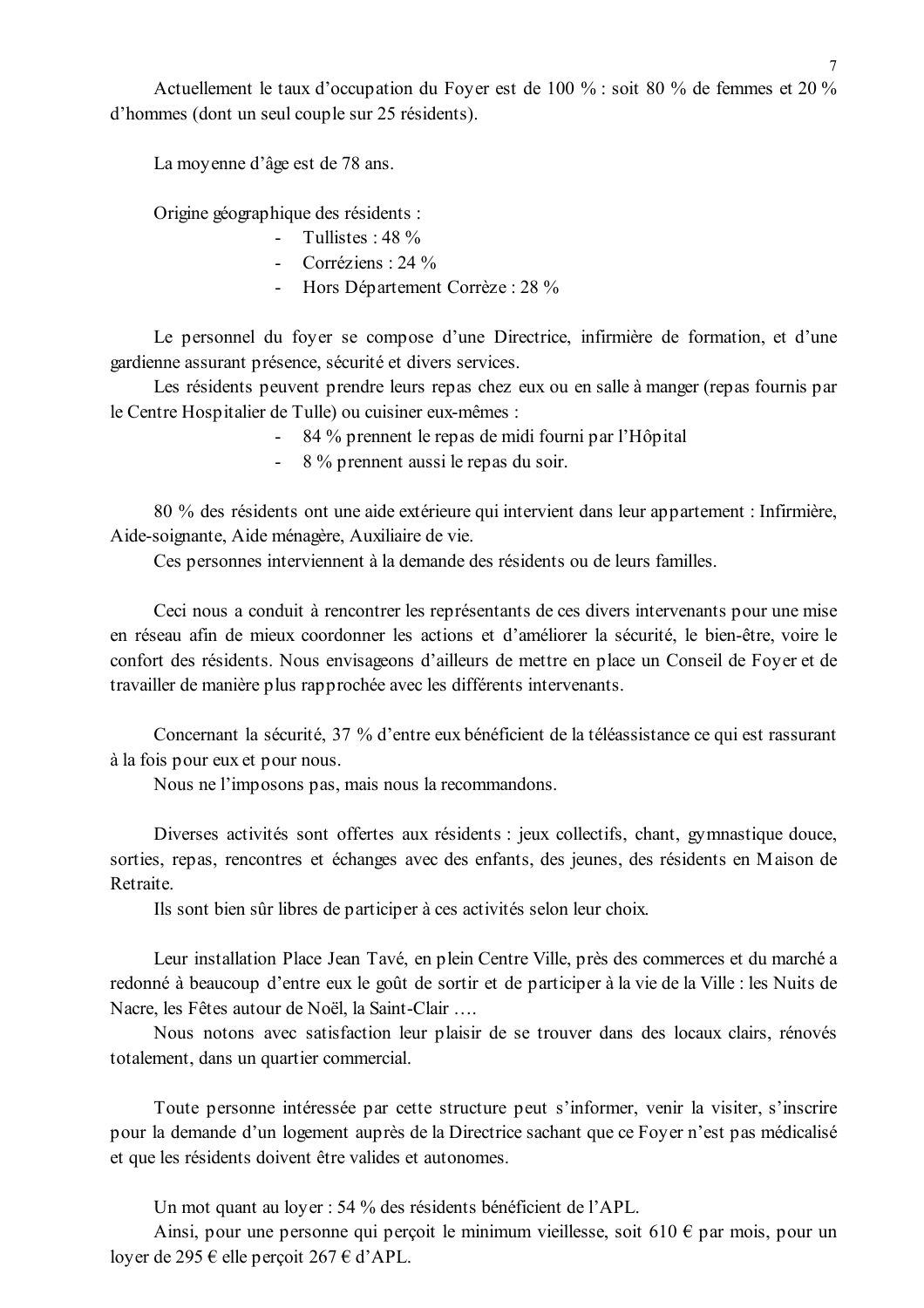Actuellement le taux d'occupation du Foyer est de 100 % : soit 80 % de femmes et 20 % d'hommes (dont un seul couple sur 25 résidents).

La moyenne d'âge est de 78 ans.

Origine géographique des résidents :

- Tullistes : 48 %
- Corréziens : 24 %
- Hors Département Corrèze : 28 %

Le personnel du foyer se compose d'une Directrice, infirmière de formation, et d'une gardienne assurant présence, sécurité et divers services.

Les résidents peuvent prendre leurs repas chez eux ou en salle à manger (repas fournis par le Centre Hospitalier de Tulle) ou cuisiner eux-mêmes :

- 84 % prennent le repas de midi fourni par l'Hôpital
- 8 % prennent aussi le repas du soir.

80 % des résidents ont une aide extérieure qui intervient dans leur appartement : Infirmière, Aide-soignante, Aide ménagère, Auxiliaire de vie.

Ces personnes interviennent à la demande des résidents ou de leurs familles.

Ceci nous a conduit à rencontrer les représentants de ces divers intervenants pour une mise en réseau afin de mieux coordonner les actions et d'améliorer la sécurité, le bien-être, voire le confort des résidents. Nous envisageons d'ailleurs de mettre en place un Conseil de Foyer et de travailler de manière plus rapprochée avec les différents intervenants.

Concernant la sécurité, 37 % d'entre eux bénéficient de la téléassistance ce qui est rassurant à la fois pour eux et pour nous.

Nous ne l'imposons pas, mais nous la recommandons.

Diverses activités sont offertes aux résidents : jeux collectifs, chant, gymnastique douce, sorties, repas, rencontres et échanges avec des enfants, des jeunes, des résidents en Maison de Retraite.

Ils sont bien sûr libres de participer à ces activités selon leur choix.

Leur installation Place Jean Tavé, en plein Centre Ville, près des commerces et du marché a redonné à beaucoup d'entre eux le goût de sortir et de participer à la vie de la Ville : les Nuits de Nacre, les Fêtes autour de Noël, la Saint-Clair ….

Nous notons avec satisfaction leur plaisir de se trouver dans des locaux clairs, rénovés totalement, dans un quartier commercial.

Toute personne intéressée par cette structure peut s'informer, venir la visiter, s'inscrire pour la demande d'un logement auprès de la Directrice sachant que ce Foyer n'est pas médicalisé et que les résidents doivent être valides et autonomes.

Un mot quant au loyer : 54 % des résidents bénéficient de l'APL.

Ainsi, pour une personne qui perçoit le minimum vieillesse, soit 610 € par mois, pour un loyer de 295 € elle perçoit 267 € d'APL.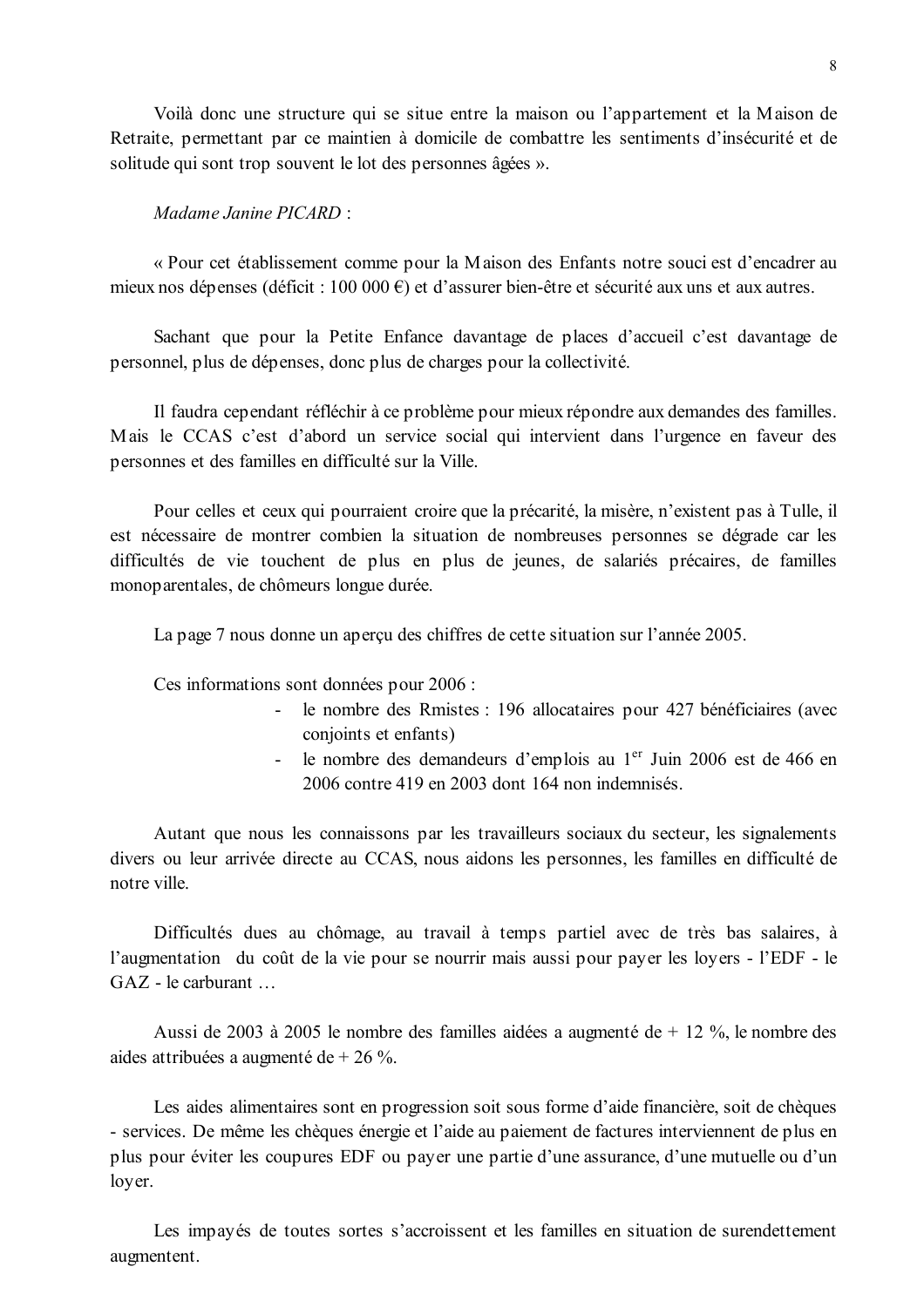Voilà donc une structure qui se situe entre la maison ou l'appartement et la Maison de Retraite, permettant par ce maintien à domicile de combattre les sentiments d'insécurité et de solitude qui sont trop souvent le lot des personnes âgées ».

*Madame Janine PICARD* :

« Pour cet établissement comme pour la Maison des Enfants notre souci est d'encadrer au mieux nos dépenses (déficit : 100 000 €) et d'assurer bien-être et sécurité aux uns et aux autres.

Sachant que pour la Petite Enfance davantage de places d'accueil c'est davantage de personnel, plus de dépenses, donc plus de charges pour la collectivité.

Il faudra cependant réfléchir à ce problème pour mieux répondre aux demandes des familles. Mais le CCAS c'est d'abord un service social qui intervient dans l'urgence en faveur des personnes et des familles en difficulté sur la Ville.

Pour celles et ceux qui pourraient croire que la précarité, la misère, n'existent pas à Tulle, il est nécessaire de montrer combien la situation de nombreuses personnes se dégrade car les difficultés de vie touchent de plus en plus de jeunes, de salariés précaires, de familles monoparentales, de chômeurs longue durée.

La page 7 nous donne un aperçu des chiffres de cette situation sur l'année 2005.

Ces informations sont données pour 2006 :

- le nombre des Rmistes : 196 allocataires pour 427 bénéficiaires (avec conjoints et enfants)
- le nombre des demandeurs d'emplois au 1er Juin 2006 est de 466 en 2006 contre 419 en 2003 dont 164 non indemnisés.

Autant que nous les connaissons par les travailleurs sociaux du secteur, les signalements divers ou leur arrivée directe au CCAS, nous aidons les personnes, les familles en difficulté de notre ville.

Difficultés dues au chômage, au travail à temps partiel avec de très bas salaires, à l'augmentation du coût de la vie pour se nourrir mais aussi pour payer les loyers - l'EDF - le GAZ - le carburant …

Aussi de 2003 à 2005 le nombre des familles aidées a augmenté de + 12 %, le nombre des aides attribuées a augmenté de + 26 %.

Les aides alimentaires sont en progression soit sous forme d'aide financière, soit de chèques - services. De même les chèques énergie et l'aide au paiement de factures interviennent de plus en plus pour éviter les coupures EDF ou payer une partie d'une assurance, d'une mutuelle ou d'un loyer.

Les impayés de toutes sortes s'accroissent et les familles en situation de surendettement augmentent.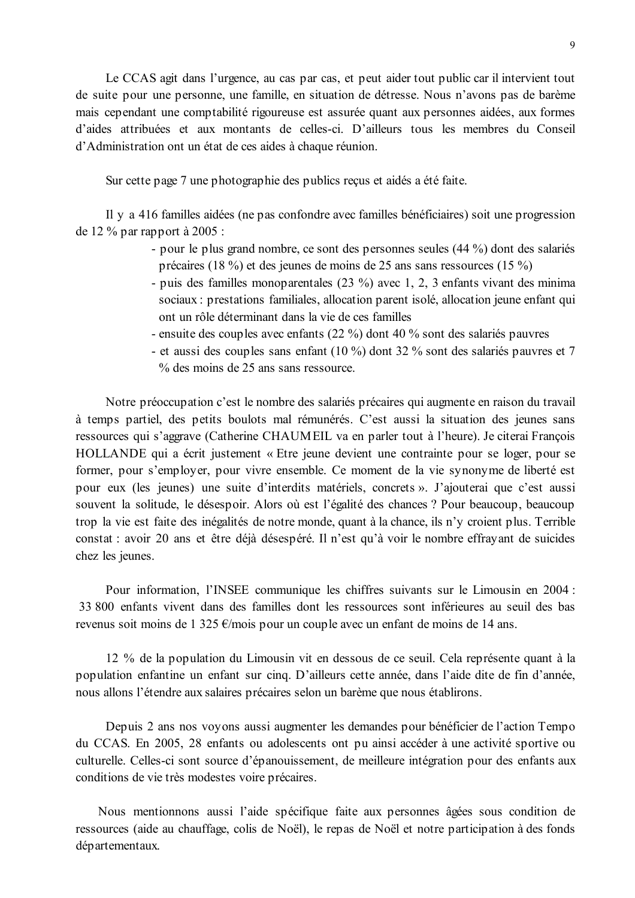Le CCAS agit dans l'urgence, au cas par cas, et peut aider tout public car il intervient tout de suite pour une personne, une famille, en situation de détresse. Nous n'avons pas de barème mais cependant une comptabilité rigoureuse est assurée quant aux personnes aidées, aux formes d'aides attribuées et aux montants de celles-ci. D'ailleurs tous les membres du Conseil d'Administration ont un état de ces aides à chaque réunion.

Sur cette page 7 une photographie des publics reçus et aidés a été faite.

Il y a 416 familles aidées (ne pas confondre avec familles bénéficiaires) soit une progression de 12 % par rapport à 2005 :

- pour le plus grand nombre, ce sont des personnes seules (44 %) dont des salariés précaires (18 %) et des jeunes de moins de 25 ans sans ressources (15 %)
- puis des familles monoparentales (23 %) avec 1, 2, 3 enfants vivant des minima sociaux : prestations familiales, allocation parent isolé, allocation jeune enfant qui ont un rôle déterminant dans la vie de ces familles
- ensuite des couples avec enfants (22 %) dont 40 % sont des salariés pauvres
- et aussi des couples sans enfant (10 %) dont 32 % sont des salariés pauvres et 7 % des moins de 25 ans sans ressource.

Notre préoccupation c'est le nombre des salariés précaires qui augmente en raison du travail à temps partiel, des petits boulots mal rémunérés. C'est aussi la situation des jeunes sans ressources qui s'aggrave (Catherine CHAUMEIL va en parler tout à l'heure). Je citerai François HOLLANDE qui a écrit justement « Etre jeune devient une contrainte pour se loger, pour se former, pour s'employer, pour vivre ensemble. Ce moment de la vie synonyme de liberté est pour eux (les jeunes) une suite d'interdits matériels, concrets ». J'ajouterai que c'est aussi souvent la solitude, le désespoir. Alors où est l'égalité des chances ? Pour beaucoup, beaucoup trop la vie est faite des inégalités de notre monde, quant à la chance, ils n'y croient plus. Terrible constat : avoir 20 ans et être déjà désespéré. Il n'est qu'à voir le nombre effrayant de suicides chez les jeunes.

Pour information, l'INSEE communique les chiffres suivants sur le Limousin en 2004 : 33 800 enfants vivent dans des familles dont les ressources sont inférieures au seuil des bas revenus soit moins de 1 325 €/mois pour un couple avec un enfant de moins de 14 ans.

12 % de la population du Limousin vit en dessous de ce seuil. Cela représente quant à la population enfantine un enfant sur cinq. D'ailleurs cette année, dans l'aide dite de fin d'année, nous allons l'étendre aux salaires précaires selon un barème que nous établirons.

Depuis 2 ans nos voyons aussi augmenter les demandes pour bénéficier de l'action Tempo du CCAS. En 2005, 28 enfants ou adolescents ont pu ainsi accéder à une activité sportive ou culturelle. Celles-ci sont source d'épanouissement, de meilleure intégration pour des enfants aux conditions de vie très modestes voire précaires.

Nous mentionnons aussi l'aide spécifique faite aux personnes âgées sous condition de ressources (aide au chauffage, colis de Noël), le repas de Noël et notre participation à des fonds départementaux.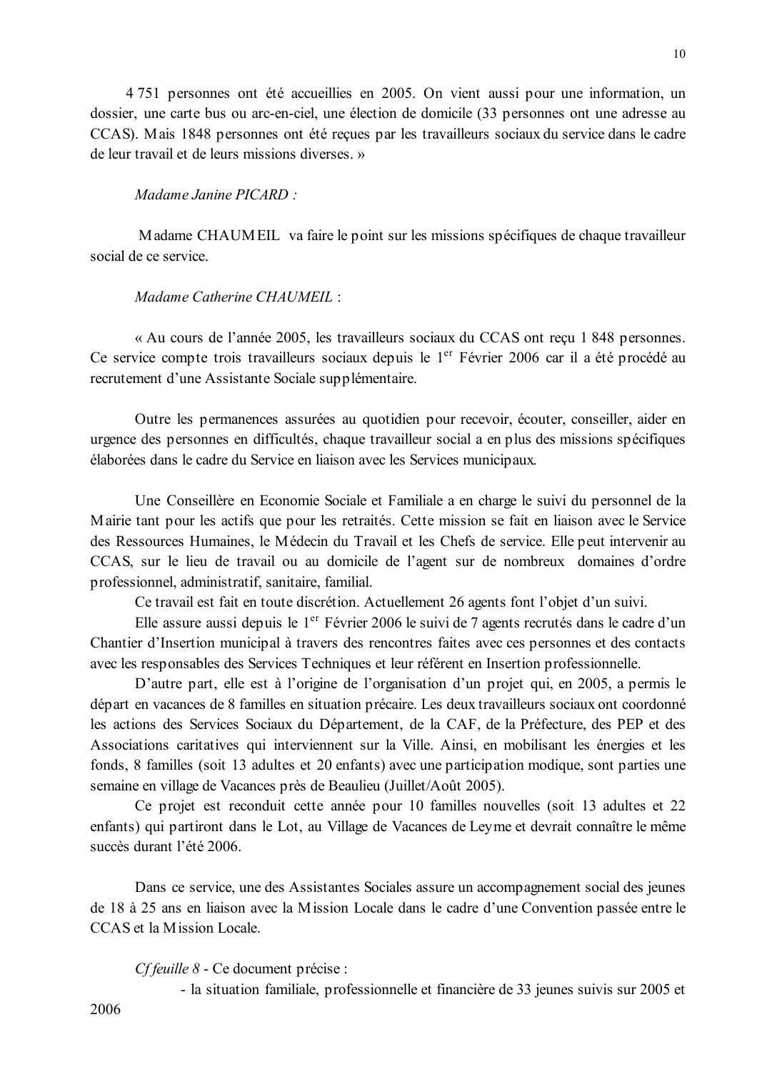4 751 personnes ont été accueillies en 2005. On vient aussi pour une information, un dossier, une carte bus ou arc-en-ciel, une élection de domicile (33 personnes ont une adresse au CCAS). Mais 1848 personnes ont été reçues par les travailleurs sociaux du service dans le cadre de leur travail et de leurs missions diverses. »

*Madame Janine PICARD :*

Madame CHAUMEIL va faire le point sur les missions spécifiques de chaque travailleur social de ce service.

*Madame Catherine CHAUMEIL* :

« Au cours de l'année 2005, les travailleurs sociaux du CCAS ont reçu 1 848 personnes. Ce service compte trois travailleurs sociaux depuis le 1er Février 2006 car il a été procédé au recrutement d'une Assistante Sociale supplémentaire.

Outre les permanences assurées au quotidien pour recevoir, écouter, conseiller, aider en urgence des personnes en difficultés, chaque travailleur social a en plus des missions spécifiques élaborées dans le cadre du Service en liaison avec les Services municipaux.

Une Conseillère en Economie Sociale et Familiale a en charge le suivi du personnel de la Mairie tant pour les actifs que pour les retraités. Cette mission se fait en liaison avec le Service des Ressources Humaines, le Médecin du Travail et les Chefs de service. Elle peut intervenir au CCAS, sur le lieu de travail ou au domicile de l'agent sur de nombreux domaines d'ordre professionnel, administratif, sanitaire, familial.

Ce travail est fait en toute discrétion. Actuellement 26 agents font l'objet d'un suivi.

Elle assure aussi depuis le 1er Février 2006 le suivi de 7 agents recrutés dans le cadre d'un Chantier d'Insertion municipal à travers des rencontres faites avec ces personnes et des contacts avec les responsables des Services Techniques et leur référent en Insertion professionnelle.

D'autre part, elle est à l'origine de l'organisation d'un projet qui, en 2005, a permis le départ en vacances de 8 familles en situation précaire. Les deux travailleurs sociaux ont coordonné les actions des Services Sociaux du Département, de la CAF, de la Préfecture, des PEP et des Associations caritatives qui interviennent sur la Ville. Ainsi, en mobilisant les énergies et les fonds, 8 familles (soit 13 adultes et 20 enfants) avec une participation modique, sont parties une semaine en village de Vacances près de Beaulieu (Juillet/Août 2005).

Ce projet est reconduit cette année pour 10 familles nouvelles (soit 13 adultes et 22 enfants) qui partiront dans le Lot, au Village de Vacances de Leyme et devrait connaître le même succès durant l'été 2006.

Dans ce service, une des Assistantes Sociales assure un accompagnement social des jeunes de 18 à 25 ans en liaison avec la Mission Locale dans le cadre d'une Convention passée entre le CCAS et la Mission Locale.

*Cf feuille 8* - Ce document précise :

- la situation familiale, professionnelle et financière de 33 jeunes suivis sur 2005 et 2006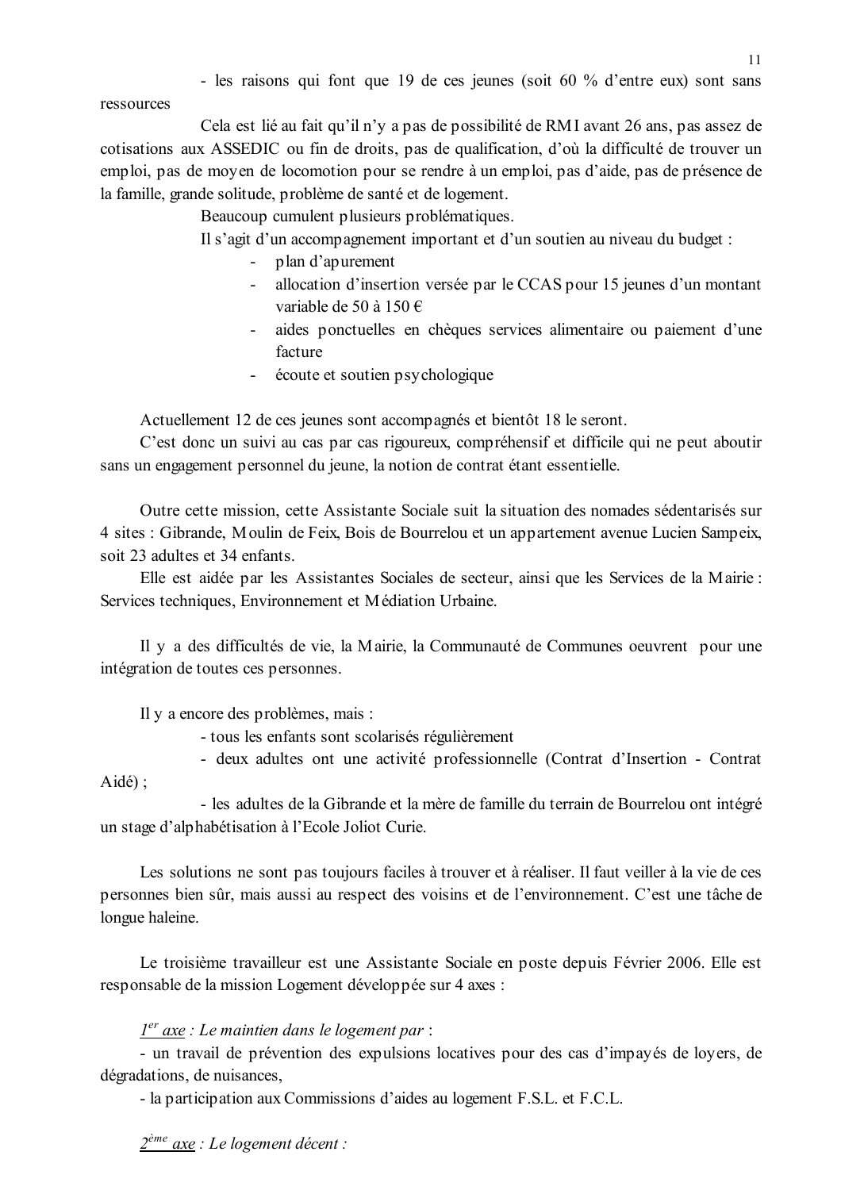- les raisons qui font que 19 de ces jeunes (soit 60 % d'entre eux) sont sans ressources

Cela est lié au fait qu'il n'y a pas de possibilité de RMI avant 26 ans, pas assez de cotisations aux ASSEDIC ou fin de droits, pas de qualification, d'où la difficulté de trouver un emploi, pas de moyen de locomotion pour se rendre à un emploi, pas d'aide, pas de présence de la famille, grande solitude, problème de santé et de logement.

Beaucoup cumulent plusieurs problématiques.

Il s'agit d'un accompagnement important et d'un soutien au niveau du budget :

- plan d'apurement
- allocation d'insertion versée par le CCAS pour 15 jeunes d'un montant variable de 50 à 150 €
- aides ponctuelles en chèques services alimentaire ou paiement d'une facture
- écoute et soutien psychologique

Actuellement 12 de ces jeunes sont accompagnés et bientôt 18 le seront.

C'est donc un suivi au cas par cas rigoureux, compréhensif et difficile qui ne peut aboutir sans un engagement personnel du jeune, la notion de contrat étant essentielle.

Outre cette mission, cette Assistante Sociale suit la situation des nomades sédentarisés sur 4 sites : Gibrande, Moulin de Feix, Bois de Bourrelou et un appartement avenue Lucien Sampeix, soit 23 adultes et 34 enfants.

Elle est aidée par les Assistantes Sociales de secteur, ainsi que les Services de la Mairie : Services techniques, Environnement et Médiation Urbaine.

Il y a des difficultés de vie, la Mairie, la Communauté de Communes oeuvrent pour une intégration de toutes ces personnes.

Il y a encore des problèmes, mais :

- tous les enfants sont scolarisés régulièrement
- deux adultes ont une activité professionnelle (Contrat d'Insertion - Contrat Aidé) ;
- les adultes de la Gibrande et la mère de famille du terrain de Bourrelou ont intégré un stage d'alphabétisation à l'Ecole Joliot Curie.

Les solutions ne sont pas toujours faciles à trouver et à réaliser. Il faut veiller à la vie de ces personnes bien sûr, mais aussi au respect des voisins et de l'environnement. C'est une tâche de longue haleine.

Le troisième travailleur est une Assistante Sociale en poste depuis Février 2006. Elle est responsable de la mission Logement développée sur 4 axes :

*1er axe : Le maintien dans le logement par* :

- un travail de prévention des expulsions locatives pour des cas d'impayés de loyers, de dégradations, de nuisances,
- la participation aux Commissions d'aides au logement F.S.L. et F.C.L.

*2ème axe : Le logement décent :*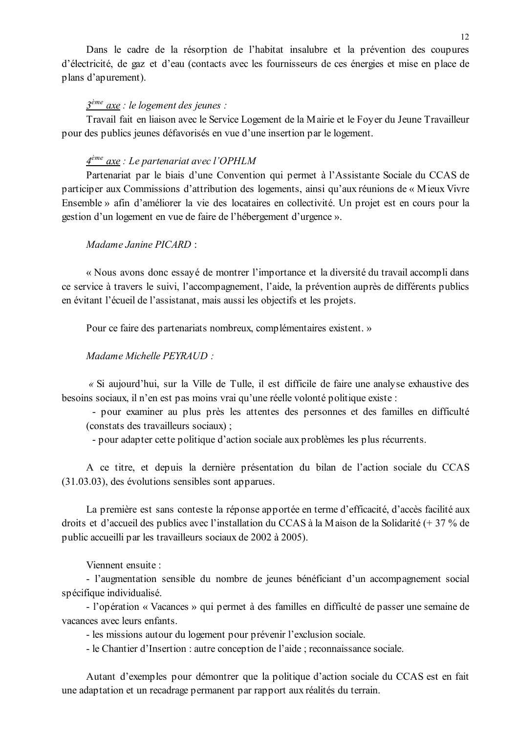Dans le cadre de la résorption de l'habitat insalubre et la prévention des coupures d'électricité, de gaz et d'eau (contacts avec les fournisseurs de ces énergies et mise en place de plans d'apurement).

*3ème axe : le logement des jeunes :*

Travail fait en liaison avec le Service Logement de la Mairie et le Foyer du Jeune Travailleur pour des publics jeunes défavorisés en vue d'une insertion par le logement.

*4ème axe : Le partenariat avec l'OPHLM*

Partenariat par le biais d'une Convention qui permet à l'Assistante Sociale du CCAS de participer aux Commissions d'attribution des logements, ainsi qu'aux réunions de « Mieux Vivre Ensemble » afin d'améliorer la vie des locataires en collectivité. Un projet est en cours pour la gestion d'un logement en vue de faire de l'hébergement d'urgence ».

*Madame Janine PICARD* :

« Nous avons donc essayé de montrer l'importance et la diversité du travail accompli dans ce service à travers le suivi, l'accompagnement, l'aide, la prévention auprès de différents publics en évitant l'écueil de l'assistanat, mais aussi les objectifs et les projets.

Pour ce faire des partenariats nombreux, complémentaires existent. »

*Madame Michelle PEYRAUD :*

« Si aujourd'hui, sur la Ville de Tulle, il est difficile de faire une analyse exhaustive des besoins sociaux, il n'en est pas moins vrai qu'une réelle volonté politique existe :

- pour examiner au plus près les attentes des personnes et des familles en difficulté (constats des travailleurs sociaux) ;
- pour adapter cette politique d'action sociale aux problèmes les plus récurrents.

A ce titre, et depuis la dernière présentation du bilan de l'action sociale du CCAS (31.03.03), des évolutions sensibles sont apparues.

La première est sans conteste la réponse apportée en terme d'efficacité, d'accès facilité aux droits et d'accueil des publics avec l'installation du CCAS à la Maison de la Solidarité (+ 37 % de public accueilli par les travailleurs sociaux de 2002 à 2005).

Viennent ensuite :

- l'augmentation sensible du nombre de jeunes bénéficiant d'un accompagnement social spécifique individualisé.
- l'opération « Vacances » qui permet à des familles en difficulté de passer une semaine de vacances avec leurs enfants.
- les missions autour du logement pour prévenir l'exclusion sociale.
- le Chantier d'Insertion : autre conception de l'aide ; reconnaissance sociale.

Autant d'exemples pour démontrer que la politique d'action sociale du CCAS est en fait une adaptation et un recadrage permanent par rapport aux réalités du terrain.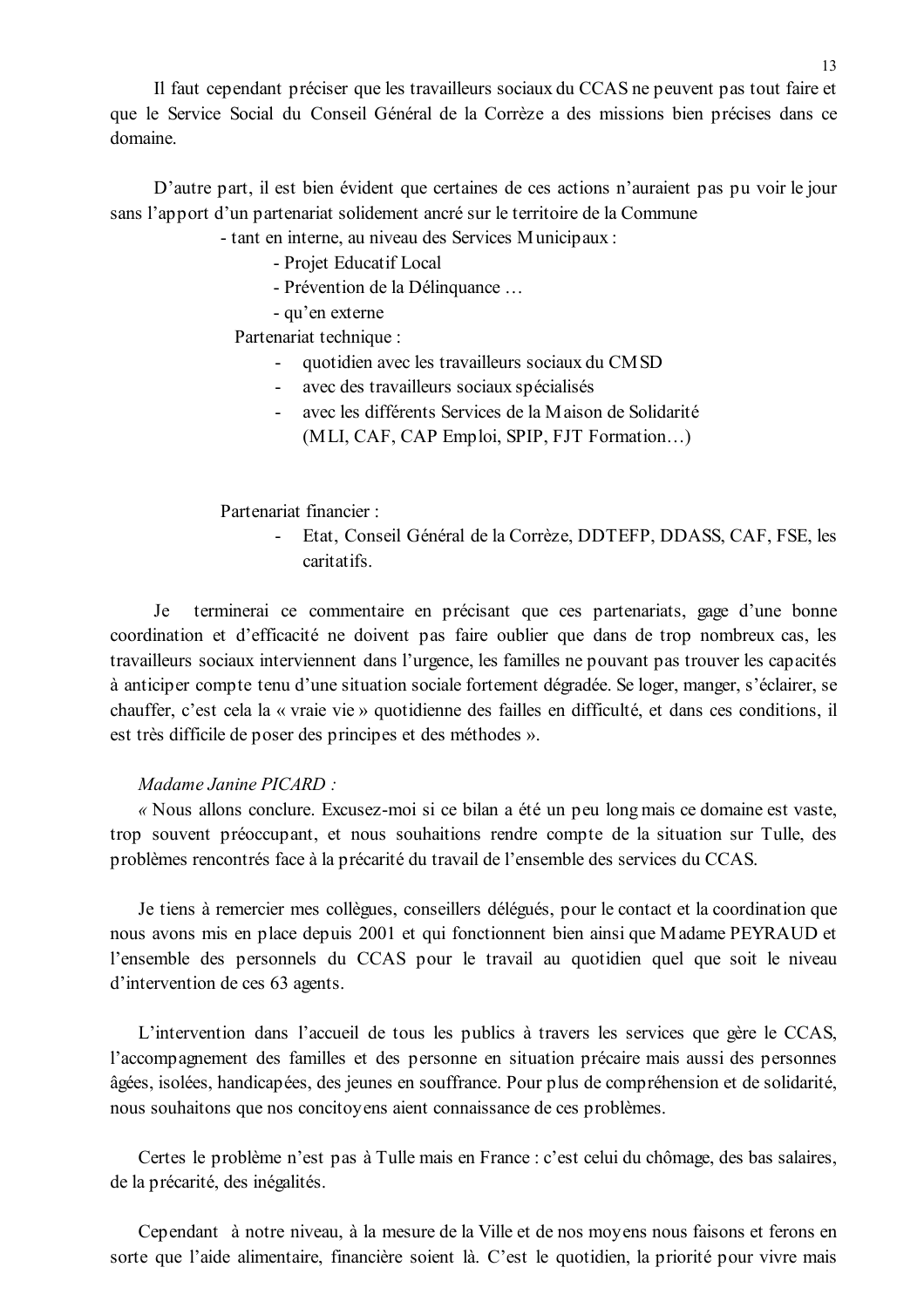Il faut cependant préciser que les travailleurs sociaux du CCAS ne peuvent pas tout faire et que le Service Social du Conseil Général de la Corrèze a des missions bien précises dans ce domaine.

D'autre part, il est bien évident que certaines de ces actions n'auraient pas pu voir le jour sans l'apport d'un partenariat solidement ancré sur le territoire de la Commune

- tant en interne, au niveau des Services Municipaux :
  - Projet Educatif Local
  - Prévention de la Délinquance …
  - qu'en externe

Partenariat technique :

- quotidien avec les travailleurs sociaux du CMSD
- avec des travailleurs sociaux spécialisés
- avec les différents Services de la Maison de Solidarité (MLI, CAF, CAP Emploi, SPIP, FJT Formation…)

Partenariat financier :

- Etat, Conseil Général de la Corrèze, DDTEFP, DDASS, CAF, FSE, les caritatifs.

Je terminerai ce commentaire en précisant que ces partenariats, gage d'une bonne coordination et d'efficacité ne doivent pas faire oublier que dans de trop nombreux cas, les travailleurs sociaux interviennent dans l'urgence, les familles ne pouvant pas trouver les capacités à anticiper compte tenu d'une situation sociale fortement dégradée. Se loger, manger, s'éclairer, se chauffer, c'est cela la « vraie vie » quotidienne des failles en difficulté, et dans ces conditions, il est très difficile de poser des principes et des méthodes ».

*Madame Janine PICARD :*

*«* Nous allons conclure. Excusez-moi si ce bilan a été un peu long mais ce domaine est vaste, trop souvent préoccupant, et nous souhaitions rendre compte de la situation sur Tulle, des problèmes rencontrés face à la précarité du travail de l'ensemble des services du CCAS.

Je tiens à remercier mes collègues, conseillers délégués, pour le contact et la coordination que nous avons mis en place depuis 2001 et qui fonctionnent bien ainsi que Madame PEYRAUD et l'ensemble des personnels du CCAS pour le travail au quotidien quel que soit le niveau d'intervention de ces 63 agents.

L'intervention dans l'accueil de tous les publics à travers les services que gère le CCAS, l'accompagnement des familles et des personne en situation précaire mais aussi des personnes âgées, isolées, handicapées, des jeunes en souffrance. Pour plus de compréhension et de solidarité, nous souhaitons que nos concitoyens aient connaissance de ces problèmes.

Certes le problème n'est pas à Tulle mais en France : c'est celui du chômage, des bas salaires, de la précarité, des inégalités.

Cependant à notre niveau, à la mesure de la Ville et de nos moyens nous faisons et ferons en sorte que l'aide alimentaire, financière soient là. C'est le quotidien, la priorité pour vivre mais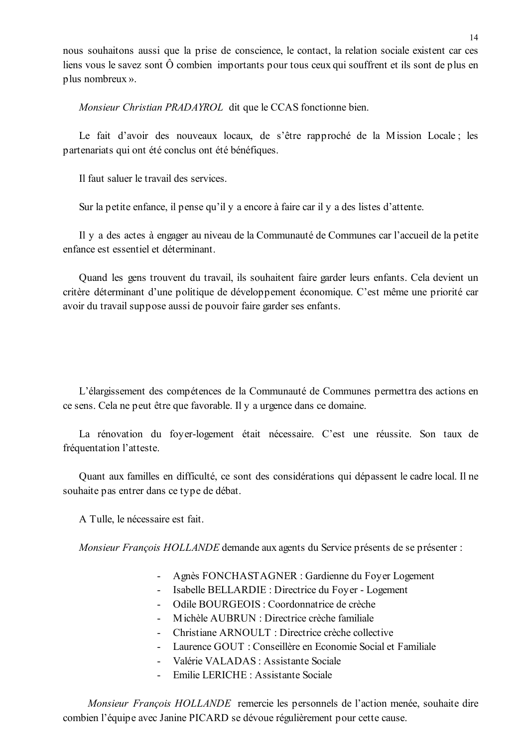nous souhaitons aussi que la prise de conscience, le contact, la relation sociale existent car ces liens vous le savez sont Ô combien importants pour tous ceux qui souffrent et ils sont de plus en plus nombreux ».

*Monsieur Christian PRADAYROL* dit que le CCAS fonctionne bien.

Le fait d'avoir des nouveaux locaux, de s'être rapproché de la Mission Locale ; les partenariats qui ont été conclus ont été bénéfiques.

Il faut saluer le travail des services.

Sur la petite enfance, il pense qu'il y a encore à faire car il y a des listes d'attente.

Il y a des actes à engager au niveau de la Communauté de Communes car l'accueil de la petite enfance est essentiel et déterminant.

Quand les gens trouvent du travail, ils souhaitent faire garder leurs enfants. Cela devient un critère déterminant d'une politique de développement économique. C'est même une priorité car avoir du travail suppose aussi de pouvoir faire garder ses enfants.

L'élargissement des compétences de la Communauté de Communes permettra des actions en ce sens. Cela ne peut être que favorable. Il y a urgence dans ce domaine.

La rénovation du foyer-logement était nécessaire. C'est une réussite. Son taux de fréquentation l'atteste.

Quant aux familles en difficulté, ce sont des considérations qui dépassent le cadre local. Il ne souhaite pas entrer dans ce type de débat.

A Tulle, le nécessaire est fait.

*Monsieur François HOLLANDE* demande aux agents du Service présents de se présenter :

- Agnès FONCHASTAGNER : Gardienne du Foyer Logement
- Isabelle BELLARDIE : Directrice du Foyer - Logement
- Odile BOURGEOIS : Coordonnatrice de crèche
- Michèle AUBRUN : Directrice crèche familiale
- Christiane ARNOULT : Directrice crèche collective
- Laurence GOUT : Conseillère en Economie Social et Familiale
- Valérie VALADAS : Assistante Sociale
- Emilie LERICHE : Assistante Sociale

*Monsieur François HOLLANDE* remercie les personnels de l'action menée, souhaite dire combien l'équipe avec Janine PICARD se dévoue régulièrement pour cette cause.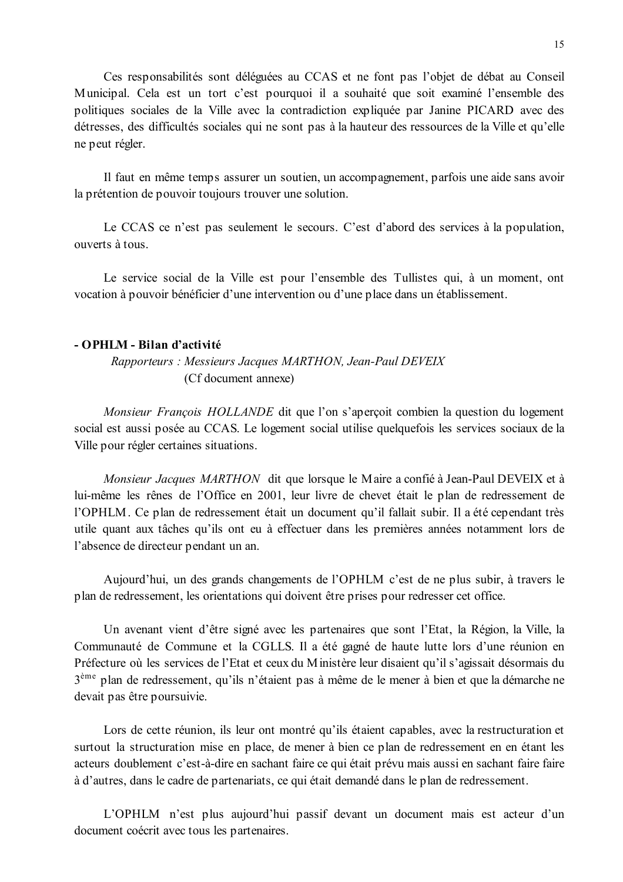Ces responsabilités sont déléguées au CCAS et ne font pas l'objet de débat au Conseil Municipal. Cela est un tort c'est pourquoi il a souhaité que soit examiné l'ensemble des politiques sociales de la Ville avec la contradiction expliquée par Janine PICARD avec des détresses, des difficultés sociales qui ne sont pas à la hauteur des ressources de la Ville et qu'elle ne peut régler.

Il faut en même temps assurer un soutien, un accompagnement, parfois une aide sans avoir la prétention de pouvoir toujours trouver une solution.

Le CCAS ce n'est pas seulement le secours. C'est d'abord des services à la population, ouverts à tous.

Le service social de la Ville est pour l'ensemble des Tullistes qui, à un moment, ont vocation à pouvoir bénéficier d'une intervention ou d'une place dans un établissement.

**- OPHLM - Bilan d'activité**

*Rapporteurs : Messieurs Jacques MARTHON, Jean-Paul DEVEIX*
(Cf document annexe)

*Monsieur François HOLLANDE* dit que l'on s'aperçoit combien la question du logement social est aussi posée au CCAS. Le logement social utilise quelquefois les services sociaux de la Ville pour régler certaines situations.

*Monsieur Jacques MARTHON* dit que lorsque le Maire a confié à Jean-Paul DEVEIX et à lui-même les rênes de l'Office en 2001, leur livre de chevet était le plan de redressement de l'OPHLM. Ce plan de redressement était un document qu'il fallait subir. Il a été cependant très utile quant aux tâches qu'ils ont eu à effectuer dans les premières années notamment lors de l'absence de directeur pendant un an.

Aujourd'hui, un des grands changements de l'OPHLM c'est de ne plus subir, à travers le plan de redressement, les orientations qui doivent être prises pour redresser cet office.

Un avenant vient d'être signé avec les partenaires que sont l'Etat, la Région, la Ville, la Communauté de Commune et la CGLLS. Il a été gagné de haute lutte lors d'une réunion en Préfecture où les services de l'Etat et ceux du Ministère leur disaient qu'il s'agissait désormais du 3ème plan de redressement, qu'ils n'étaient pas à même de le mener à bien et que la démarche ne devait pas être poursuivie.

Lors de cette réunion, ils leur ont montré qu'ils étaient capables, avec la restructuration et surtout la structuration mise en place, de mener à bien ce plan de redressement en en étant les acteurs doublement c'est-à-dire en sachant faire ce qui était prévu mais aussi en sachant faire faire à d'autres, dans le cadre de partenariats, ce qui était demandé dans le plan de redressement.

L'OPHLM n'est plus aujourd'hui passif devant un document mais est acteur d'un document coécrit avec tous les partenaires.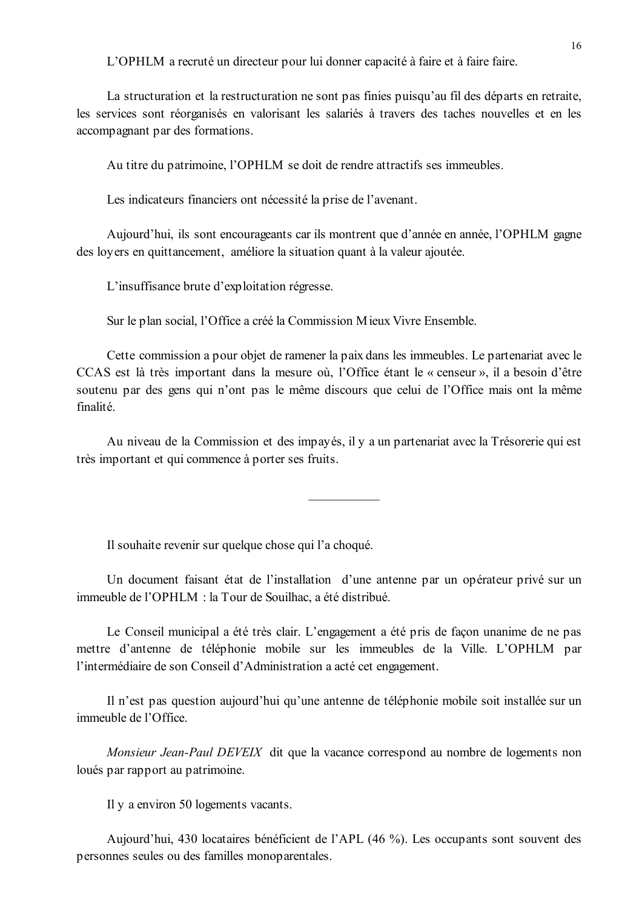L'OPHLM a recruté un directeur pour lui donner capacité à faire et à faire faire.

La structuration et la restructuration ne sont pas finies puisqu'au fil des départs en retraite, les services sont réorganisés en valorisant les salariés à travers des taches nouvelles et en les accompagnant par des formations.

Au titre du patrimoine, l'OPHLM se doit de rendre attractifs ses immeubles.

Les indicateurs financiers ont nécessité la prise de l'avenant.

Aujourd'hui, ils sont encourageants car ils montrent que d'année en année, l'OPHLM gagne des loyers en quittancement, améliore la situation quant à la valeur ajoutée.

L'insuffisance brute d'exploitation régresse.

Sur le plan social, l'Office a créé la Commission Mieux Vivre Ensemble.

Cette commission a pour objet de ramener la paix dans les immeubles. Le partenariat avec le CCAS est là très important dans la mesure où, l'Office étant le « censeur », il a besoin d'être soutenu par des gens qui n'ont pas le même discours que celui de l'Office mais ont la même finalité.

Au niveau de la Commission et des impayés, il y a un partenariat avec la Trésorerie qui est très important et qui commence à porter ses fruits.

---

Il souhaite revenir sur quelque chose qui l'a choqué.

Un document faisant état de l'installation d'une antenne par un opérateur privé sur un immeuble de l'OPHLM : la Tour de Souilhac, a été distribué.

Le Conseil municipal a été très clair. L'engagement a été pris de façon unanime de ne pas mettre d'antenne de téléphonie mobile sur les immeubles de la Ville. L'OPHLM par l'intermédiaire de son Conseil d'Administration a acté cet engagement.

Il n'est pas question aujourd'hui qu'une antenne de téléphonie mobile soit installée sur un immeuble de l'Office.

*Monsieur Jean-Paul DEVEIX* dit que la vacance correspond au nombre de logements non loués par rapport au patrimoine.

Il y a environ 50 logements vacants.

Aujourd'hui, 430 locataires bénéficient de l'APL (46 %). Les occupants sont souvent des personnes seules ou des familles monoparentales.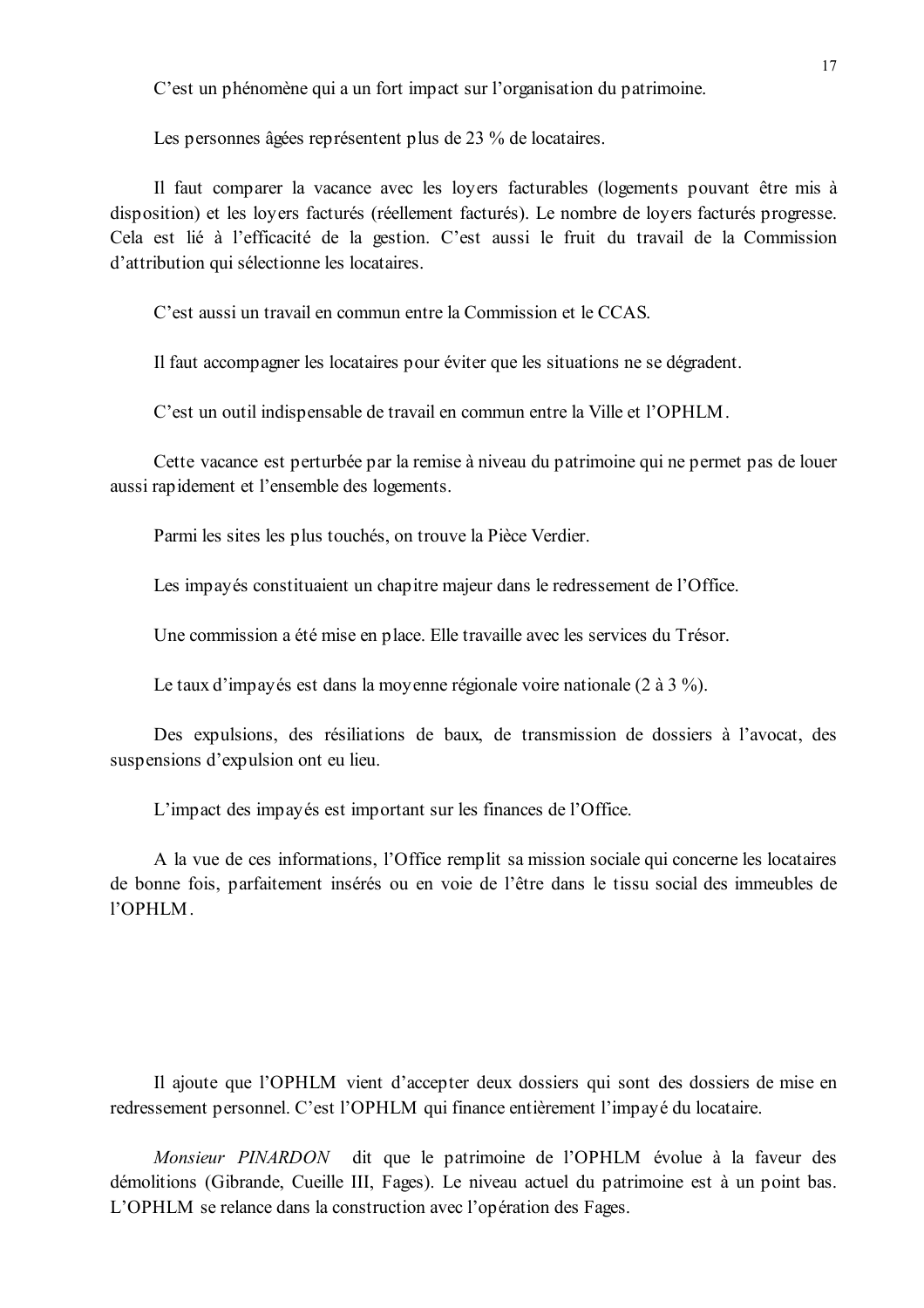C'est un phénomène qui a un fort impact sur l'organisation du patrimoine.

Les personnes âgées représentent plus de 23 % de locataires.

Il faut comparer la vacance avec les loyers facturables (logements pouvant être mis à disposition) et les loyers facturés (réellement facturés). Le nombre de loyers facturés progresse. Cela est lié à l'efficacité de la gestion. C'est aussi le fruit du travail de la Commission d'attribution qui sélectionne les locataires.

C'est aussi un travail en commun entre la Commission et le CCAS.

Il faut accompagner les locataires pour éviter que les situations ne se dégradent.

C'est un outil indispensable de travail en commun entre la Ville et l'OPHLM.

Cette vacance est perturbée par la remise à niveau du patrimoine qui ne permet pas de louer aussi rapidement et l'ensemble des logements.

Parmi les sites les plus touchés, on trouve la Pièce Verdier.

Les impayés constituaient un chapitre majeur dans le redressement de l'Office.

Une commission a été mise en place. Elle travaille avec les services du Trésor.

Le taux d'impayés est dans la moyenne régionale voire nationale (2 à 3 %).

Des expulsions, des résiliations de baux, de transmission de dossiers à l'avocat, des suspensions d'expulsion ont eu lieu.

L'impact des impayés est important sur les finances de l'Office.

A la vue de ces informations, l'Office remplit sa mission sociale qui concerne les locataires de bonne fois, parfaitement insérés ou en voie de l'être dans le tissu social des immeubles de l'OPHLM.

Il ajoute que l'OPHLM vient d'accepter deux dossiers qui sont des dossiers de mise en redressement personnel. C'est l'OPHLM qui finance entièrement l'impayé du locataire.

*Monsieur PINARDON* dit que le patrimoine de l'OPHLM évolue à la faveur des démolitions (Gibrande, Cueille III, Fages). Le niveau actuel du patrimoine est à un point bas. L'OPHLM se relance dans la construction avec l'opération des Fages.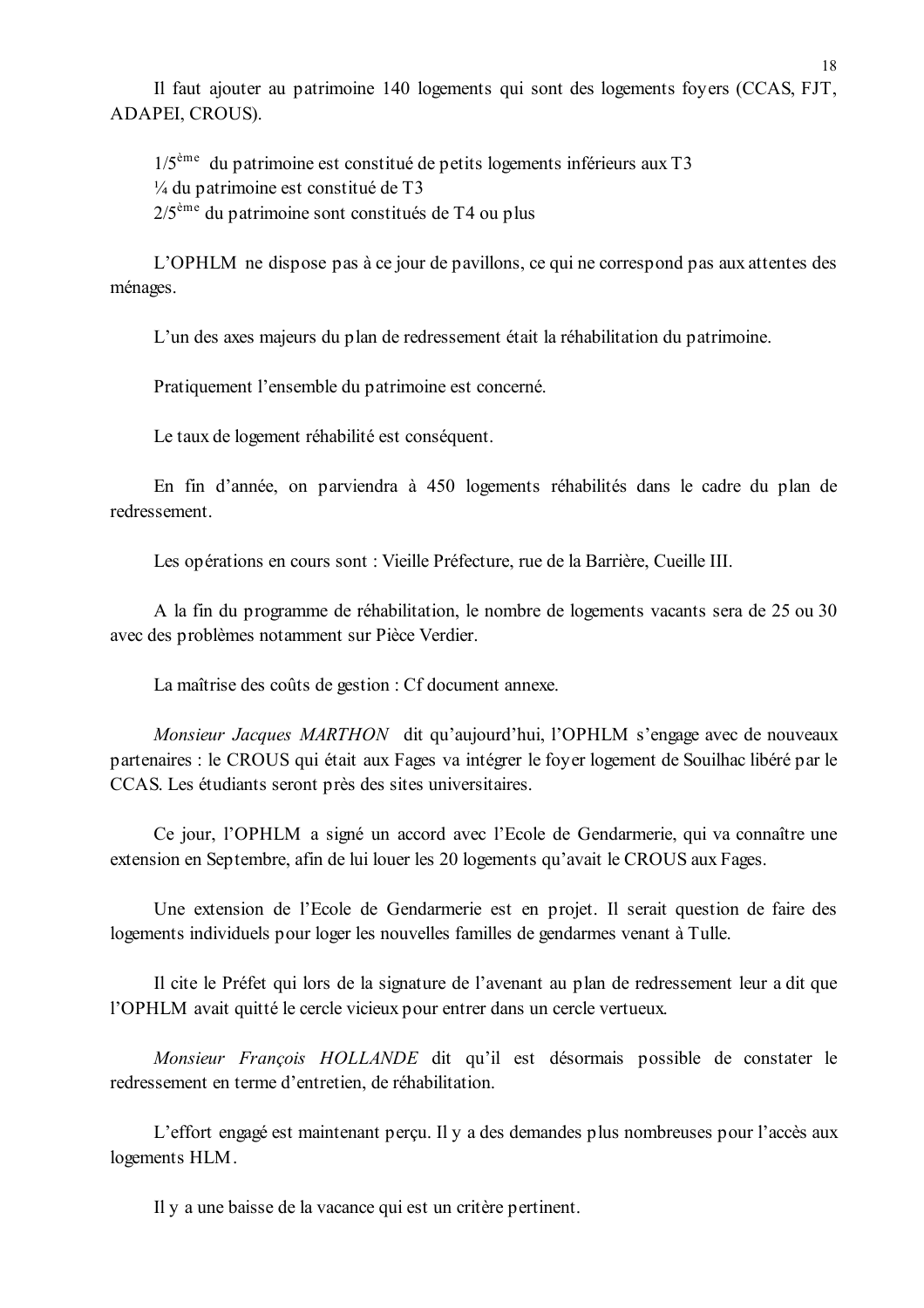Il faut ajouter au patrimoine 140 logements qui sont des logements foyers (CCAS, FJT, ADAPEI, CROUS).

1/5ème du patrimoine est constitué de petits logements inférieurs aux T3
¼ du patrimoine est constitué de T3
2/5ème du patrimoine sont constitués de T4 ou plus

L'OPHLM ne dispose pas à ce jour de pavillons, ce qui ne correspond pas aux attentes des ménages.

L'un des axes majeurs du plan de redressement était la réhabilitation du patrimoine.

Pratiquement l'ensemble du patrimoine est concerné.

Le taux de logement réhabilité est conséquent.

En fin d'année, on parviendra à 450 logements réhabilités dans le cadre du plan de redressement.

Les opérations en cours sont : Vieille Préfecture, rue de la Barrière, Cueille III.

A la fin du programme de réhabilitation, le nombre de logements vacants sera de 25 ou 30 avec des problèmes notamment sur Pièce Verdier.

La maîtrise des coûts de gestion : Cf document annexe.

*Monsieur Jacques MARTHON* dit qu'aujourd'hui, l'OPHLM s'engage avec de nouveaux partenaires : le CROUS qui était aux Fages va intégrer le foyer logement de Souilhac libéré par le CCAS. Les étudiants seront près des sites universitaires.

Ce jour, l'OPHLM a signé un accord avec l'Ecole de Gendarmerie, qui va connaître une extension en Septembre, afin de lui louer les 20 logements qu'avait le CROUS aux Fages.

Une extension de l'Ecole de Gendarmerie est en projet. Il serait question de faire des logements individuels pour loger les nouvelles familles de gendarmes venant à Tulle.

Il cite le Préfet qui lors de la signature de l'avenant au plan de redressement leur a dit que l'OPHLM avait quitté le cercle vicieux pour entrer dans un cercle vertueux.

*Monsieur François HOLLANDE* dit qu'il est désormais possible de constater le redressement en terme d'entretien, de réhabilitation.

L'effort engagé est maintenant perçu. Il y a des demandes plus nombreuses pour l'accès aux logements HLM.

Il y a une baisse de la vacance qui est un critère pertinent.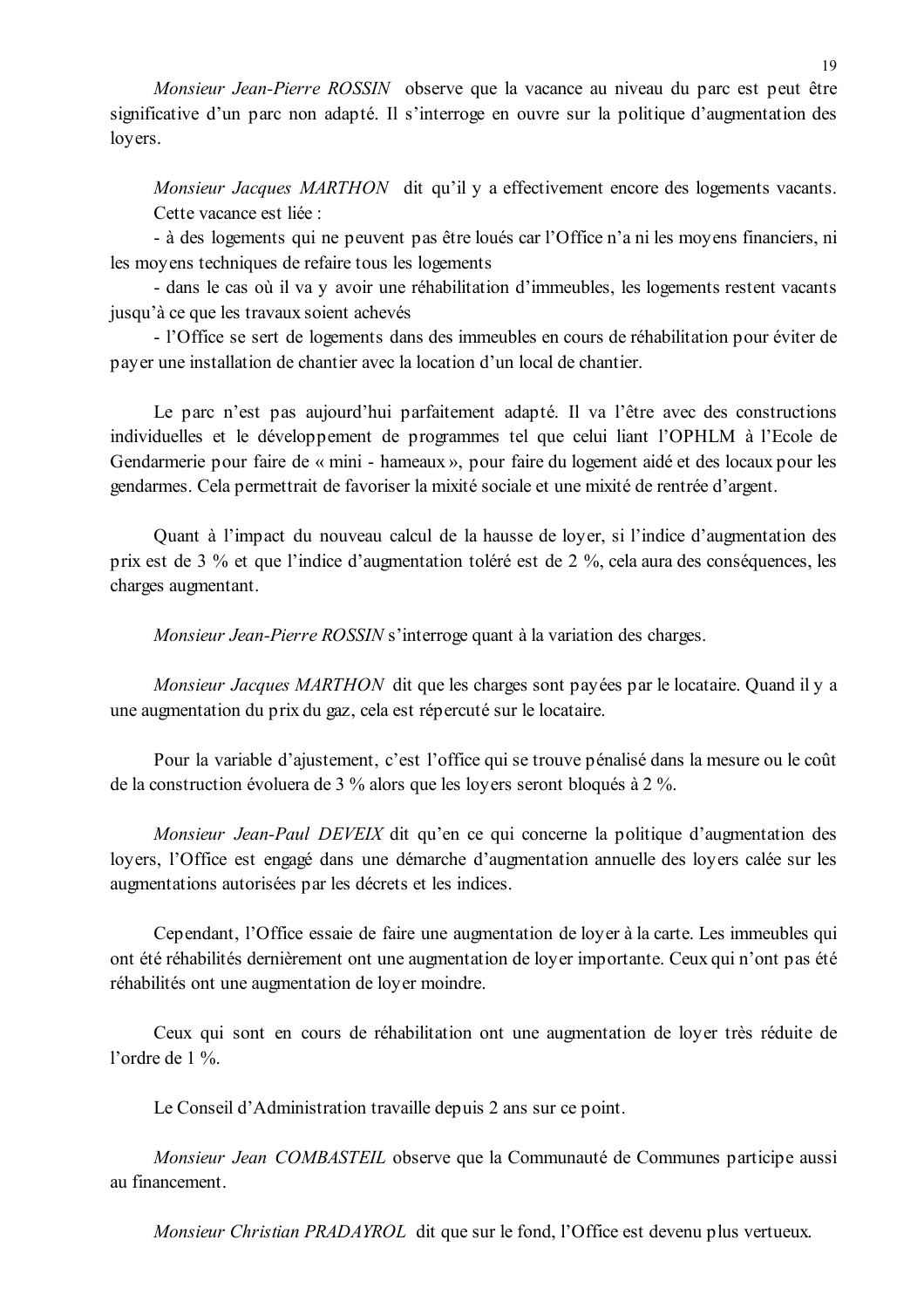*Monsieur Jean-Pierre ROSSIN* observe que la vacance au niveau du parc est peut être significative d'un parc non adapté. Il s'interroge en ouvre sur la politique d'augmentation des loyers.

*Monsieur Jacques MARTHON* dit qu'il y a effectivement encore des logements vacants. Cette vacance est liée :

- à des logements qui ne peuvent pas être loués car l'Office n'a ni les moyens financiers, ni les moyens techniques de refaire tous les logements
- dans le cas où il va y avoir une réhabilitation d'immeubles, les logements restent vacants jusqu'à ce que les travaux soient achevés
- l'Office se sert de logements dans des immeubles en cours de réhabilitation pour éviter de payer une installation de chantier avec la location d'un local de chantier.

Le parc n'est pas aujourd'hui parfaitement adapté. Il va l'être avec des constructions individuelles et le développement de programmes tel que celui liant l'OPHLM à l'Ecole de Gendarmerie pour faire de « mini - hameaux », pour faire du logement aidé et des locaux pour les gendarmes. Cela permettrait de favoriser la mixité sociale et une mixité de rentrée d'argent.

Quant à l'impact du nouveau calcul de la hausse de loyer, si l'indice d'augmentation des prix est de 3 % et que l'indice d'augmentation toléré est de 2 %, cela aura des conséquences, les charges augmentant.

*Monsieur Jean-Pierre ROSSIN* s'interroge quant à la variation des charges.

*Monsieur Jacques MARTHON* dit que les charges sont payées par le locataire. Quand il y a une augmentation du prix du gaz, cela est répercuté sur le locataire.

Pour la variable d'ajustement, c'est l'office qui se trouve pénalisé dans la mesure ou le coût de la construction évoluera de 3 % alors que les loyers seront bloqués à 2 %.

*Monsieur Jean-Paul DEVEIX* dit qu'en ce qui concerne la politique d'augmentation des loyers, l'Office est engagé dans une démarche d'augmentation annuelle des loyers calée sur les augmentations autorisées par les décrets et les indices.

Cependant, l'Office essaie de faire une augmentation de loyer à la carte. Les immeubles qui ont été réhabilités dernièrement ont une augmentation de loyer importante. Ceux qui n'ont pas été réhabilités ont une augmentation de loyer moindre.

Ceux qui sont en cours de réhabilitation ont une augmentation de loyer très réduite de l'ordre de 1 %.

Le Conseil d'Administration travaille depuis 2 ans sur ce point.

*Monsieur Jean COMBASTEIL* observe que la Communauté de Communes participe aussi au financement.

*Monsieur Christian PRADAYROL* dit que sur le fond, l'Office est devenu plus vertueux.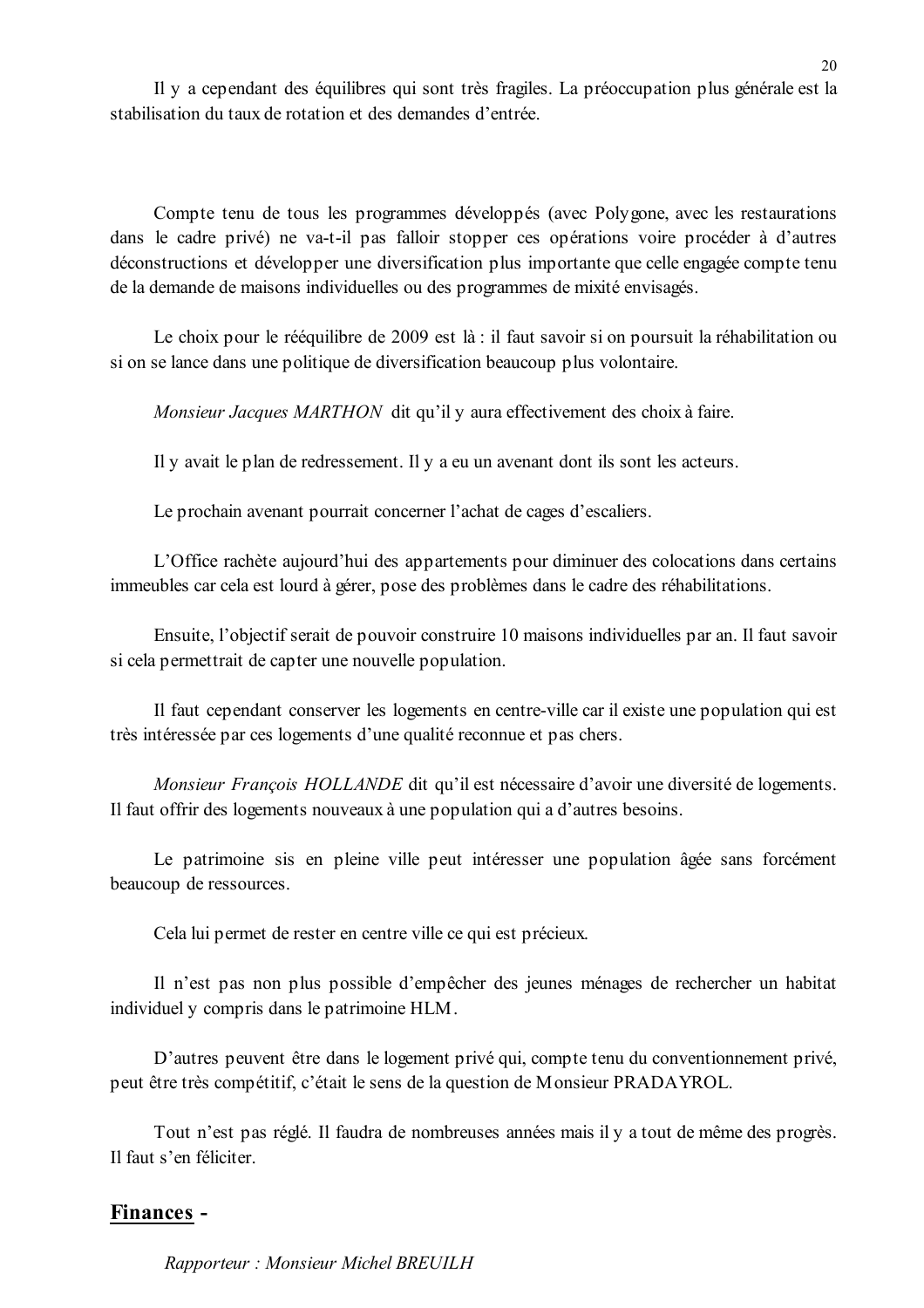Il y a cependant des équilibres qui sont très fragiles. La préoccupation plus générale est la stabilisation du taux de rotation et des demandes d'entrée.

Compte tenu de tous les programmes développés (avec Polygone, avec les restaurations dans le cadre privé) ne va-t-il pas falloir stopper ces opérations voire procéder à d'autres déconstructions et développer une diversification plus importante que celle engagée compte tenu de la demande de maisons individuelles ou des programmes de mixité envisagés.

Le choix pour le rééquilibre de 2009 est là : il faut savoir si on poursuit la réhabilitation ou si on se lance dans une politique de diversification beaucoup plus volontaire.

*Monsieur Jacques MARTHON* dit qu'il y aura effectivement des choix à faire.

Il y avait le plan de redressement. Il y a eu un avenant dont ils sont les acteurs.

Le prochain avenant pourrait concerner l'achat de cages d'escaliers.

L'Office rachète aujourd'hui des appartements pour diminuer des colocations dans certains immeubles car cela est lourd à gérer, pose des problèmes dans le cadre des réhabilitations.

Ensuite, l'objectif serait de pouvoir construire 10 maisons individuelles par an. Il faut savoir si cela permettrait de capter une nouvelle population.

Il faut cependant conserver les logements en centre-ville car il existe une population qui est très intéressée par ces logements d'une qualité reconnue et pas chers.

*Monsieur François HOLLANDE* dit qu'il est nécessaire d'avoir une diversité de logements. Il faut offrir des logements nouveaux à une population qui a d'autres besoins.

Le patrimoine sis en pleine ville peut intéresser une population âgée sans forcément beaucoup de ressources.

Cela lui permet de rester en centre ville ce qui est précieux.

Il n'est pas non plus possible d'empêcher des jeunes ménages de rechercher un habitat individuel y compris dans le patrimoine HLM.

D'autres peuvent être dans le logement privé qui, compte tenu du conventionnement privé, peut être très compétitif, c'était le sens de la question de Monsieur PRADAYROL.

Tout n'est pas réglé. Il faudra de nombreuses années mais il y a tout de même des progrès. Il faut s'en féliciter.

## Finances -

*Rapporteur : Monsieur Michel BREUILH*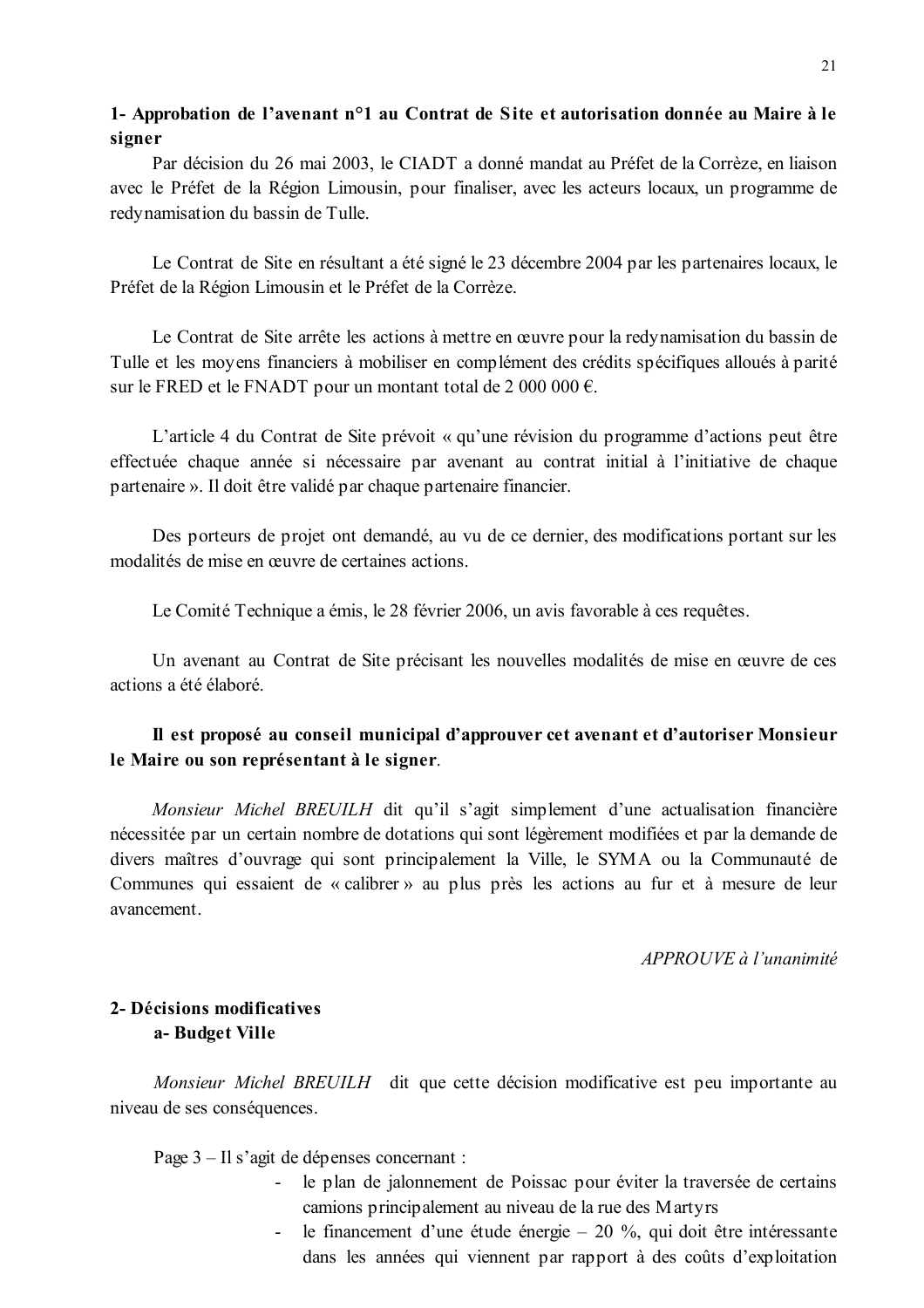**1- Approbation de l'avenant n°1 au Contrat de Site et autorisation donnée au Maire à le signer**

Par décision du 26 mai 2003, le CIADT a donné mandat au Préfet de la Corrèze, en liaison avec le Préfet de la Région Limousin, pour finaliser, avec les acteurs locaux, un programme de redynamisation du bassin de Tulle.

Le Contrat de Site en résultant a été signé le 23 décembre 2004 par les partenaires locaux, le Préfet de la Région Limousin et le Préfet de la Corrèze.

Le Contrat de Site arrête les actions à mettre en œuvre pour la redynamisation du bassin de Tulle et les moyens financiers à mobiliser en complément des crédits spécifiques alloués à parité sur le FRED et le FNADT pour un montant total de 2 000 000 €.

L'article 4 du Contrat de Site prévoit « qu'une révision du programme d'actions peut être effectuée chaque année si nécessaire par avenant au contrat initial à l'initiative de chaque partenaire ». Il doit être validé par chaque partenaire financier.

Des porteurs de projet ont demandé, au vu de ce dernier, des modifications portant sur les modalités de mise en œuvre de certaines actions.

Le Comité Technique a émis, le 28 février 2006, un avis favorable à ces requêtes.

Un avenant au Contrat de Site précisant les nouvelles modalités de mise en œuvre de ces actions a été élaboré.

**Il est proposé au conseil municipal d'approuver cet avenant et d'autoriser Monsieur le Maire ou son représentant à le signer**.

*Monsieur Michel BREUILH* dit qu'il s'agit simplement d'une actualisation financière nécessitée par un certain nombre de dotations qui sont légèrement modifiées et par la demande de divers maîtres d'ouvrage qui sont principalement la Ville, le SYMA ou la Communauté de Communes qui essaient de « calibrer » au plus près les actions au fur et à mesure de leur avancement.

*APPROUVE à l'unanimité*

**2- Décisions modificatives**

**a- Budget Ville**

*Monsieur Michel BREUILH* dit que cette décision modificative est peu importante au niveau de ses conséquences.

Page 3 – Il s'agit de dépenses concernant :

- le plan de jalonnement de Poissac pour éviter la traversée de certains camions principalement au niveau de la rue des Martyrs
- le financement d'une étude énergie – 20 %, qui doit être intéressante dans les années qui viennent par rapport à des coûts d'exploitation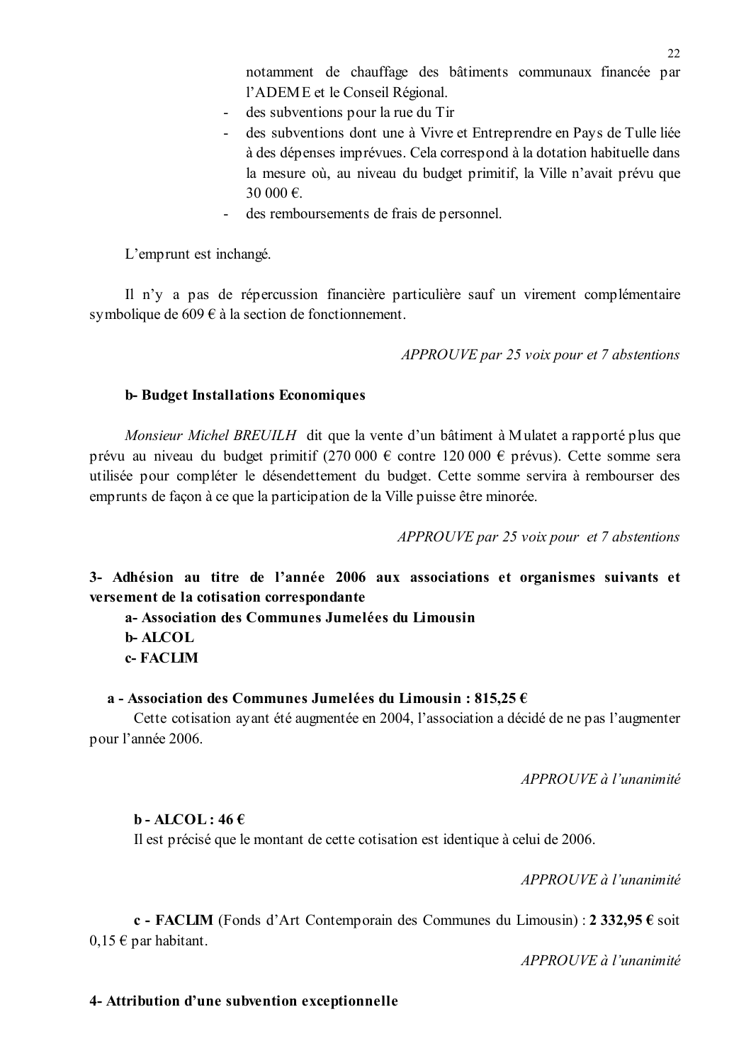notamment de chauffage des bâtiments communaux financée par l'ADEME et le Conseil Régional.

- des subventions pour la rue du Tir
- des subventions dont une à Vivre et Entreprendre en Pays de Tulle liée à des dépenses imprévues. Cela correspond à la dotation habituelle dans la mesure où, au niveau du budget primitif, la Ville n'avait prévu que 30 000 €.
- des remboursements de frais de personnel.

L'emprunt est inchangé.

Il n'y a pas de répercussion financière particulière sauf un virement complémentaire symbolique de 609 € à la section de fonctionnement.

*APPROUVE par 25 voix pour et 7 abstentions*

**b- Budget Installations Economiques**

*Monsieur Michel BREUILH* dit que la vente d'un bâtiment à Mulatet a rapporté plus que prévu au niveau du budget primitif (270 000 € contre 120 000 € prévus). Cette somme sera utilisée pour compléter le désendettement du budget. Cette somme servira à rembourser des emprunts de façon à ce que la participation de la Ville puisse être minorée.

*APPROUVE par 25 voix pour et 7 abstentions*

**3- Adhésion au titre de l'année 2006 aux associations et organismes suivants et versement de la cotisation correspondante**

**a- Association des Communes Jumelées du Limousin**
**b- ALCOL**
**c- FACLIM**

**a - Association des Communes Jumelées du Limousin : 815,25 €**

Cette cotisation ayant été augmentée en 2004, l'association a décidé de ne pas l'augmenter pour l'année 2006.

*APPROUVE à l'unanimité*

**b - ALCOL : 46 €**

Il est précisé que le montant de cette cotisation est identique à celui de 2006.

*APPROUVE à l'unanimité*

**c - FACLIM** (Fonds d'Art Contemporain des Communes du Limousin) : **2 332,95 €** soit 0,15 € par habitant.

*APPROUVE à l'unanimité*

**4- Attribution d'une subvention exceptionnelle**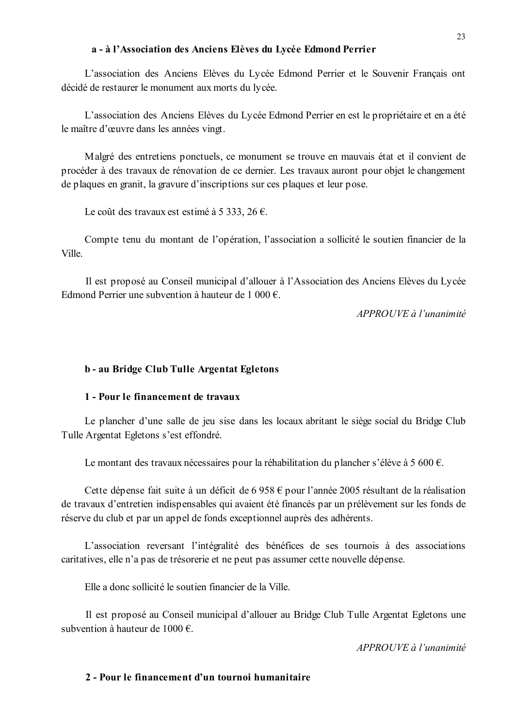#### a - à l'Association des Anciens Elèves du Lycée Edmond Perrier

L'association des Anciens Elèves du Lycée Edmond Perrier et le Souvenir Français ont décidé de restaurer le monument aux morts du lycée.

L'association des Anciens Elèves du Lycée Edmond Perrier en est le propriétaire et en a été le maître d'œuvre dans les années vingt.

Malgré des entretiens ponctuels, ce monument se trouve en mauvais état et il convient de procéder à des travaux de rénovation de ce dernier. Les travaux auront pour objet le changement de plaques en granit, la gravure d'inscriptions sur ces plaques et leur pose.

Le coût des travaux est estimé à 5 333, 26 €.

Compte tenu du montant de l'opération, l'association a sollicité le soutien financier de la Ville.

Il est proposé au Conseil municipal d'allouer à l'Association des Anciens Elèves du Lycée Edmond Perrier une subvention à hauteur de 1 000 €.

*APPROUVE à l'unanimité*

#### b - au Bridge Club Tulle Argentat Egletons

##### 1 - Pour le financement de travaux

Le plancher d'une salle de jeu sise dans les locaux abritant le siège social du Bridge Club Tulle Argentat Egletons s'est effondré.

Le montant des travaux nécessaires pour la réhabilitation du plancher s'élève à 5 600 €.

Cette dépense fait suite à un déficit de 6 958 € pour l'année 2005 résultant de la réalisation de travaux d'entretien indispensables qui avaient été financés par un prélèvement sur les fonds de réserve du club et par un appel de fonds exceptionnel auprès des adhérents.

L'association reversant l'intégralité des bénéfices de ses tournois à des associations caritatives, elle n'a pas de trésorerie et ne peut pas assumer cette nouvelle dépense.

Elle a donc sollicité le soutien financier de la Ville.

Il est proposé au Conseil municipal d'allouer au Bridge Club Tulle Argentat Egletons une subvention à hauteur de 1000 €.

*APPROUVE à l'unanimité*

##### 2 - Pour le financement d'un tournoi humanitaire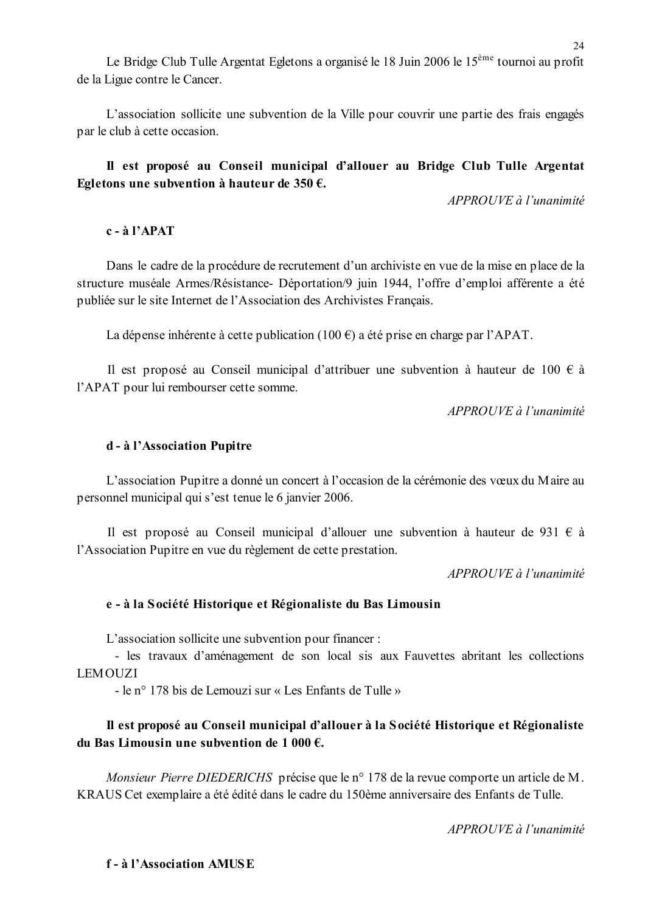Le Bridge Club Tulle Argentat Egletons a organisé le 18 Juin 2006 le 15ème tournoi au profit de la Ligue contre le Cancer.

L'association sollicite une subvention de la Ville pour couvrir une partie des frais engagés par le club à cette occasion.

**Il est proposé au Conseil municipal d'allouer au Bridge Club Tulle Argentat Egletons une subvention à hauteur de 350 €.**

*APPROUVE à l'unanimité*

**c - à l'APAT**

Dans le cadre de la procédure de recrutement d'un archiviste en vue de la mise en place de la structure muséale Armes/Résistance- Déportation/9 juin 1944, l'offre d'emploi afférente a été publiée sur le site Internet de l'Association des Archivistes Français.

La dépense inhérente à cette publication (100 €) a été prise en charge par l'APAT.

Il est proposé au Conseil municipal d'attribuer une subvention à hauteur de 100 € à l'APAT pour lui rembourser cette somme.

*APPROUVE à l'unanimité*

**d - à l'Association Pupitre**

L'association Pupitre a donné un concert à l'occasion de la cérémonie des vœux du Maire au personnel municipal qui s'est tenue le 6 janvier 2006.

Il est proposé au Conseil municipal d'allouer une subvention à hauteur de 931 € à l'Association Pupitre en vue du règlement de cette prestation.

*APPROUVE à l'unanimité*

**e - à la Société Historique et Régionaliste du Bas Limousin**

L'association sollicite une subvention pour financer :

- les travaux d'aménagement de son local sis aux Fauvettes abritant les collections LEMOUZI
- le n° 178 bis de Lemouzi sur « Les Enfants de Tulle »

**Il est proposé au Conseil municipal d'allouer à la Société Historique et Régionaliste du Bas Limousin une subvention de 1 000 €.**

*Monsieur Pierre DIEDERICHS* précise que le n° 178 de la revue comporte un article de M. KRAUS Cet exemplaire a été édité dans le cadre du 150ème anniversaire des Enfants de Tulle.

*APPROUVE à l'unanimité*

**f - à l'Association AMUSE**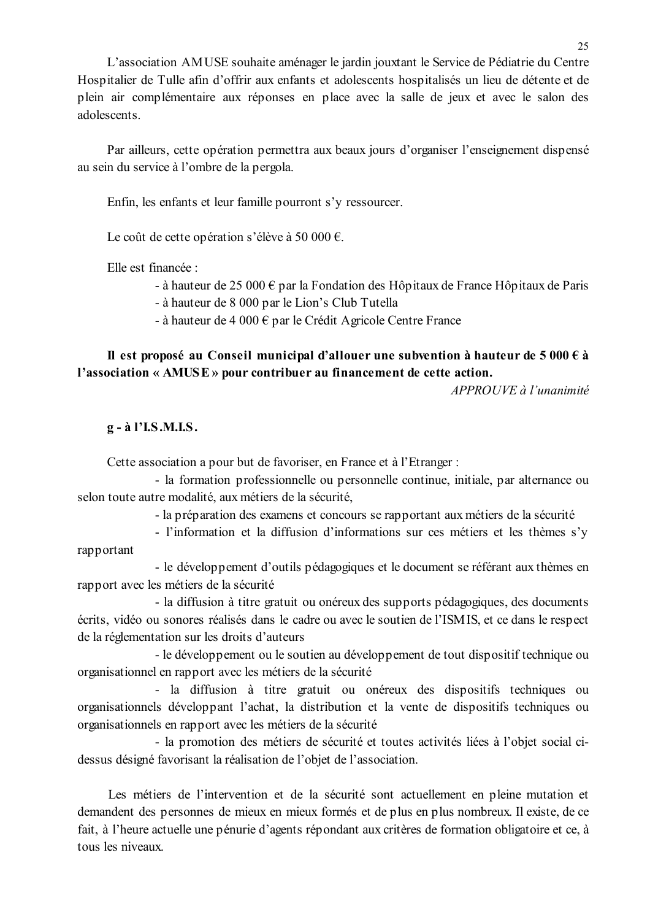L'association AMUSE souhaite aménager le jardin jouxtant le Service de Pédiatrie du Centre Hospitalier de Tulle afin d'offrir aux enfants et adolescents hospitalisés un lieu de détente et de plein air complémentaire aux réponses en place avec la salle de jeux et avec le salon des adolescents.

Par ailleurs, cette opération permettra aux beaux jours d'organiser l'enseignement dispensé au sein du service à l'ombre de la pergola.

Enfin, les enfants et leur famille pourront s'y ressourcer.

Le coût de cette opération s'élève à 50 000 €.

Elle est financée :

- à hauteur de 25 000 € par la Fondation des Hôpitaux de France Hôpitaux de Paris
- à hauteur de 8 000 par le Lion's Club Tutella
- à hauteur de 4 000 € par le Crédit Agricole Centre France

**Il est proposé au Conseil municipal d'allouer une subvention à hauteur de 5 000 € à l'association « AMUSE » pour contribuer au financement de cette action.**

*APPROUVE à l'unanimité*

**g - à l'I.S.M.I.S.**

Cette association a pour but de favoriser, en France et à l'Etranger :

- la formation professionnelle ou personnelle continue, initiale, par alternance ou selon toute autre modalité, aux métiers de la sécurité,
- la préparation des examens et concours se rapportant aux métiers de la sécurité
- l'information et la diffusion d'informations sur ces métiers et les thèmes s'y rapportant
- le développement d'outils pédagogiques et le document se référant aux thèmes en rapport avec les métiers de la sécurité
- la diffusion à titre gratuit ou onéreux des supports pédagogiques, des documents écrits, vidéo ou sonores réalisés dans le cadre ou avec le soutien de l'ISMIS, et ce dans le respect de la réglementation sur les droits d'auteurs
- le développement ou le soutien au développement de tout dispositif technique ou organisationnel en rapport avec les métiers de la sécurité
- la diffusion à titre gratuit ou onéreux des dispositifs techniques ou organisationnels développant l'achat, la distribution et la vente de dispositifs techniques ou organisationnels en rapport avec les métiers de la sécurité
- la promotion des métiers de sécurité et toutes activités liées à l'objet social ci-dessus désigné favorisant la réalisation de l'objet de l'association.

Les métiers de l'intervention et de la sécurité sont actuellement en pleine mutation et demandent des personnes de mieux en mieux formés et de plus en plus nombreux. Il existe, de ce fait, à l'heure actuelle une pénurie d'agents répondant aux critères de formation obligatoire et ce, à tous les niveaux.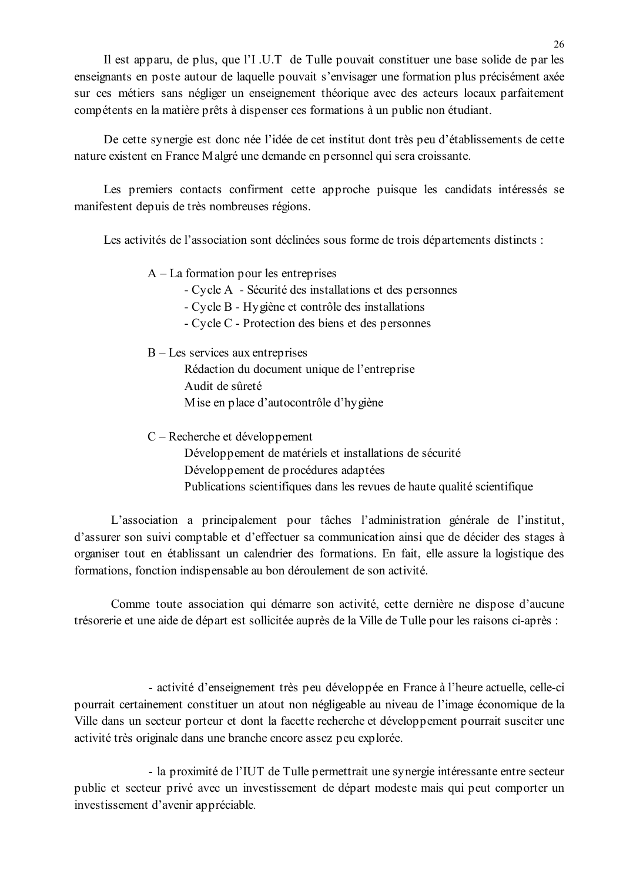Il est apparu, de plus, que l'I .U.T de Tulle pouvait constituer une base solide de par les enseignants en poste autour de laquelle pouvait s'envisager une formation plus précisément axée sur ces métiers sans négliger un enseignement théorique avec des acteurs locaux parfaitement compétents en la matière prêts à dispenser ces formations à un public non étudiant.

De cette synergie est donc née l'idée de cet institut dont très peu d'établissements de cette nature existent en France Malgré une demande en personnel qui sera croissante.

Les premiers contacts confirment cette approche puisque les candidats intéressés se manifestent depuis de très nombreuses régions.

Les activités de l'association sont déclinées sous forme de trois départements distincts :

A – La formation pour les entreprises
- Cycle A - Sécurité des installations et des personnes
- Cycle B - Hygiène et contrôle des installations
- Cycle C - Protection des biens et des personnes

B – Les services aux entreprises
Rédaction du document unique de l'entreprise
Audit de sûreté
Mise en place d'autocontrôle d'hygiène

C – Recherche et développement
Développement de matériels et installations de sécurité
Développement de procédures adaptées
Publications scientifiques dans les revues de haute qualité scientifique

L'association a principalement pour tâches l'administration générale de l'institut, d'assurer son suivi comptable et d'effectuer sa communication ainsi que de décider des stages à organiser tout en établissant un calendrier des formations. En fait, elle assure la logistique des formations, fonction indispensable au bon déroulement de son activité.

Comme toute association qui démarre son activité, cette dernière ne dispose d'aucune trésorerie et une aide de départ est sollicitée auprès de la Ville de Tulle pour les raisons ci-après :

- activité d'enseignement très peu développée en France à l'heure actuelle, celle-ci pourrait certainement constituer un atout non négligeable au niveau de l'image économique de la Ville dans un secteur porteur et dont la facette recherche et développement pourrait susciter une activité très originale dans une branche encore assez peu explorée.

- la proximité de l'IUT de Tulle permettrait une synergie intéressante entre secteur public et secteur privé avec un investissement de départ modeste mais qui peut comporter un investissement d'avenir appréciable.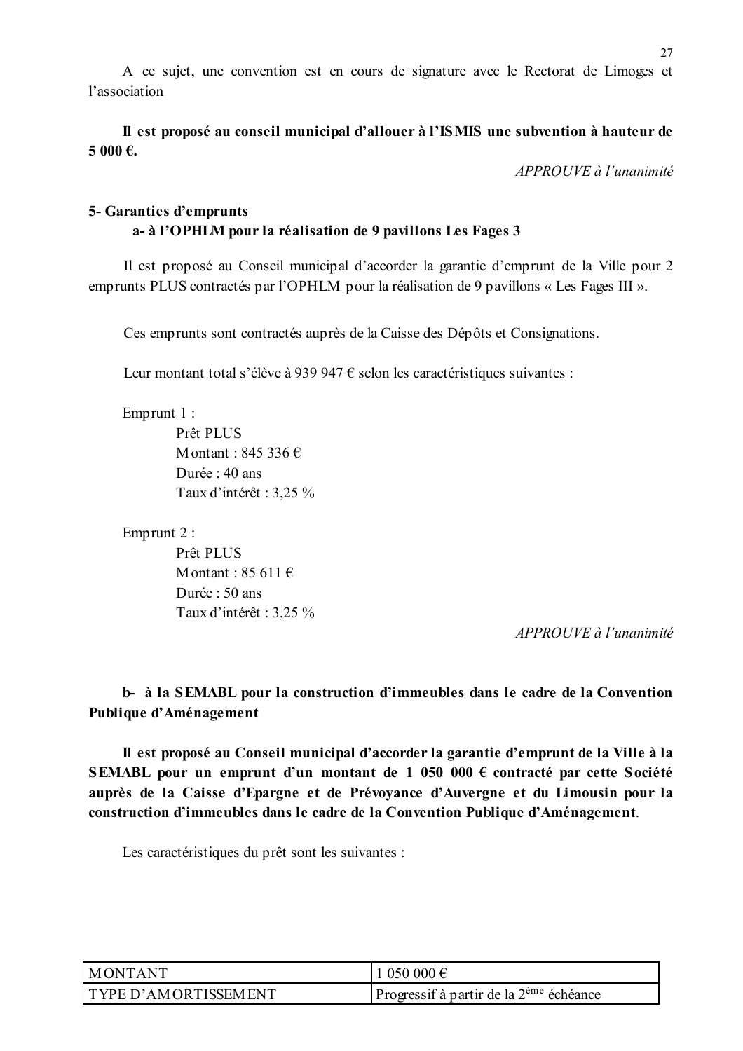A ce sujet, une convention est en cours de signature avec le Rectorat de Limoges et l'association

**Il est proposé au conseil municipal d'allouer à l'ISMIS une subvention à hauteur de 5 000 €.**

*APPROUVE à l'unanimité*

### 5- Garanties d'emprunts

#### a- à l'OPHLM pour la réalisation de 9 pavillons Les Fages 3

Il est proposé au Conseil municipal d'accorder la garantie d'emprunt de la Ville pour 2 emprunts PLUS contractés par l'OPHLM pour la réalisation de 9 pavillons « Les Fages III ».

Ces emprunts sont contractés auprès de la Caisse des Dépôts et Consignations.

Leur montant total s'élève à 939 947 € selon les caractéristiques suivantes :

Emprunt 1 :

- Prêt PLUS
- Montant : 845 336 €
- Durée : 40 ans
- Taux d'intérêt : 3,25 %

Emprunt 2 :

- Prêt PLUS
- Montant : 85 611 €
- Durée : 50 ans
- Taux d'intérêt : 3,25 %

*APPROUVE à l'unanimité*

#### b- à la SEMABL pour la construction d'immeubles dans le cadre de la Convention Publique d'Aménagement

**Il est proposé au Conseil municipal d'accorder la garantie d'emprunt de la Ville à la SEMABL pour un emprunt d'un montant de 1 050 000 € contracté par cette Société auprès de la Caisse d'Epargne et de Prévoyance d'Auvergne et du Limousin pour la construction d'immeubles dans le cadre de la Convention Publique d'Aménagement**.

Les caractéristiques du prêt sont les suivantes :

| | |
|---|---|
| MONTANT | 1 050 000 € |
| TYPE D'AMORTISSEMENT | Progressif à partir de la 2ème échéance |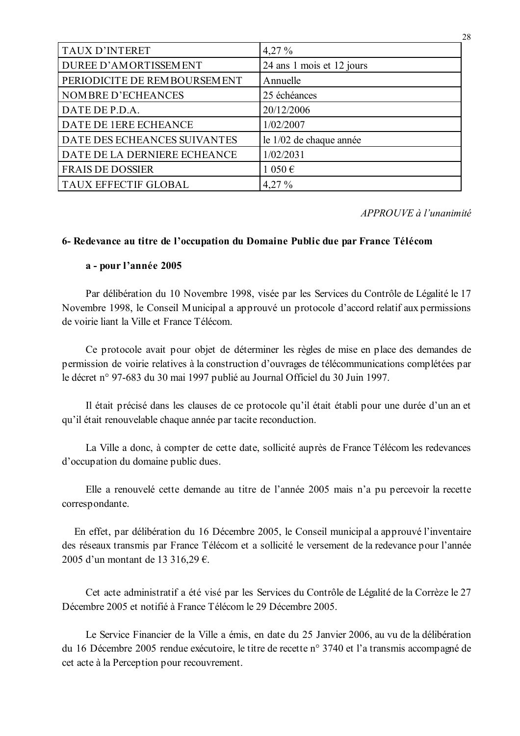| | |
|---|---|
| TAUX D'INTERET | 4,27 % |
| DUREE D'AMORTISSEMENT | 24 ans 1 mois et 12 jours |
| PERIODICITE DE REMBOURSEMENT | Annuelle |
| NOMBRE D'ECHEANCES | 25 échéances |
| DATE DE P.D.A. | 20/12/2006 |
| DATE DE 1ERE ECHEANCE | 1/02/2007 |
| DATE DES ECHEANCES SUIVANTES | le 1/02 de chaque année |
| DATE DE LA DERNIERE ECHEANCE | 1/02/2031 |
| FRAIS DE DOSSIER | 1 050 € |
| TAUX EFFECTIF GLOBAL | 4,27 % |

*APPROUVE à l'unanimité*

**6- Redevance au titre de l'occupation du Domaine Public due par France Télécom**

**a - pour l'année 2005**

Par délibération du 10 Novembre 1998, visée par les Services du Contrôle de Légalité le 17 Novembre 1998, le Conseil Municipal a approuvé un protocole d'accord relatif aux permissions de voirie liant la Ville et France Télécom.

Ce protocole avait pour objet de déterminer les règles de mise en place des demandes de permission de voirie relatives à la construction d'ouvrages de télécommunications complétées par le décret n° 97-683 du 30 mai 1997 publié au Journal Officiel du 30 Juin 1997.

Il était précisé dans les clauses de ce protocole qu'il était établi pour une durée d'un an et qu'il était renouvelable chaque année par tacite reconduction.

La Ville a donc, à compter de cette date, sollicité auprès de France Télécom les redevances d'occupation du domaine public dues.

Elle a renouvelé cette demande au titre de l'année 2005 mais n'a pu percevoir la recette correspondante.

En effet, par délibération du 16 Décembre 2005, le Conseil municipal a approuvé l'inventaire des réseaux transmis par France Télécom et a sollicité le versement de la redevance pour l'année 2005 d'un montant de 13 316,29 €.

Cet acte administratif a été visé par les Services du Contrôle de Légalité de la Corrèze le 27 Décembre 2005 et notifié à France Télécom le 29 Décembre 2005.

Le Service Financier de la Ville a émis, en date du 25 Janvier 2006, au vu de la délibération du 16 Décembre 2005 rendue exécutoire, le titre de recette n° 3740 et l'a transmis accompagné de cet acte à la Perception pour recouvrement.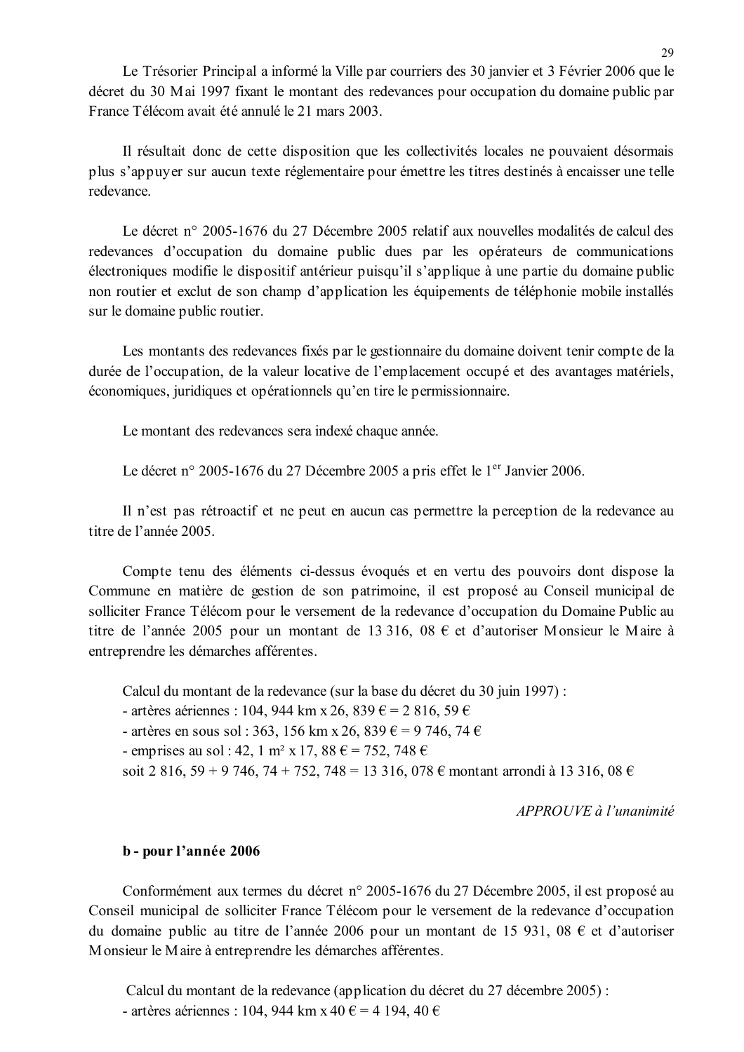Le Trésorier Principal a informé la Ville par courriers des 30 janvier et 3 Février 2006 que le décret du 30 Mai 1997 fixant le montant des redevances pour occupation du domaine public par France Télécom avait été annulé le 21 mars 2003.

Il résultait donc de cette disposition que les collectivités locales ne pouvaient désormais plus s'appuyer sur aucun texte réglementaire pour émettre les titres destinés à encaisser une telle redevance.

Le décret n° 2005-1676 du 27 Décembre 2005 relatif aux nouvelles modalités de calcul des redevances d'occupation du domaine public dues par les opérateurs de communications électroniques modifie le dispositif antérieur puisqu'il s'applique à une partie du domaine public non routier et exclut de son champ d'application les équipements de téléphonie mobile installés sur le domaine public routier.

Les montants des redevances fixés par le gestionnaire du domaine doivent tenir compte de la durée de l'occupation, de la valeur locative de l'emplacement occupé et des avantages matériels, économiques, juridiques et opérationnels qu'en tire le permissionnaire.

Le montant des redevances sera indexé chaque année.

Le décret n° 2005-1676 du 27 Décembre 2005 a pris effet le 1er Janvier 2006.

Il n'est pas rétroactif et ne peut en aucun cas permettre la perception de la redevance au titre de l'année 2005.

Compte tenu des éléments ci-dessus évoqués et en vertu des pouvoirs dont dispose la Commune en matière de gestion de son patrimoine, il est proposé au Conseil municipal de solliciter France Télécom pour le versement de la redevance d'occupation du Domaine Public au titre de l'année 2005 pour un montant de 13 316, 08 € et d'autoriser Monsieur le Maire à entreprendre les démarches afférentes.

Calcul du montant de la redevance (sur la base du décret du 30 juin 1997) :
- artères aériennes : 104, 944 km x 26, 839 € = 2 816, 59 €
- artères en sous sol : 363, 156 km x 26, 839 € = 9 746, 74 €
- emprises au sol : 42, 1 m² x 17, 88 € = 752, 748 €

soit 2 816, 59 + 9 746, 74 + 752, 748 = 13 316, 078 € montant arrondi à 13 316, 08 €

*APPROUVE à l'unanimité*

**b - pour l'année 2006**

Conformément aux termes du décret n° 2005-1676 du 27 Décembre 2005, il est proposé au Conseil municipal de solliciter France Télécom pour le versement de la redevance d'occupation du domaine public au titre de l'année 2006 pour un montant de 15 931, 08 € et d'autoriser Monsieur le Maire à entreprendre les démarches afférentes.

Calcul du montant de la redevance (application du décret du 27 décembre 2005) :
- artères aériennes : 104, 944 km x 40 € = 4 194, 40 €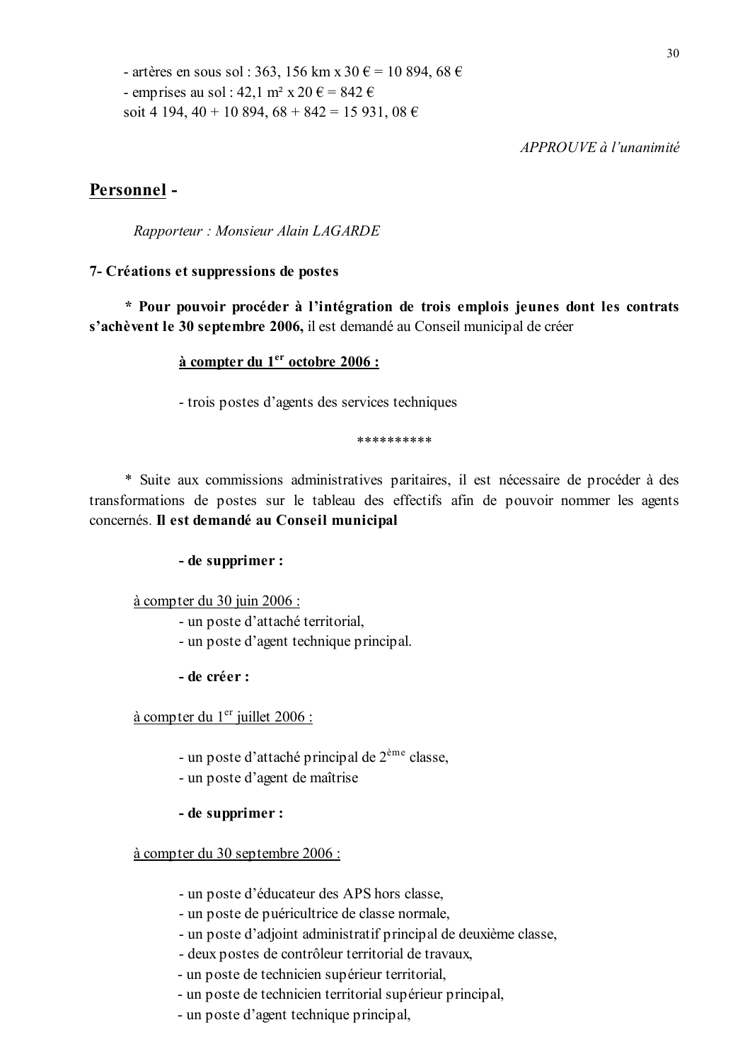- artères en sous sol : 363, 156 km x 30 € = 10 894, 68 €
- emprises au sol : 42,1 m² x 20 € = 842 €
soit 4 194, 40 + 10 894, 68 + 842 = 15 931, 08 €

*APPROUVE à l'unanimité*

## Personnel -

*Rapporteur : Monsieur Alain LAGARDE*

### 7- Créations et suppressions de postes

**\* Pour pouvoir procéder à l'intégration de trois emplois jeunes dont les contrats s'achèvent le 30 septembre 2006,** il est demandé au Conseil municipal de créer

**à compter du 1er octobre 2006 :**

- trois postes d'agents des services techniques

\*\*\*\*\*\*\*\*\*

\* Suite aux commissions administratives paritaires, il est nécessaire de procéder à des transformations de postes sur le tableau des effectifs afin de pouvoir nommer les agents concernés. **Il est demandé au Conseil municipal**

**- de supprimer :**

à compter du 30 juin 2006 :

- un poste d'attaché territorial,
- un poste d'agent technique principal.

**- de créer :**

à compter du 1er juillet 2006 :

- un poste d'attaché principal de 2ème classe,
- un poste d'agent de maîtrise

**- de supprimer :**

à compter du 30 septembre 2006 :

- un poste d'éducateur des APS hors classe,
- un poste de puéricultrice de classe normale,
- un poste d'adjoint administratif principal de deuxième classe,
- deux postes de contrôleur territorial de travaux,
- un poste de technicien supérieur territorial,
- un poste de technicien territorial supérieur principal,
- un poste d'agent technique principal,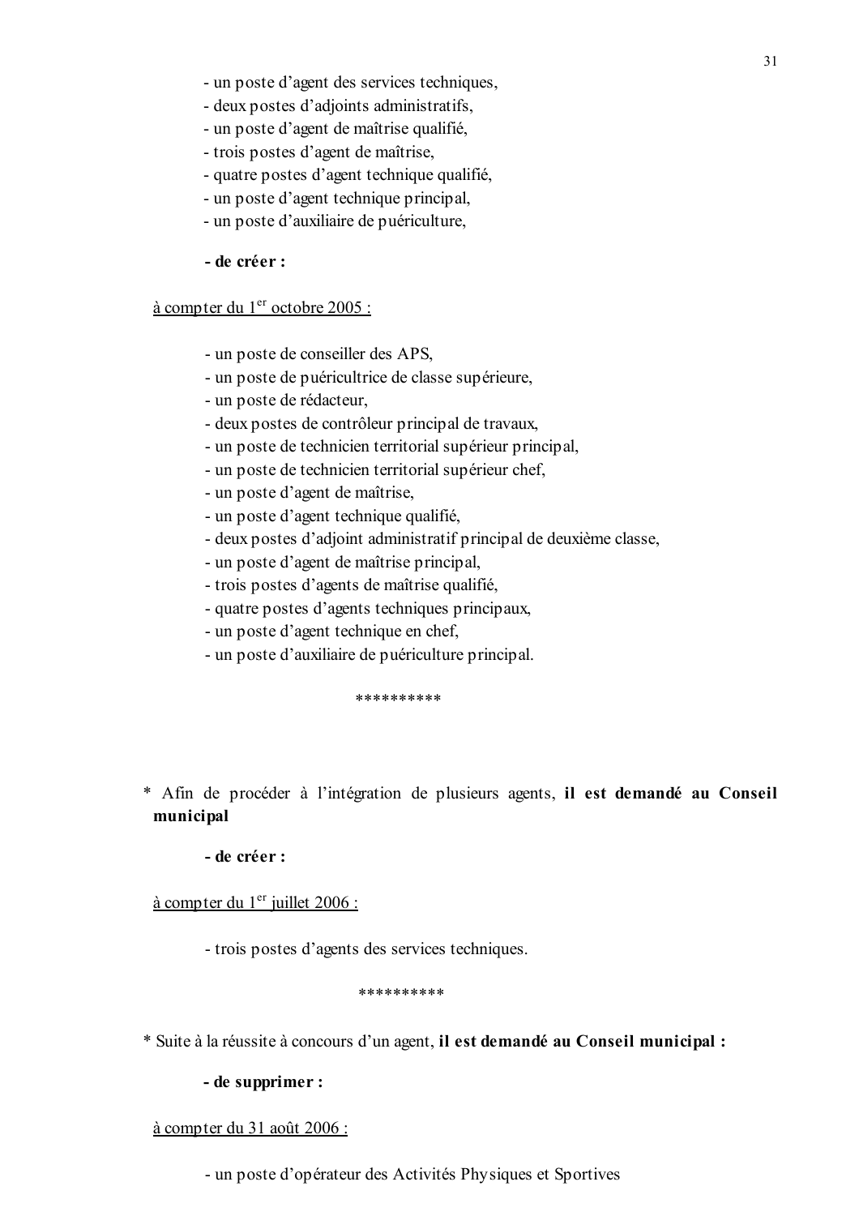- un poste d'agent des services techniques,
- deux postes d'adjoints administratifs,
- un poste d'agent de maîtrise qualifié,
- trois postes d'agent de maîtrise,
- quatre postes d'agent technique qualifié,
- un poste d'agent technique principal,
- un poste d'auxiliaire de puériculture,

**- de créer :**

à compter du 1er octobre 2005 :

- un poste de conseiller des APS,
- un poste de puéricultrice de classe supérieure,
- un poste de rédacteur,
- deux postes de contrôleur principal de travaux,
- un poste de technicien territorial supérieur principal,
- un poste de technicien territorial supérieur chef,
- un poste d'agent de maîtrise,
- un poste d'agent technique qualifié,
- deux postes d'adjoint administratif principal de deuxième classe,
- un poste d'agent de maîtrise principal,
- trois postes d'agents de maîtrise qualifié,
- quatre postes d'agents techniques principaux,
- un poste d'agent technique en chef,
- un poste d'auxiliaire de puériculture principal.

**********

* Afin de procéder à l'intégration de plusieurs agents, **il est demandé au Conseil municipal**

**- de créer :**

à compter du 1er juillet 2006 :

- trois postes d'agents des services techniques.

**********

* Suite à la réussite à concours d'un agent, **il est demandé au Conseil municipal :**

**- de supprimer :**

à compter du 31 août 2006 :

- un poste d'opérateur des Activités Physiques et Sportives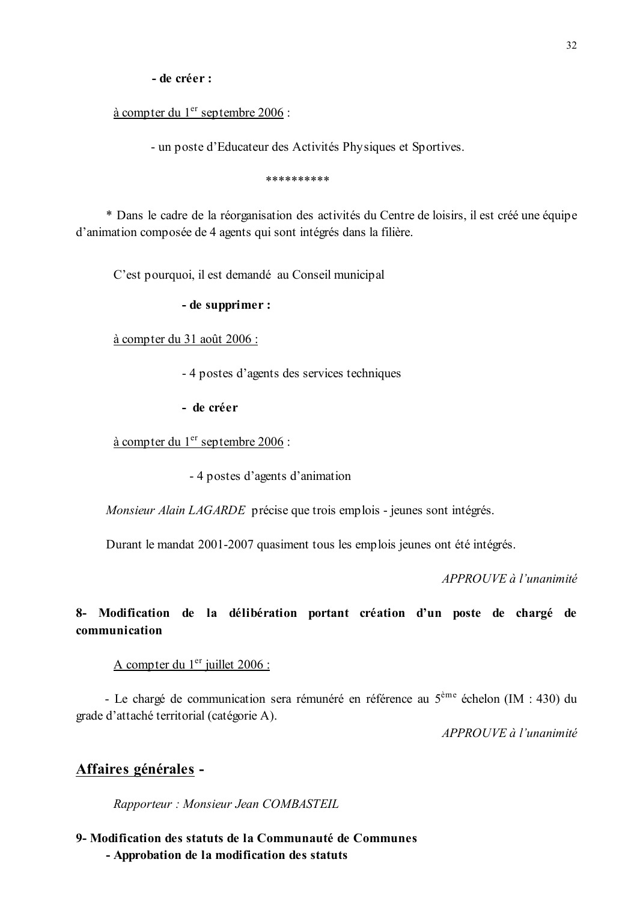**- de créer :**

à compter du 1er septembre 2006 :

- un poste d'Educateur des Activités Physiques et Sportives.

**********

* Dans le cadre de la réorganisation des activités du Centre de loisirs, il est créé une équipe d'animation composée de 4 agents qui sont intégrés dans la filière.

C'est pourquoi, il est demandé au Conseil municipal

**- de supprimer :**

à compter du 31 août 2006 :

- 4 postes d'agents des services techniques

**- de créer**

à compter du 1er septembre 2006 :

- 4 postes d'agents d'animation

*Monsieur Alain LAGARDE* précise que trois emplois - jeunes sont intégrés.

Durant le mandat 2001-2007 quasiment tous les emplois jeunes ont été intégrés.

*APPROUVE à l'unanimité*

**8- Modification de la délibération portant création d'un poste de chargé de communication**

A compter du 1er juillet 2006 :

- Le chargé de communication sera rémunéré en référence au 5ème échelon (IM : 430) du grade d'attaché territorial (catégorie A).

*APPROUVE à l'unanimité*

## Affaires générales -

*Rapporteur : Monsieur Jean COMBASTEIL*

**9- Modification des statuts de la Communauté de Communes**
**- Approbation de la modification des statuts**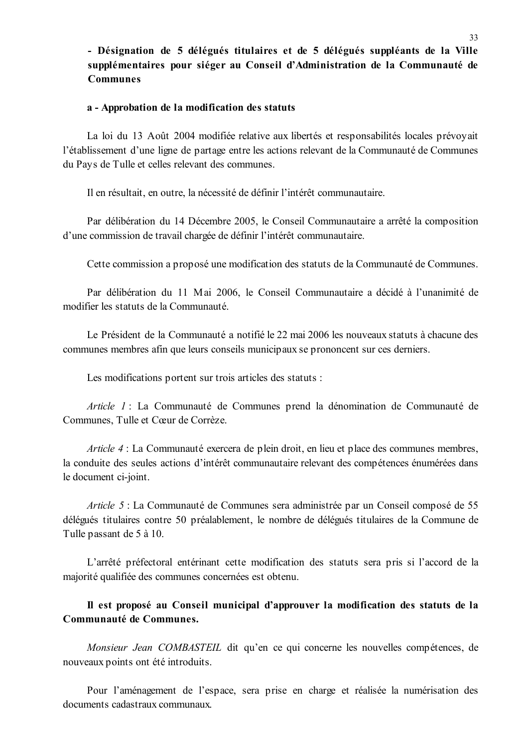**- Désignation de 5 délégués titulaires et de 5 délégués suppléants de la Ville supplémentaires pour siéger au Conseil d'Administration de la Communauté de Communes**

**a - Approbation de la modification des statuts**

La loi du 13 Août 2004 modifiée relative aux libertés et responsabilités locales prévoyait l'établissement d'une ligne de partage entre les actions relevant de la Communauté de Communes du Pays de Tulle et celles relevant des communes.

Il en résultait, en outre, la nécessité de définir l'intérêt communautaire.

Par délibération du 14 Décembre 2005, le Conseil Communautaire a arrêté la composition d'une commission de travail chargée de définir l'intérêt communautaire.

Cette commission a proposé une modification des statuts de la Communauté de Communes.

Par délibération du 11 Mai 2006, le Conseil Communautaire a décidé à l'unanimité de modifier les statuts de la Communauté.

Le Président de la Communauté a notifié le 22 mai 2006 les nouveaux statuts à chacune des communes membres afin que leurs conseils municipaux se prononcent sur ces derniers.

Les modifications portent sur trois articles des statuts :

*Article 1* : La Communauté de Communes prend la dénomination de Communauté de Communes, Tulle et Cœur de Corrèze.

*Article 4* : La Communauté exercera de plein droit, en lieu et place des communes membres, la conduite des seules actions d'intérêt communautaire relevant des compétences énumérées dans le document ci-joint.

*Article 5* : La Communauté de Communes sera administrée par un Conseil composé de 55 délégués titulaires contre 50 préalablement, le nombre de délégués titulaires de la Commune de Tulle passant de 5 à 10.

L'arrêté préfectoral entérinant cette modification des statuts sera pris si l'accord de la majorité qualifiée des communes concernées est obtenu.

**Il est proposé au Conseil municipal d'approuver la modification des statuts de la Communauté de Communes.**

*Monsieur Jean COMBASTEIL* dit qu'en ce qui concerne les nouvelles compétences, de nouveaux points ont été introduits.

Pour l'aménagement de l'espace, sera prise en charge et réalisée la numérisation des documents cadastraux communaux.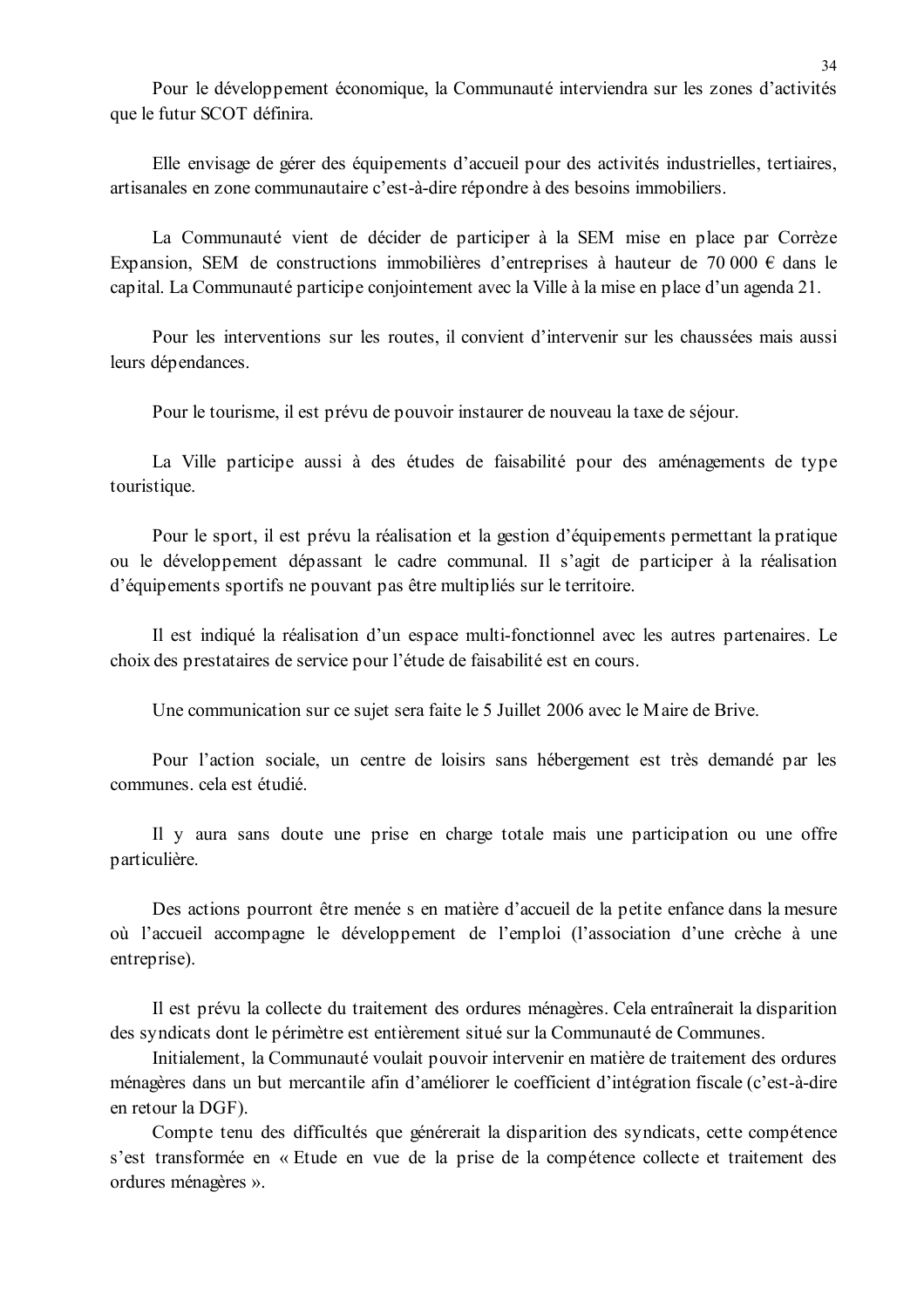Pour le développement économique, la Communauté interviendra sur les zones d'activités que le futur SCOT définira.

Elle envisage de gérer des équipements d'accueil pour des activités industrielles, tertiaires, artisanales en zone communautaire c'est-à-dire répondre à des besoins immobiliers.

La Communauté vient de décider de participer à la SEM mise en place par Corrèze Expansion, SEM de constructions immobilières d'entreprises à hauteur de 70 000 € dans le capital. La Communauté participe conjointement avec la Ville à la mise en place d'un agenda 21.

Pour les interventions sur les routes, il convient d'intervenir sur les chaussées mais aussi leurs dépendances.

Pour le tourisme, il est prévu de pouvoir instaurer de nouveau la taxe de séjour.

La Ville participe aussi à des études de faisabilité pour des aménagements de type touristique.

Pour le sport, il est prévu la réalisation et la gestion d'équipements permettant la pratique ou le développement dépassant le cadre communal. Il s'agit de participer à la réalisation d'équipements sportifs ne pouvant pas être multipliés sur le territoire.

Il est indiqué la réalisation d'un espace multi-fonctionnel avec les autres partenaires. Le choix des prestataires de service pour l'étude de faisabilité est en cours.

Une communication sur ce sujet sera faite le 5 Juillet 2006 avec le Maire de Brive.

Pour l'action sociale, un centre de loisirs sans hébergement est très demandé par les communes. cela est étudié.

Il y aura sans doute une prise en charge totale mais une participation ou une offre particulière.

Des actions pourront être menée s en matière d'accueil de la petite enfance dans la mesure où l'accueil accompagne le développement de l'emploi (l'association d'une crèche à une entreprise).

Il est prévu la collecte du traitement des ordures ménagères. Cela entraînerait la disparition des syndicats dont le périmètre est entièrement situé sur la Communauté de Communes.

Initialement, la Communauté voulait pouvoir intervenir en matière de traitement des ordures ménagères dans un but mercantile afin d'améliorer le coefficient d'intégration fiscale (c'est-à-dire en retour la DGF).

Compte tenu des difficultés que générerait la disparition des syndicats, cette compétence s'est transformée en « Etude en vue de la prise de la compétence collecte et traitement des ordures ménagères ».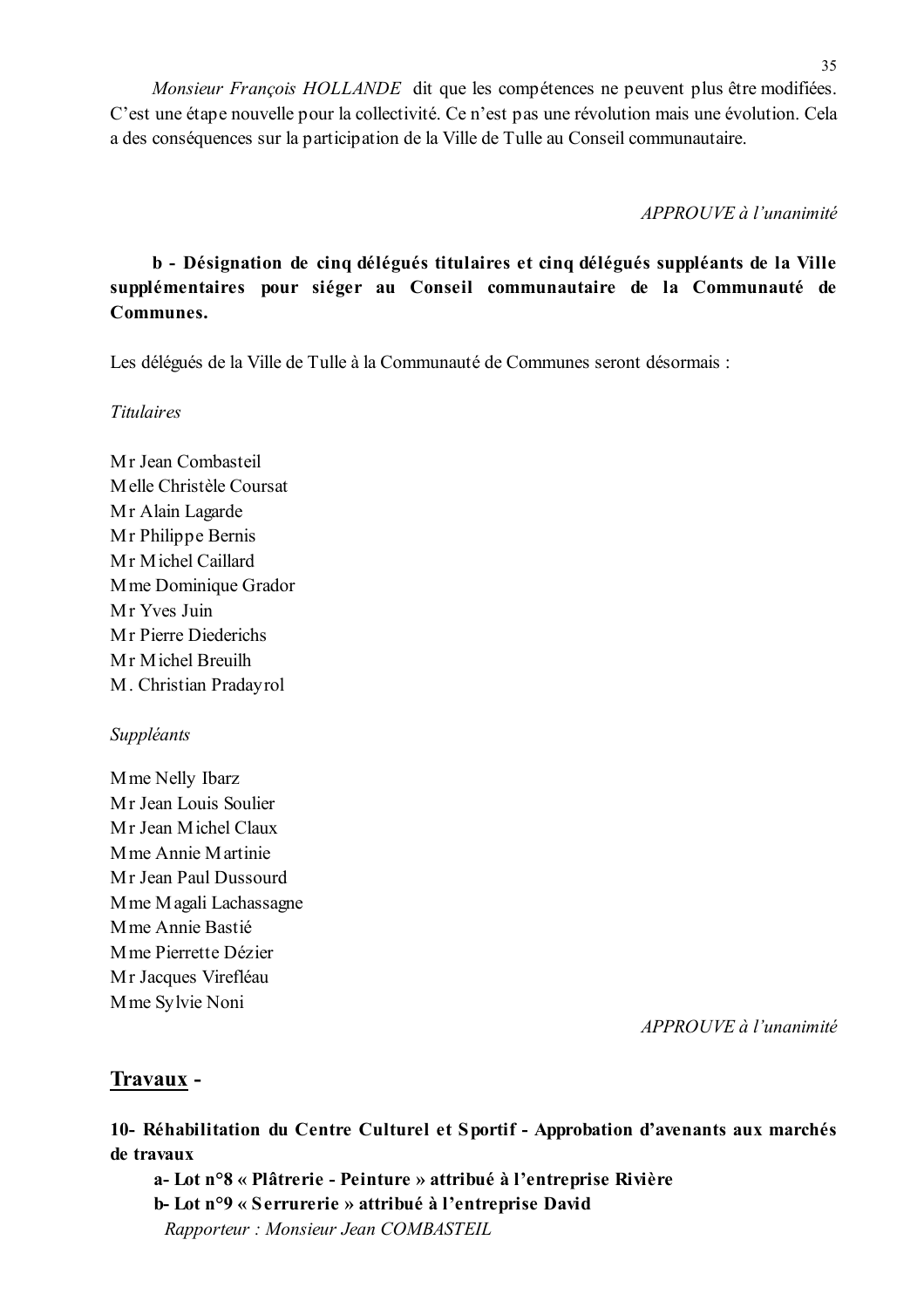*Monsieur François HOLLANDE* dit que les compétences ne peuvent plus être modifiées. C'est une étape nouvelle pour la collectivité. Ce n'est pas une révolution mais une évolution. Cela a des conséquences sur la participation de la Ville de Tulle au Conseil communautaire.

*APPROUVE à l'unanimité*

**b - Désignation de cinq délégués titulaires et cinq délégués suppléants de la Ville supplémentaires pour siéger au Conseil communautaire de la Communauté de Communes.**

Les délégués de la Ville de Tulle à la Communauté de Communes seront désormais :

*Titulaires*

Mr Jean Combasteil
Melle Christèle Coursat
Mr Alain Lagarde
Mr Philippe Bernis
Mr Michel Caillard
Mme Dominique Grador
Mr Yves Juin
Mr Pierre Diederichs
Mr Michel Breuilh
M. Christian Pradayrol

*Suppléants*

Mme Nelly Ibarz
Mr Jean Louis Soulier
Mr Jean Michel Claux
Mme Annie Martinie
Mr Jean Paul Dussourd
Mme Magali Lachassagne
Mme Annie Bastié
Mme Pierrette Dézier
Mr Jacques Virefléau
Mme Sylvie Noni

*APPROUVE à l'unanimité*

## <u>Travaux</u> -

**10- Réhabilitation du Centre Culturel et Sportif - Approbation d'avenants aux marchés de travaux**

**a- Lot n°8 « Plâtrerie - Peinture » attribué à l'entreprise Rivière**
**b- Lot n°9 « Serrurerie » attribué à l'entreprise David**
*Rapporteur : Monsieur Jean COMBASTEIL*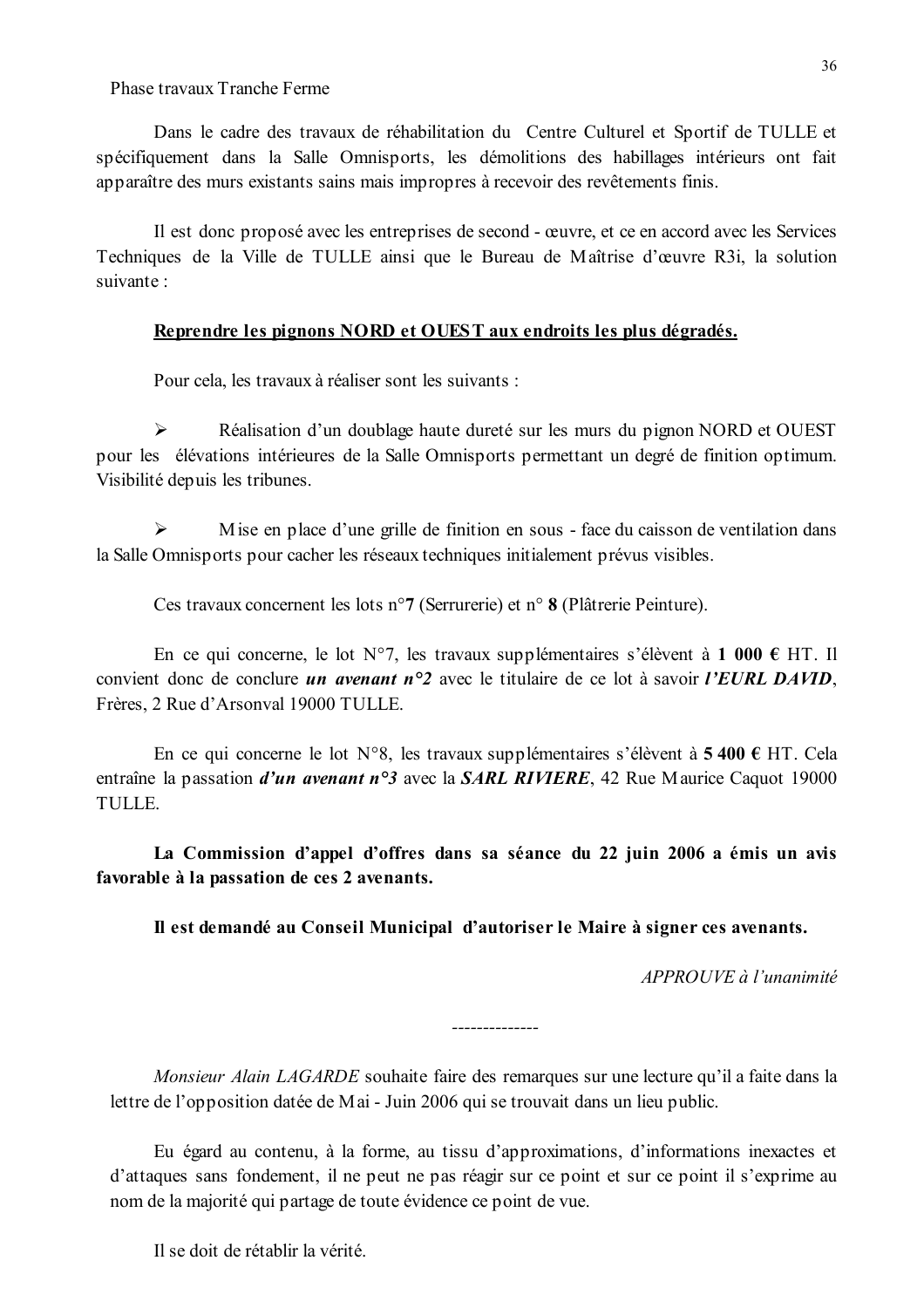Phase travaux Tranche Ferme

Dans le cadre des travaux de réhabilitation du Centre Culturel et Sportif de TULLE et spécifiquement dans la Salle Omnisports, les démolitions des habillages intérieurs ont fait apparaître des murs existants sains mais impropres à recevoir des revêtements finis.

Il est donc proposé avec les entreprises de second - œuvre, et ce en accord avec les Services Techniques de la Ville de TULLE ainsi que le Bureau de Maîtrise d'œuvre R3i, la solution suivante :

**<u>Reprendre les pignons NORD et OUEST aux endroits les plus dégradés.</u>**

Pour cela, les travaux à réaliser sont les suivants :

- Réalisation d'un doublage haute dureté sur les murs du pignon NORD et OUEST pour les élévations intérieures de la Salle Omnisports permettant un degré de finition optimum. Visibilité depuis les tribunes.

- Mise en place d'une grille de finition en sous - face du caisson de ventilation dans la Salle Omnisports pour cacher les réseaux techniques initialement prévus visibles.

Ces travaux concernent les lots n°**7** (Serrurerie) et n° **8** (Plâtrerie Peinture).

En ce qui concerne, le lot N°7, les travaux supplémentaires s'élèvent à **1 000 €** HT. Il convient donc de conclure ***un avenant n°2*** avec le titulaire de ce lot à savoir ***l'EURL DAVID***, Frères, 2 Rue d'Arsonval 19000 TULLE.

En ce qui concerne le lot N°8, les travaux supplémentaires s'élèvent à **5 400 €** HT. Cela entraîne la passation ***d'un avenant n°3*** avec la ***SARL RIVIERE***, 42 Rue Maurice Caquot 19000 TULLE.

**La Commission d'appel d'offres dans sa séance du 22 juin 2006 a émis un avis favorable à la passation de ces 2 avenants.**

**Il est demandé au Conseil Municipal d'autoriser le Maire à signer ces avenants.**

*APPROUVE à l'unanimité*

--------------

*Monsieur Alain LAGARDE* souhaite faire des remarques sur une lecture qu'il a faite dans la lettre de l'opposition datée de Mai - Juin 2006 qui se trouvait dans un lieu public.

Eu égard au contenu, à la forme, au tissu d'approximations, d'informations inexactes et d'attaques sans fondement, il ne peut ne pas réagir sur ce point et sur ce point il s'exprime au nom de la majorité qui partage de toute évidence ce point de vue.

Il se doit de rétablir la vérité.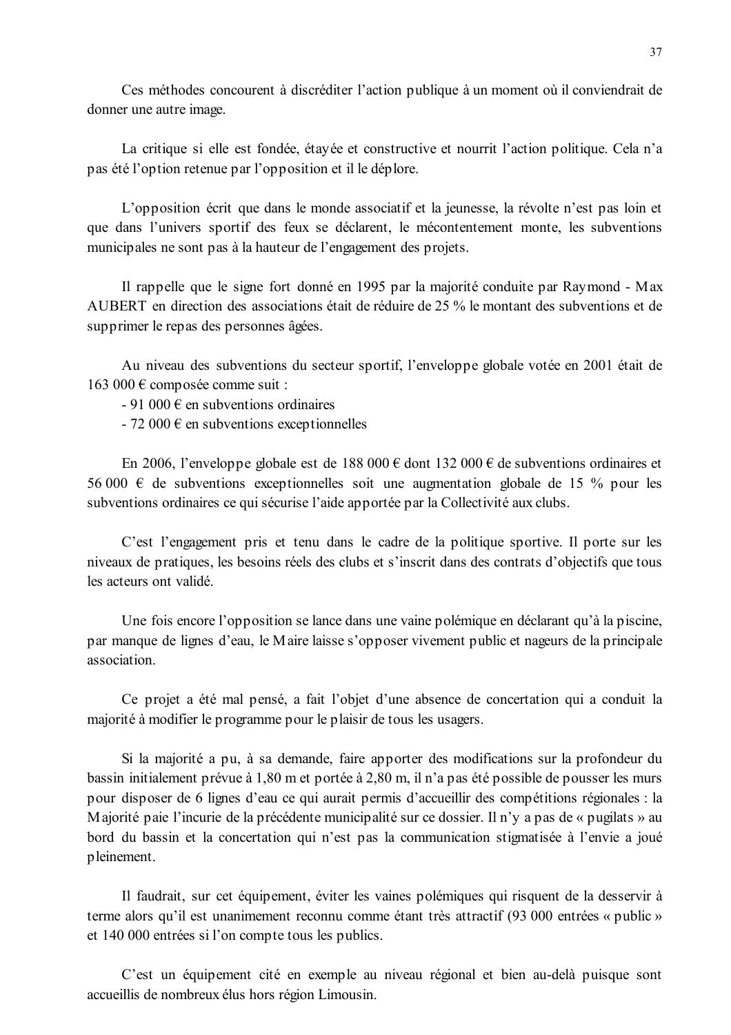Ces méthodes concourent à discréditer l'action publique à un moment où il conviendrait de donner une autre image.

La critique si elle est fondée, étayée et constructive et nourrit l'action politique. Cela n'a pas été l'option retenue par l'opposition et il le déplore.

L'opposition écrit que dans le monde associatif et la jeunesse, la révolte n'est pas loin et que dans l'univers sportif des feux se déclarent, le mécontentement monte, les subventions municipales ne sont pas à la hauteur de l'engagement des projets.

Il rappelle que le signe fort donné en 1995 par la majorité conduite par Raymond - Max AUBERT en direction des associations était de réduire de 25 % le montant des subventions et de supprimer le repas des personnes âgées.

Au niveau des subventions du secteur sportif, l'enveloppe globale votée en 2001 était de 163 000 € composée comme suit :

- 91 000 € en subventions ordinaires
- 72 000 € en subventions exceptionnelles

En 2006, l'enveloppe globale est de 188 000 € dont 132 000 € de subventions ordinaires et 56 000 € de subventions exceptionnelles soit une augmentation globale de 15 % pour les subventions ordinaires ce qui sécurise l'aide apportée par la Collectivité aux clubs.

C'est l'engagement pris et tenu dans le cadre de la politique sportive. Il porte sur les niveaux de pratiques, les besoins réels des clubs et s'inscrit dans des contrats d'objectifs que tous les acteurs ont validé.

Une fois encore l'opposition se lance dans une vaine polémique en déclarant qu'à la piscine, par manque de lignes d'eau, le Maire laisse s'opposer vivement public et nageurs de la principale association.

Ce projet a été mal pensé, a fait l'objet d'une absence de concertation qui a conduit la majorité à modifier le programme pour le plaisir de tous les usagers.

Si la majorité a pu, à sa demande, faire apporter des modifications sur la profondeur du bassin initialement prévue à 1,80 m et portée à 2,80 m, il n'a pas été possible de pousser les murs pour disposer de 6 lignes d'eau ce qui aurait permis d'accueillir des compétitions régionales : la Majorité paie l'incurie de la précédente municipalité sur ce dossier. Il n'y a pas de « pugilats » au bord du bassin et la concertation qui n'est pas la communication stigmatisée à l'envie a joué pleinement.

Il faudrait, sur cet équipement, éviter les vaines polémiques qui risquent de la desservir à terme alors qu'il est unanimement reconnu comme étant très attractif (93 000 entrées « public » et 140 000 entrées si l'on compte tous les publics.

C'est un équipement cité en exemple au niveau régional et bien au-delà puisque sont accueillis de nombreux élus hors région Limousin.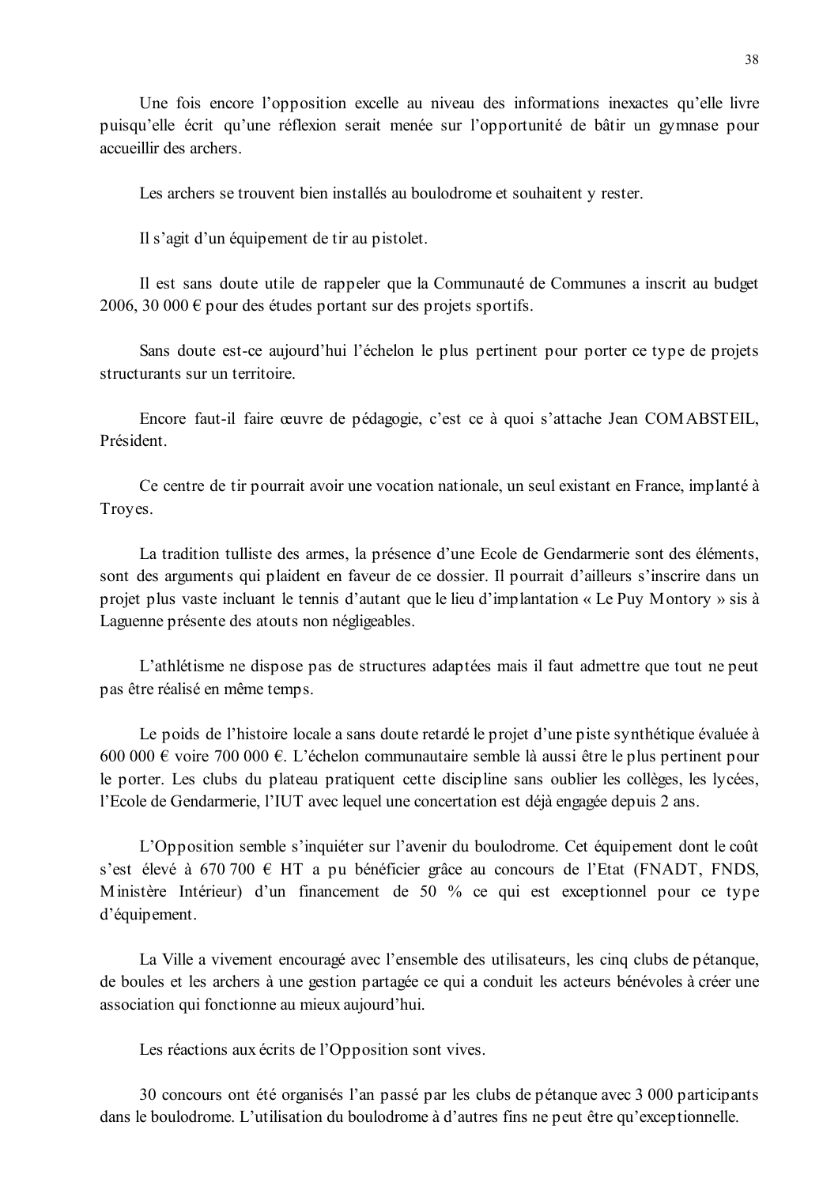Une fois encore l'opposition excelle au niveau des informations inexactes qu'elle livre puisqu'elle écrit qu'une réflexion serait menée sur l'opportunité de bâtir un gymnase pour accueillir des archers.

Les archers se trouvent bien installés au boulodrome et souhaitent y rester.

Il s'agit d'un équipement de tir au pistolet.

Il est sans doute utile de rappeler que la Communauté de Communes a inscrit au budget 2006, 30 000 € pour des études portant sur des projets sportifs.

Sans doute est-ce aujourd'hui l'échelon le plus pertinent pour porter ce type de projets structurants sur un territoire.

Encore faut-il faire œuvre de pédagogie, c'est ce à quoi s'attache Jean COMABSTEIL, Président.

Ce centre de tir pourrait avoir une vocation nationale, un seul existant en France, implanté à Troyes.

La tradition tulliste des armes, la présence d'une Ecole de Gendarmerie sont des éléments, sont des arguments qui plaident en faveur de ce dossier. Il pourrait d'ailleurs s'inscrire dans un projet plus vaste incluant le tennis d'autant que le lieu d'implantation « Le Puy Montory » sis à Laguenne présente des atouts non négligeables.

L'athlétisme ne dispose pas de structures adaptées mais il faut admettre que tout ne peut pas être réalisé en même temps.

Le poids de l'histoire locale a sans doute retardé le projet d'une piste synthétique évaluée à 600 000 € voire 700 000 €. L'échelon communautaire semble là aussi être le plus pertinent pour le porter. Les clubs du plateau pratiquent cette discipline sans oublier les collèges, les lycées, l'Ecole de Gendarmerie, l'IUT avec lequel une concertation est déjà engagée depuis 2 ans.

L'Opposition semble s'inquiéter sur l'avenir du boulodrome. Cet équipement dont le coût s'est élevé à 670 700 € HT a pu bénéficier grâce au concours de l'Etat (FNADT, FNDS, Ministère Intérieur) d'un financement de 50 % ce qui est exceptionnel pour ce type d'équipement.

La Ville a vivement encouragé avec l'ensemble des utilisateurs, les cinq clubs de pétanque, de boules et les archers à une gestion partagée ce qui a conduit les acteurs bénévoles à créer une association qui fonctionne au mieux aujourd'hui.

Les réactions aux écrits de l'Opposition sont vives.

30 concours ont été organisés l'an passé par les clubs de pétanque avec 3 000 participants dans le boulodrome. L'utilisation du boulodrome à d'autres fins ne peut être qu'exceptionnelle.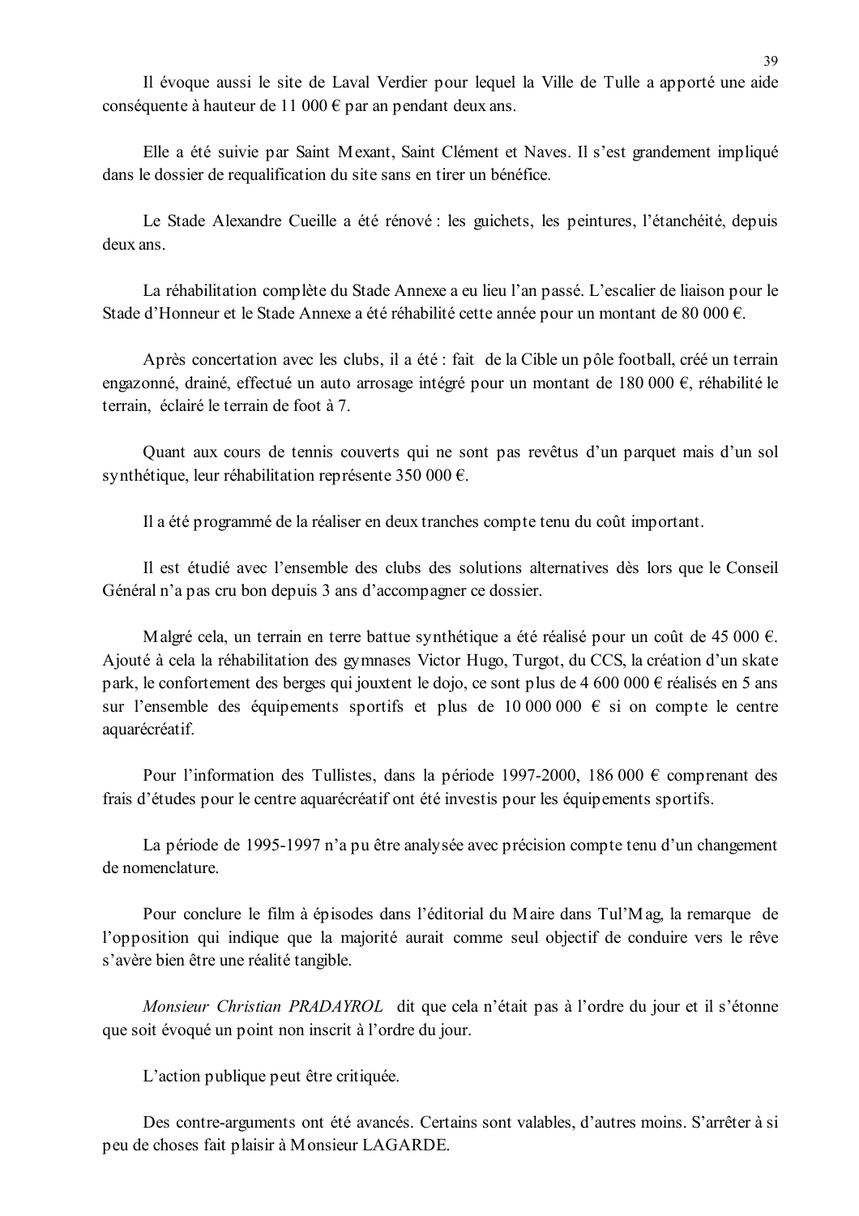Il évoque aussi le site de Laval Verdier pour lequel la Ville de Tulle a apporté une aide conséquente à hauteur de 11 000 € par an pendant deux ans.

Elle a été suivie par Saint Mexant, Saint Clément et Naves. Il s'est grandement impliqué dans le dossier de requalification du site sans en tirer un bénéfice.

Le Stade Alexandre Cueille a été rénové : les guichets, les peintures, l'étanchéité, depuis deux ans.

La réhabilitation complète du Stade Annexe a eu lieu l'an passé. L'escalier de liaison pour le Stade d'Honneur et le Stade Annexe a été réhabilité cette année pour un montant de 80 000 €.

Après concertation avec les clubs, il a été : fait de la Cible un pôle football, créé un terrain engazonné, drainé, effectué un auto arrosage intégré pour un montant de 180 000 €, réhabilité le terrain, éclairé le terrain de foot à 7.

Quant aux cours de tennis couverts qui ne sont pas revêtus d'un parquet mais d'un sol synthétique, leur réhabilitation représente 350 000 €.

Il a été programmé de la réaliser en deux tranches compte tenu du coût important.

Il est étudié avec l'ensemble des clubs des solutions alternatives dès lors que le Conseil Général n'a pas cru bon depuis 3 ans d'accompagner ce dossier.

Malgré cela, un terrain en terre battue synthétique a été réalisé pour un coût de 45 000 €. Ajouté à cela la réhabilitation des gymnases Victor Hugo, Turgot, du CCS, la création d'un skate park, le confortement des berges qui jouxtent le dojo, ce sont plus de 4 600 000 € réalisés en 5 ans sur l'ensemble des équipements sportifs et plus de 10 000 000 € si on compte le centre aquarécréatif.

Pour l'information des Tullistes, dans la période 1997-2000, 186 000 € comprenant des frais d'études pour le centre aquarécréatif ont été investis pour les équipements sportifs.

La période de 1995-1997 n'a pu être analysée avec précision compte tenu d'un changement de nomenclature.

Pour conclure le film à épisodes dans l'éditorial du Maire dans Tul'Mag, la remarque de l'opposition qui indique que la majorité aurait comme seul objectif de conduire vers le rêve s'avère bien être une réalité tangible.

*Monsieur Christian PRADAYROL* dit que cela n'était pas à l'ordre du jour et il s'étonne que soit évoqué un point non inscrit à l'ordre du jour.

L'action publique peut être critiquée.

Des contre-arguments ont été avancés. Certains sont valables, d'autres moins. S'arrêter à si peu de choses fait plaisir à Monsieur LAGARDE.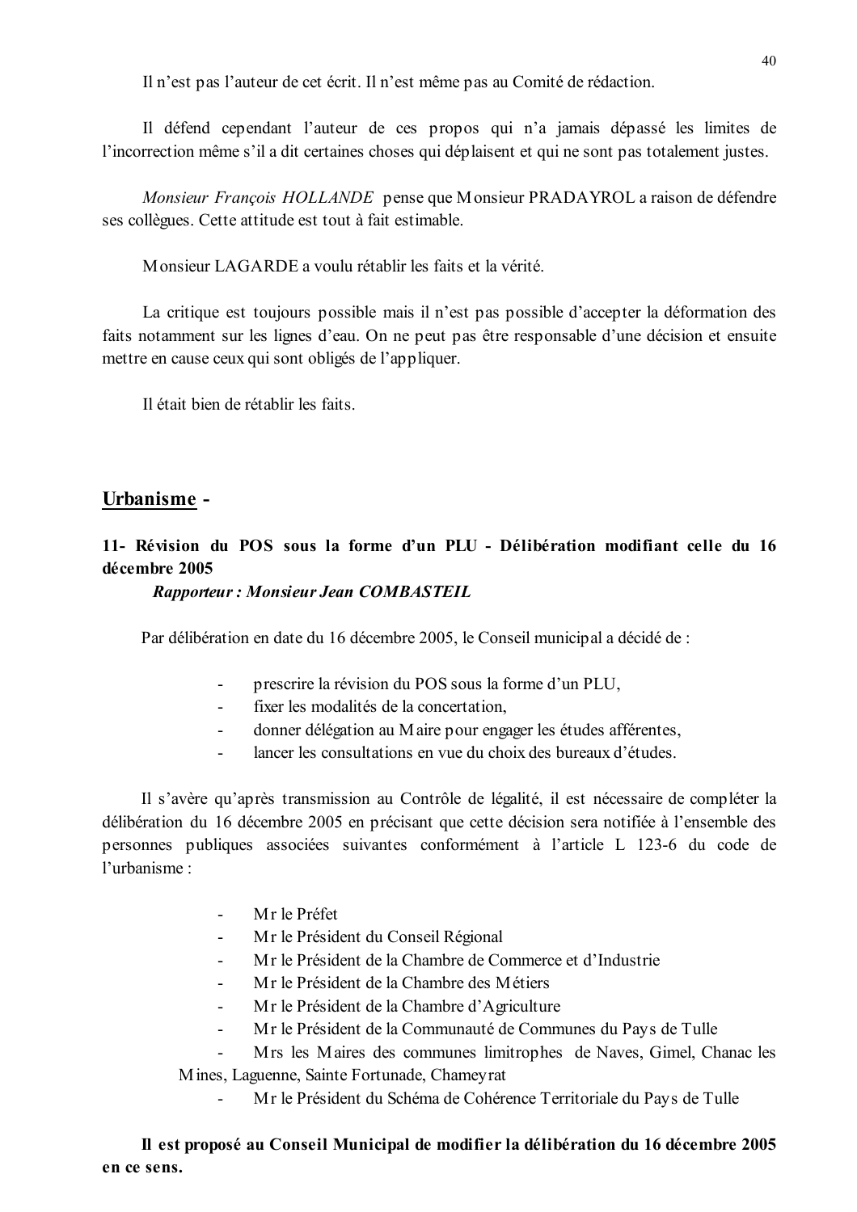Il n'est pas l'auteur de cet écrit. Il n'est même pas au Comité de rédaction.

Il défend cependant l'auteur de ces propos qui n'a jamais dépassé les limites de l'incorrection même s'il a dit certaines choses qui déplaisent et qui ne sont pas totalement justes.

*Monsieur François HOLLANDE* pense que Monsieur PRADAYROL a raison de défendre ses collègues. Cette attitude est tout à fait estimable.

Monsieur LAGARDE a voulu rétablir les faits et la vérité.

La critique est toujours possible mais il n'est pas possible d'accepter la déformation des faits notamment sur les lignes d'eau. On ne peut pas être responsable d'une décision et ensuite mettre en cause ceux qui sont obligés de l'appliquer.

Il était bien de rétablir les faits.

## Urbanisme -

### 11- Révision du POS sous la forme d'un PLU - Délibération modifiant celle du 16 décembre 2005

***Rapporteur : Monsieur Jean COMBASTEIL***

Par délibération en date du 16 décembre 2005, le Conseil municipal a décidé de :

- prescrire la révision du POS sous la forme d'un PLU,
- fixer les modalités de la concertation,
- donner délégation au Maire pour engager les études afférentes,
- lancer les consultations en vue du choix des bureaux d'études.

Il s'avère qu'après transmission au Contrôle de légalité, il est nécessaire de compléter la délibération du 16 décembre 2005 en précisant que cette décision sera notifiée à l'ensemble des personnes publiques associées suivantes conformément à l'article L 123-6 du code de l'urbanisme :

- Mr le Préfet
- Mr le Président du Conseil Régional
- Mr le Président de la Chambre de Commerce et d'Industrie
- Mr le Président de la Chambre des Métiers
- Mr le Président de la Chambre d'Agriculture
- Mr le Président de la Communauté de Communes du Pays de Tulle
- Mrs les Maires des communes limitrophes de Naves, Gimel, Chanac les Mines, Laguenne, Sainte Fortunade, Chameyrat
- Mr le Président du Schéma de Cohérence Territoriale du Pays de Tulle

**Il est proposé au Conseil Municipal de modifier la délibération du 16 décembre 2005 en ce sens.**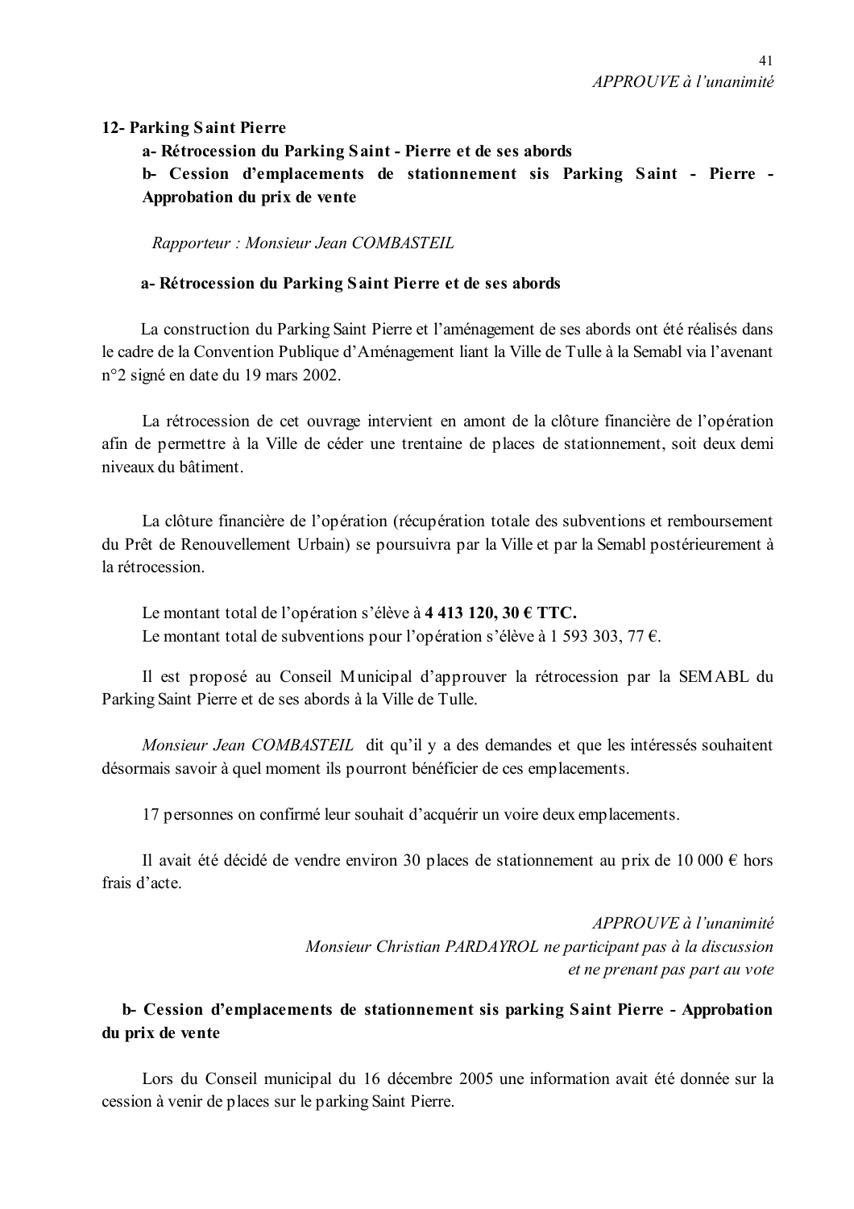*APPROUVE à l'unanimité*

**12- Parking Saint Pierre**

**a- Rétrocession du Parking Saint - Pierre et de ses abords**

**b- Cession d'emplacements de stationnement sis Parking Saint - Pierre - Approbation du prix de vente**

*Rapporteur : Monsieur Jean COMBASTEIL*

**a- Rétrocession du Parking Saint Pierre et de ses abords**

La construction du Parking Saint Pierre et l'aménagement de ses abords ont été réalisés dans le cadre de la Convention Publique d'Aménagement liant la Ville de Tulle à la Semabl via l'avenant n°2 signé en date du 19 mars 2002.

La rétrocession de cet ouvrage intervient en amont de la clôture financière de l'opération afin de permettre à la Ville de céder une trentaine de places de stationnement, soit deux demi niveaux du bâtiment.

La clôture financière de l'opération (récupération totale des subventions et remboursement du Prêt de Renouvellement Urbain) se poursuivra par la Ville et par la Semabl postérieurement à la rétrocession.

Le montant total de l'opération s'élève à **4 413 120, 30 € TTC.**
Le montant total de subventions pour l'opération s'élève à 1 593 303, 77 €.

Il est proposé au Conseil Municipal d'approuver la rétrocession par la SEMABL du Parking Saint Pierre et de ses abords à la Ville de Tulle.

*Monsieur Jean COMBASTEIL* dit qu'il y a des demandes et que les intéressés souhaitent désormais savoir à quel moment ils pourront bénéficier de ces emplacements.

17 personnes on confirmé leur souhait d'acquérir un voire deux emplacements.

Il avait été décidé de vendre environ 30 places de stationnement au prix de 10 000 € hors frais d'acte.

*APPROUVE à l'unanimité*
*Monsieur Christian PARDAYROL ne participant pas à la discussion et ne prenant pas part au vote*

**b- Cession d'emplacements de stationnement sis parking Saint Pierre - Approbation du prix de vente**

Lors du Conseil municipal du 16 décembre 2005 une information avait été donnée sur la cession à venir de places sur le parking Saint Pierre.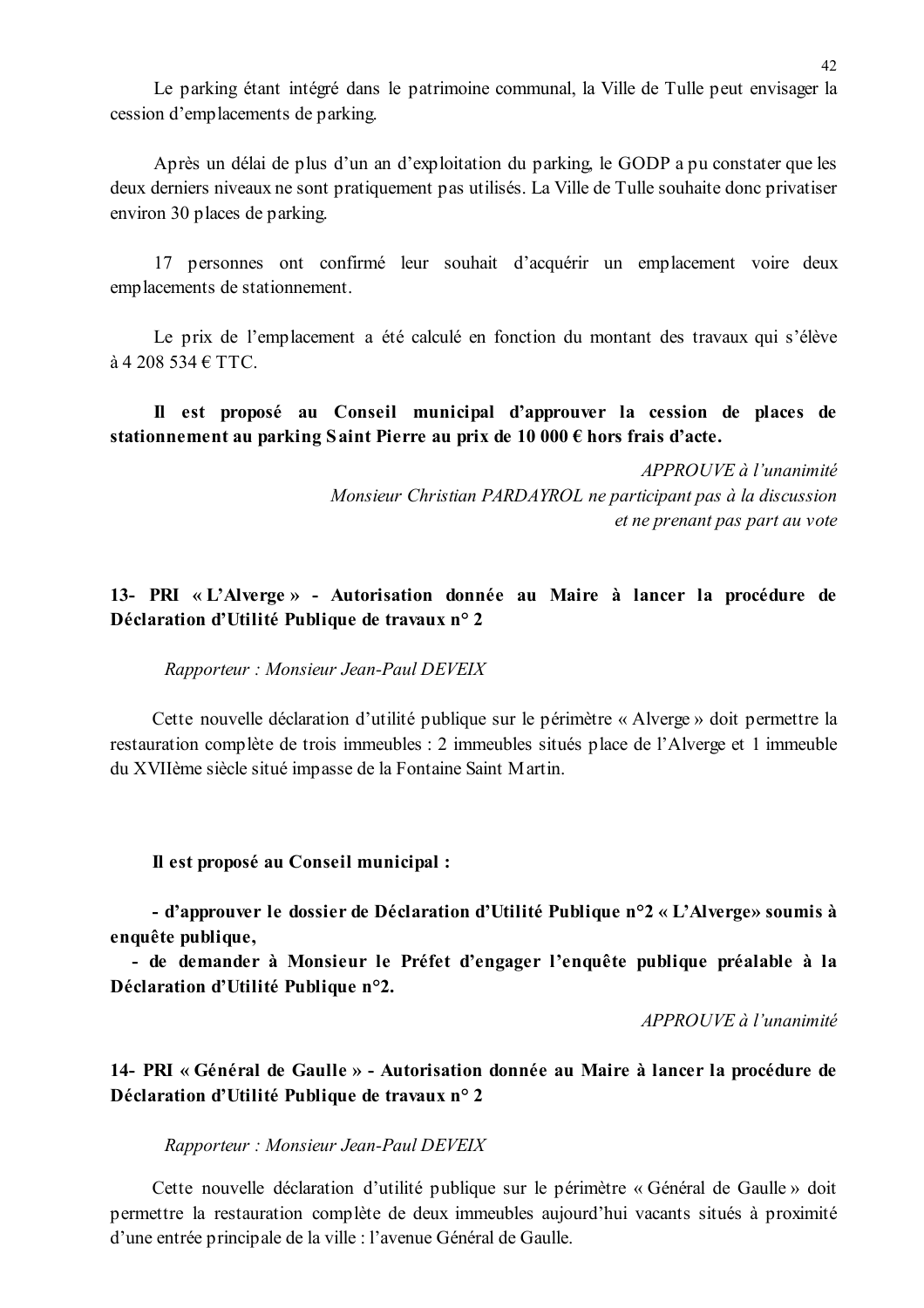Le parking étant intégré dans le patrimoine communal, la Ville de Tulle peut envisager la cession d'emplacements de parking.

Après un délai de plus d'un an d'exploitation du parking, le GODP a pu constater que les deux derniers niveaux ne sont pratiquement pas utilisés. La Ville de Tulle souhaite donc privatiser environ 30 places de parking.

17 personnes ont confirmé leur souhait d'acquérir un emplacement voire deux emplacements de stationnement.

Le prix de l'emplacement a été calculé en fonction du montant des travaux qui s'élève à 4 208 534 € TTC.

**Il est proposé au Conseil municipal d'approuver la cession de places de stationnement au parking Saint Pierre au prix de 10 000 € hors frais d'acte.**

*APPROUVE à l'unanimité*
*Monsieur Christian PARDAYROL ne participant pas à la discussion et ne prenant pas part au vote*

## 13- PRI « L'Alverge » - Autorisation donnée au Maire à lancer la procédure de Déclaration d'Utilité Publique de travaux n° 2

*Rapporteur : Monsieur Jean-Paul DEVEIX*

Cette nouvelle déclaration d'utilité publique sur le périmètre « Alverge » doit permettre la restauration complète de trois immeubles : 2 immeubles situés place de l'Alverge et 1 immeuble du XVIIème siècle situé impasse de la Fontaine Saint Martin.

**Il est proposé au Conseil municipal :**

**- d'approuver le dossier de Déclaration d'Utilité Publique n°2 « L'Alverge» soumis à enquête publique,**

**- de demander à Monsieur le Préfet d'engager l'enquête publique préalable à la Déclaration d'Utilité Publique n°2.**

*APPROUVE à l'unanimité*

## 14- PRI « Général de Gaulle » - Autorisation donnée au Maire à lancer la procédure de Déclaration d'Utilité Publique de travaux n° 2

*Rapporteur : Monsieur Jean-Paul DEVEIX*

Cette nouvelle déclaration d'utilité publique sur le périmètre « Général de Gaulle » doit permettre la restauration complète de deux immeubles aujourd'hui vacants situés à proximité d'une entrée principale de la ville : l'avenue Général de Gaulle.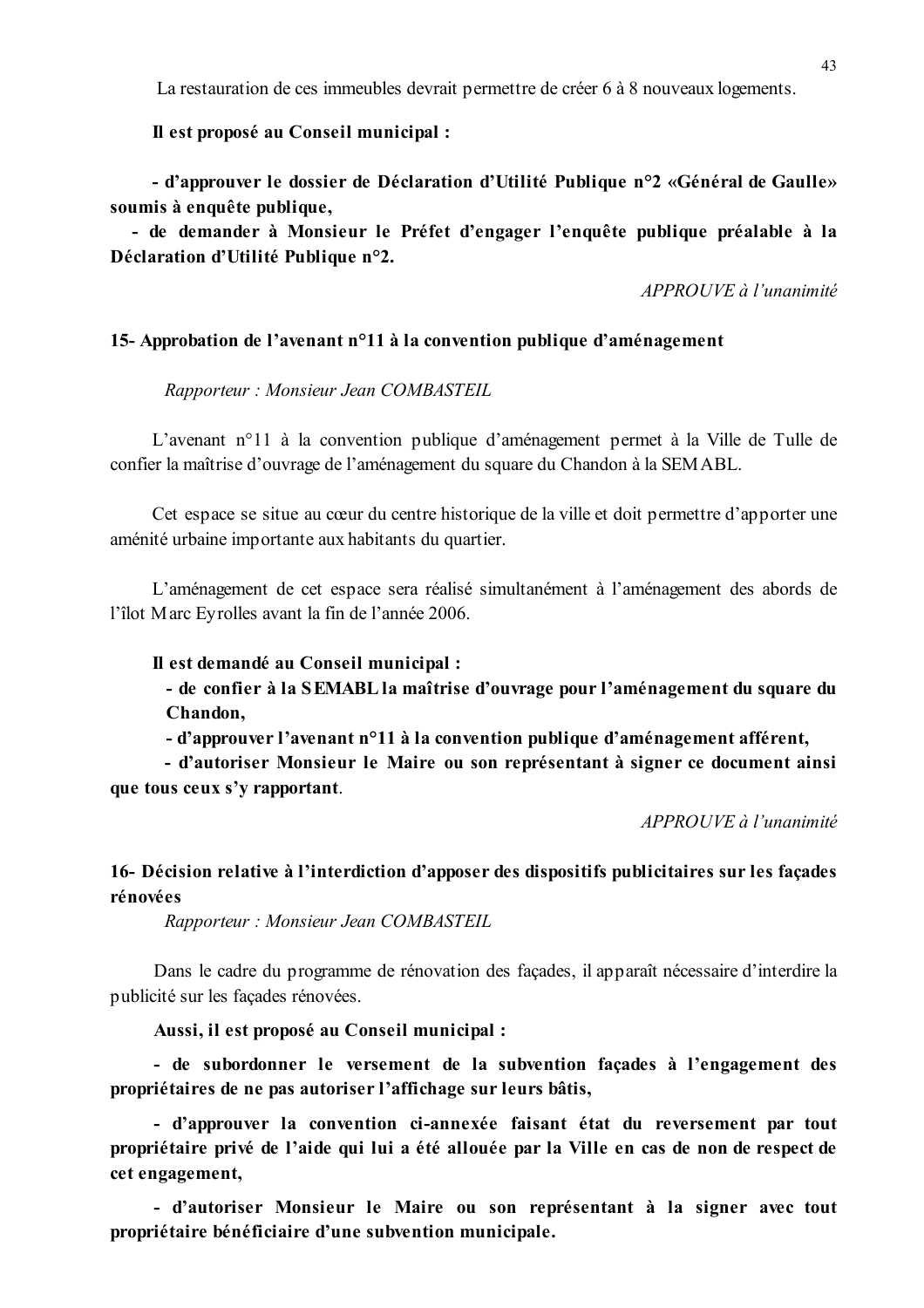La restauration de ces immeubles devrait permettre de créer 6 à 8 nouveaux logements.

**Il est proposé au Conseil municipal :**

**- d'approuver le dossier de Déclaration d'Utilité Publique n°2 «Général de Gaulle» soumis à enquête publique,**

**- de demander à Monsieur le Préfet d'engager l'enquête publique préalable à la Déclaration d'Utilité Publique n°2.**

*APPROUVE à l'unanimité*

**15- Approbation de l'avenant n°11 à la convention publique d'aménagement**

*Rapporteur : Monsieur Jean COMBASTEIL*

L'avenant n°11 à la convention publique d'aménagement permet à la Ville de Tulle de confier la maîtrise d'ouvrage de l'aménagement du square du Chandon à la SEMABL.

Cet espace se situe au cœur du centre historique de la ville et doit permettre d'apporter une aménité urbaine importante aux habitants du quartier.

L'aménagement de cet espace sera réalisé simultanément à l'aménagement des abords de l'îlot Marc Eyrolles avant la fin de l'année 2006.

**Il est demandé au Conseil municipal :**

**- de confier à la SEMABL la maîtrise d'ouvrage pour l'aménagement du square du Chandon,**

**- d'approuver l'avenant n°11 à la convention publique d'aménagement afférent,**

**- d'autoriser Monsieur le Maire ou son représentant à signer ce document ainsi que tous ceux s'y rapportant.**

*APPROUVE à l'unanimité*

**16- Décision relative à l'interdiction d'apposer des dispositifs publicitaires sur les façades rénovées**

*Rapporteur : Monsieur Jean COMBASTEIL*

Dans le cadre du programme de rénovation des façades, il apparaît nécessaire d'interdire la publicité sur les façades rénovées.

**Aussi, il est proposé au Conseil municipal :**

**- de subordonner le versement de la subvention façades à l'engagement des propriétaires de ne pas autoriser l'affichage sur leurs bâtis,**

**- d'approuver la convention ci-annexée faisant état du reversement par tout propriétaire privé de l'aide qui lui a été allouée par la Ville en cas de non de respect de cet engagement,**

**- d'autoriser Monsieur le Maire ou son représentant à la signer avec tout propriétaire bénéficiaire d'une subvention municipale.**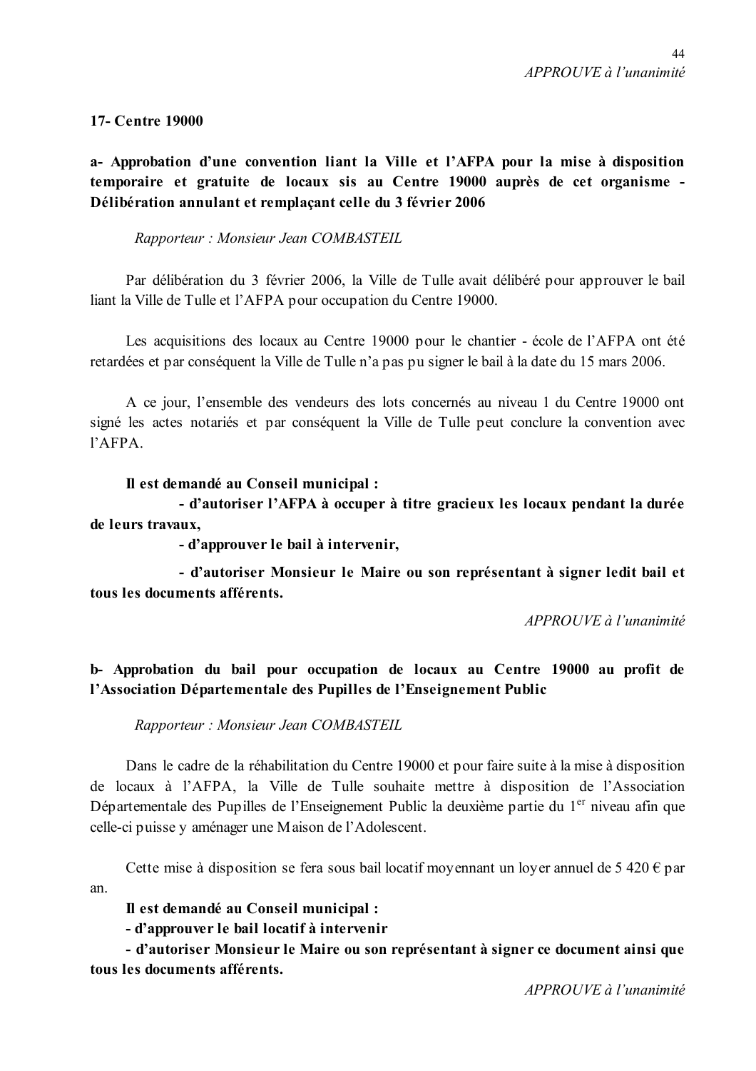*APPROUVE à l'unanimité*

**17- Centre 19000**

**a- Approbation d'une convention liant la Ville et l'AFPA pour la mise à disposition temporaire et gratuite de locaux sis au Centre 19000 auprès de cet organisme - Délibération annulant et remplaçant celle du 3 février 2006**

*Rapporteur : Monsieur Jean COMBASTEIL*

Par délibération du 3 février 2006, la Ville de Tulle avait délibéré pour approuver le bail liant la Ville de Tulle et l'AFPA pour occupation du Centre 19000.

Les acquisitions des locaux au Centre 19000 pour le chantier - école de l'AFPA ont été retardées et par conséquent la Ville de Tulle n'a pas pu signer le bail à la date du 15 mars 2006.

A ce jour, l'ensemble des vendeurs des lots concernés au niveau 1 du Centre 19000 ont signé les actes notariés et par conséquent la Ville de Tulle peut conclure la convention avec l'AFPA.

**Il est demandé au Conseil municipal :**

**- d'autoriser l'AFPA à occuper à titre gracieux les locaux pendant la durée de leurs travaux,**

**- d'approuver le bail à intervenir,**

**- d'autoriser Monsieur le Maire ou son représentant à signer ledit bail et tous les documents afférents.**

*APPROUVE à l'unanimité*

**b- Approbation du bail pour occupation de locaux au Centre 19000 au profit de l'Association Départementale des Pupilles de l'Enseignement Public**

*Rapporteur : Monsieur Jean COMBASTEIL*

Dans le cadre de la réhabilitation du Centre 19000 et pour faire suite à la mise à disposition de locaux à l'AFPA, la Ville de Tulle souhaite mettre à disposition de l'Association Départementale des Pupilles de l'Enseignement Public la deuxième partie du 1er niveau afin que celle-ci puisse y aménager une Maison de l'Adolescent.

Cette mise à disposition se fera sous bail locatif moyennant un loyer annuel de 5 420 € par an.

**Il est demandé au Conseil municipal :**

**- d'approuver le bail locatif à intervenir**

**- d'autoriser Monsieur le Maire ou son représentant à signer ce document ainsi que tous les documents afférents.**

*APPROUVE à l'unanimité*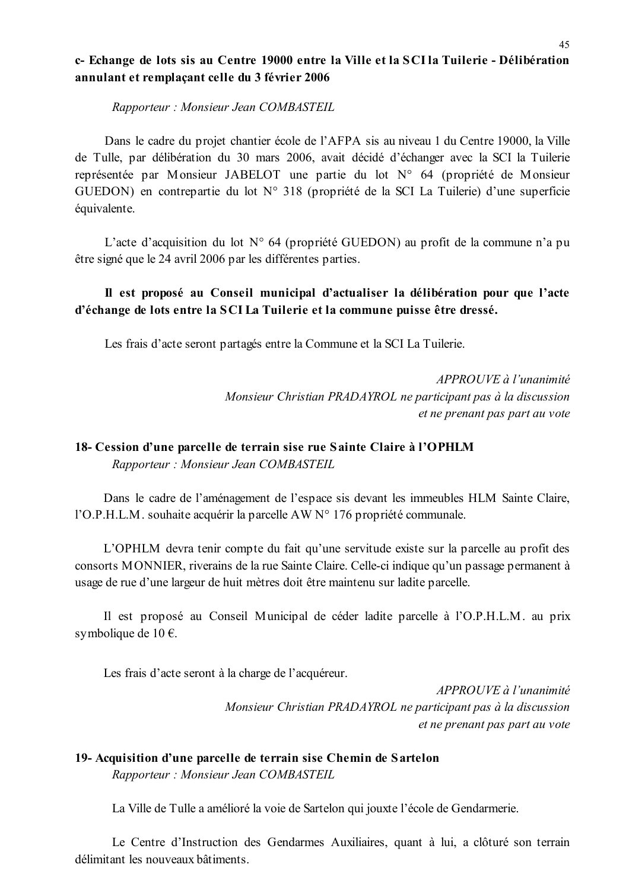**c- Echange de lots sis au Centre 19000 entre la Ville et la SCI la Tuilerie - Délibération annulant et remplaçant celle du 3 février 2006**

*Rapporteur : Monsieur Jean COMBASTEIL*

Dans le cadre du projet chantier école de l'AFPA sis au niveau 1 du Centre 19000, la Ville de Tulle, par délibération du 30 mars 2006, avait décidé d'échanger avec la SCI la Tuilerie représentée par Monsieur JABELOT une partie du lot N° 64 (propriété de Monsieur GUEDON) en contrepartie du lot N° 318 (propriété de la SCI La Tuilerie) d'une superficie équivalente.

L'acte d'acquisition du lot N° 64 (propriété GUEDON) au profit de la commune n'a pu être signé que le 24 avril 2006 par les différentes parties.

**Il est proposé au Conseil municipal d'actualiser la délibération pour que l'acte d'échange de lots entre la SCI La Tuilerie et la commune puisse être dressé.**

Les frais d'acte seront partagés entre la Commune et la SCI La Tuilerie.

*APPROUVE à l'unanimité*
*Monsieur Christian PRADAYROL ne participant pas à la discussion et ne prenant pas part au vote*

## 18- Cession d'une parcelle de terrain sise rue Sainte Claire à l'OPHLM

*Rapporteur : Monsieur Jean COMBASTEIL*

Dans le cadre de l'aménagement de l'espace sis devant les immeubles HLM Sainte Claire, l'O.P.H.L.M. souhaite acquérir la parcelle AW N° 176 propriété communale.

L'OPHLM devra tenir compte du fait qu'une servitude existe sur la parcelle au profit des consorts MONNIER, riverains de la rue Sainte Claire. Celle-ci indique qu'un passage permanent à usage de rue d'une largeur de huit mètres doit être maintenu sur ladite parcelle.

Il est proposé au Conseil Municipal de céder ladite parcelle à l'O.P.H.L.M. au prix symbolique de 10 €.

Les frais d'acte seront à la charge de l'acquéreur.

*APPROUVE à l'unanimité*
*Monsieur Christian PRADAYROL ne participant pas à la discussion et ne prenant pas part au vote*

## 19- Acquisition d'une parcelle de terrain sise Chemin de Sartelon

*Rapporteur : Monsieur Jean COMBASTEIL*

La Ville de Tulle a amélioré la voie de Sartelon qui jouxte l'école de Gendarmerie.

Le Centre d'Instruction des Gendarmes Auxiliaires, quant à lui, a clôturé son terrain délimitant les nouveaux bâtiments.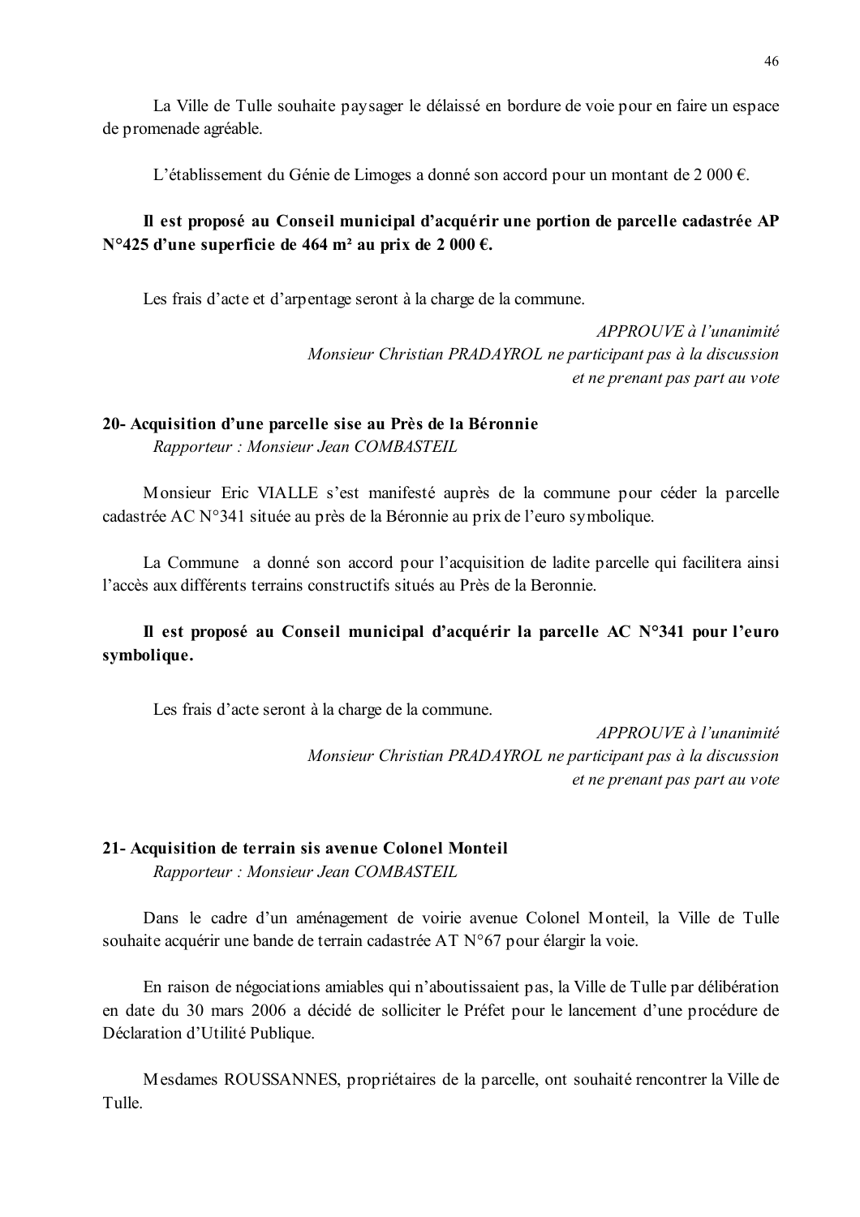La Ville de Tulle souhaite paysager le délaissé en bordure de voie pour en faire un espace de promenade agréable.

L'établissement du Génie de Limoges a donné son accord pour un montant de 2 000 €.

**Il est proposé au Conseil municipal d'acquérir une portion de parcelle cadastrée AP N°425 d'une superficie de 464 m² au prix de 2 000 €.**

Les frais d'acte et d'arpentage seront à la charge de la commune.

*APPROUVE à l'unanimité*
*Monsieur Christian PRADAYROL ne participant pas à la discussion et ne prenant pas part au vote*

**20- Acquisition d'une parcelle sise au Près de la Béronnie**
*Rapporteur : Monsieur Jean COMBASTEIL*

Monsieur Eric VIALLE s'est manifesté auprès de la commune pour céder la parcelle cadastrée AC N°341 située au près de la Béronnie au prix de l'euro symbolique.

La Commune a donné son accord pour l'acquisition de ladite parcelle qui facilitera ainsi l'accès aux différents terrains constructifs situés au Près de la Beronnie.

**Il est proposé au Conseil municipal d'acquérir la parcelle AC N°341 pour l'euro symbolique.**

Les frais d'acte seront à la charge de la commune.

*APPROUVE à l'unanimité*
*Monsieur Christian PRADAYROL ne participant pas à la discussion et ne prenant pas part au vote*

**21- Acquisition de terrain sis avenue Colonel Monteil**
*Rapporteur : Monsieur Jean COMBASTEIL*

Dans le cadre d'un aménagement de voirie avenue Colonel Monteil, la Ville de Tulle souhaite acquérir une bande de terrain cadastrée AT N°67 pour élargir la voie.

En raison de négociations amiables qui n'aboutissaient pas, la Ville de Tulle par délibération en date du 30 mars 2006 a décidé de solliciter le Préfet pour le lancement d'une procédure de Déclaration d'Utilité Publique.

Mesdames ROUSSANNES, propriétaires de la parcelle, ont souhaité rencontrer la Ville de Tulle.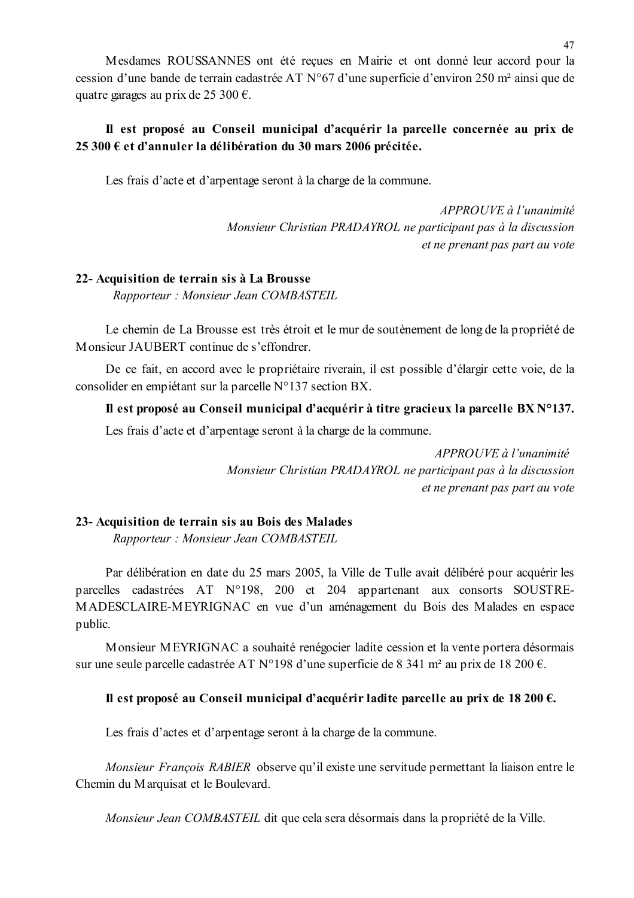Mesdames ROUSSANNES ont été reçues en Mairie et ont donné leur accord pour la cession d'une bande de terrain cadastrée AT N°67 d'une superficie d'environ 250 m² ainsi que de quatre garages au prix de 25 300 €.

**Il est proposé au Conseil municipal d'acquérir la parcelle concernée au prix de 25 300 € et d'annuler la délibération du 30 mars 2006 précitée.**

Les frais d'acte et d'arpentage seront à la charge de la commune.

*APPROUVE à l'unanimité*
*Monsieur Christian PRADAYROL ne participant pas à la discussion et ne prenant pas part au vote*

**22- Acquisition de terrain sis à La Brousse**
*Rapporteur : Monsieur Jean COMBASTEIL*

Le chemin de La Brousse est très étroit et le mur de soutènement de long de la propriété de Monsieur JAUBERT continue de s'effondrer.

De ce fait, en accord avec le propriétaire riverain, il est possible d'élargir cette voie, de la consolider en empiétant sur la parcelle N°137 section BX.

**Il est proposé au Conseil municipal d'acquérir à titre gracieux la parcelle BX N°137.**

Les frais d'acte et d'arpentage seront à la charge de la commune.

*APPROUVE à l'unanimité*
*Monsieur Christian PRADAYROL ne participant pas à la discussion et ne prenant pas part au vote*

**23- Acquisition de terrain sis au Bois des Malades**
*Rapporteur : Monsieur Jean COMBASTEIL*

Par délibération en date du 25 mars 2005, la Ville de Tulle avait délibéré pour acquérir les parcelles cadastrées AT N°198, 200 et 204 appartenant aux consorts SOUSTRE-MADESCLAIRE-MEYRIGNAC en vue d'un aménagement du Bois des Malades en espace public.

Monsieur MEYRIGNAC a souhaité renégocier ladite cession et la vente portera désormais sur une seule parcelle cadastrée AT N°198 d'une superficie de 8 341 m² au prix de 18 200 €.

**Il est proposé au Conseil municipal d'acquérir ladite parcelle au prix de 18 200 €.**

Les frais d'actes et d'arpentage seront à la charge de la commune.

*Monsieur François RABIER* observe qu'il existe une servitude permettant la liaison entre le Chemin du Marquisat et le Boulevard.

*Monsieur Jean COMBASTEIL* dit que cela sera désormais dans la propriété de la Ville.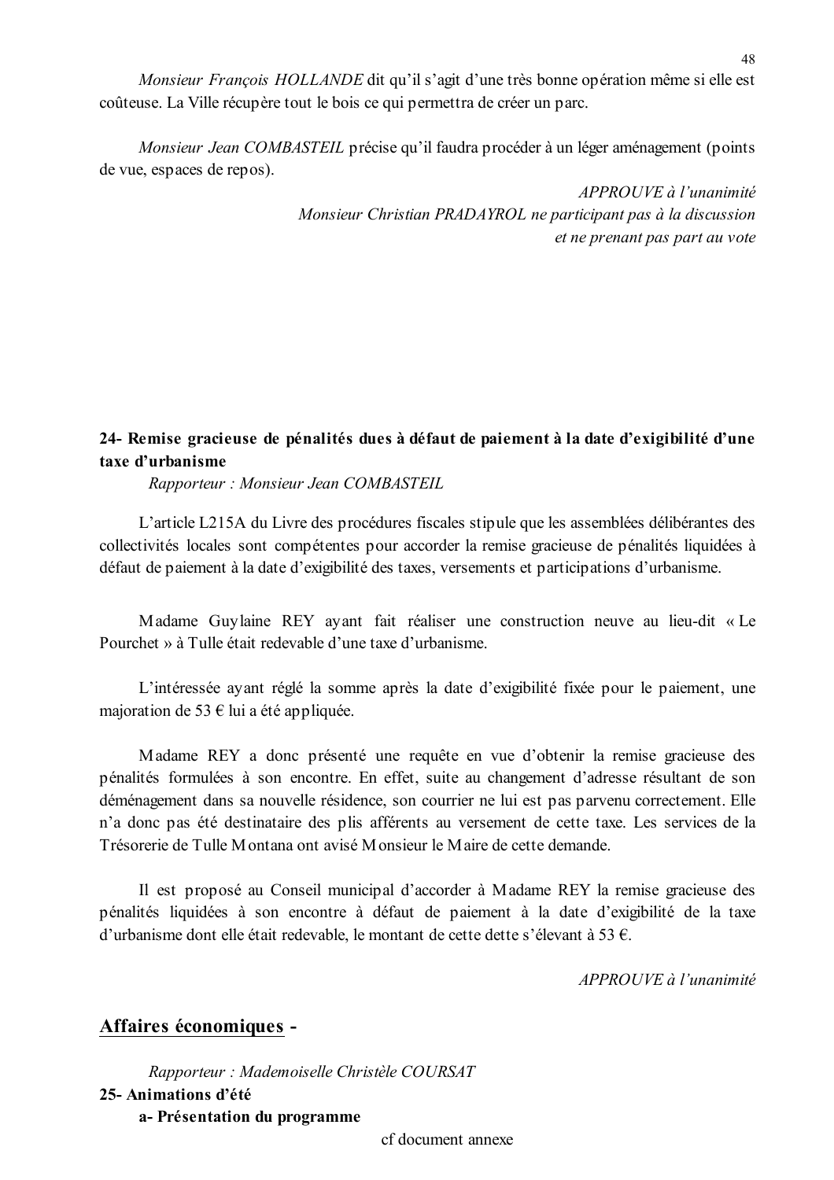*Monsieur François HOLLANDE* dit qu'il s'agit d'une très bonne opération même si elle est coûteuse. La Ville récupère tout le bois ce qui permettra de créer un parc.

*Monsieur Jean COMBASTEIL* précise qu'il faudra procéder à un léger aménagement (points de vue, espaces de repos).

*APPROUVE à l'unanimité*
*Monsieur Christian PRADAYROL ne participant pas à la discussion et ne prenant pas part au vote*

**24- Remise gracieuse de pénalités dues à défaut de paiement à la date d'exigibilité d'une taxe d'urbanisme**

*Rapporteur : Monsieur Jean COMBASTEIL*

L'article L215A du Livre des procédures fiscales stipule que les assemblées délibérantes des collectivités locales sont compétentes pour accorder la remise gracieuse de pénalités liquidées à défaut de paiement à la date d'exigibilité des taxes, versements et participations d'urbanisme.

Madame Guylaine REY ayant fait réaliser une construction neuve au lieu-dit « Le Pourchet » à Tulle était redevable d'une taxe d'urbanisme.

L'intéressée ayant réglé la somme après la date d'exigibilité fixée pour le paiement, une majoration de 53 € lui a été appliquée.

Madame REY a donc présenté une requête en vue d'obtenir la remise gracieuse des pénalités formulées à son encontre. En effet, suite au changement d'adresse résultant de son déménagement dans sa nouvelle résidence, son courrier ne lui est pas parvenu correctement. Elle n'a donc pas été destinataire des plis afférents au versement de cette taxe. Les services de la Trésorerie de Tulle Montana ont avisé Monsieur le Maire de cette demande.

Il est proposé au Conseil municipal d'accorder à Madame REY la remise gracieuse des pénalités liquidées à son encontre à défaut de paiement à la date d'exigibilité de la taxe d'urbanisme dont elle était redevable, le montant de cette dette s'élevant à 53 €.

*APPROUVE à l'unanimité*

## Affaires économiques -

*Rapporteur : Mademoiselle Christèle COURSAT*

**25- Animations d'été**

**a- Présentation du programme**

cf document annexe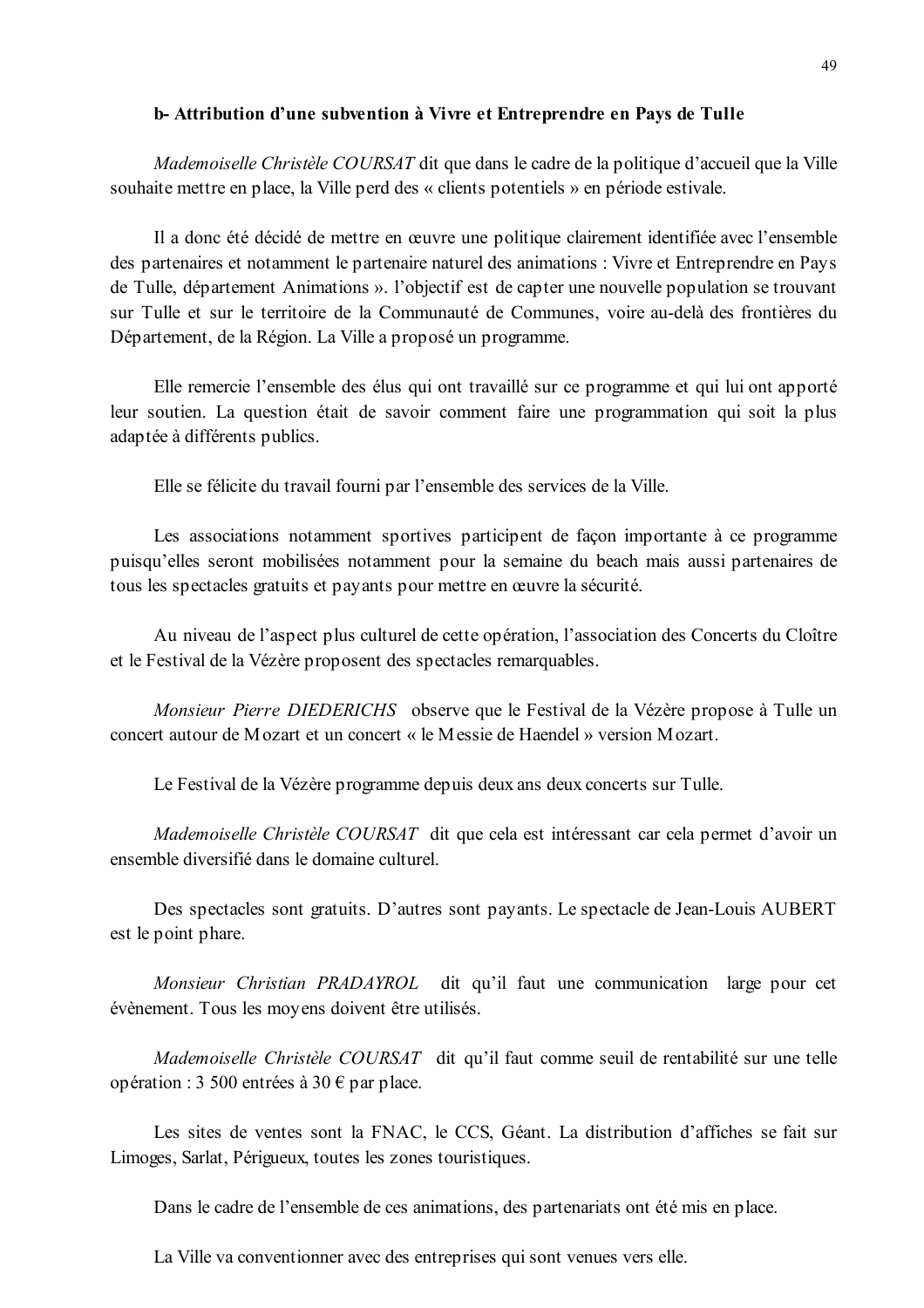**b- Attribution d'une subvention à Vivre et Entreprendre en Pays de Tulle**

*Mademoiselle Christèle COURSAT* dit que dans le cadre de la politique d'accueil que la Ville souhaite mettre en place, la Ville perd des « clients potentiels » en période estivale.

Il a donc été décidé de mettre en œuvre une politique clairement identifiée avec l'ensemble des partenaires et notamment le partenaire naturel des animations : Vivre et Entreprendre en Pays de Tulle, département Animations ». l'objectif est de capter une nouvelle population se trouvant sur Tulle et sur le territoire de la Communauté de Communes, voire au-delà des frontières du Département, de la Région. La Ville a proposé un programme.

Elle remercie l'ensemble des élus qui ont travaillé sur ce programme et qui lui ont apporté leur soutien. La question était de savoir comment faire une programmation qui soit la plus adaptée à différents publics.

Elle se félicite du travail fourni par l'ensemble des services de la Ville.

Les associations notamment sportives participent de façon importante à ce programme puisqu'elles seront mobilisées notamment pour la semaine du beach mais aussi partenaires de tous les spectacles gratuits et payants pour mettre en œuvre la sécurité.

Au niveau de l'aspect plus culturel de cette opération, l'association des Concerts du Cloître et le Festival de la Vézère proposent des spectacles remarquables.

*Monsieur Pierre DIEDERICHS* observe que le Festival de la Vézère propose à Tulle un concert autour de Mozart et un concert « le Messie de Haendel » version Mozart.

Le Festival de la Vézère programme depuis deux ans deux concerts sur Tulle.

*Mademoiselle Christèle COURSAT* dit que cela est intéressant car cela permet d'avoir un ensemble diversifié dans le domaine culturel.

Des spectacles sont gratuits. D'autres sont payants. Le spectacle de Jean-Louis AUBERT est le point phare.

*Monsieur Christian PRADAYROL* dit qu'il faut une communication large pour cet évènement. Tous les moyens doivent être utilisés.

*Mademoiselle Christèle COURSAT* dit qu'il faut comme seuil de rentabilité sur une telle opération : 3 500 entrées à 30 € par place.

Les sites de ventes sont la FNAC, le CCS, Géant. La distribution d'affiches se fait sur Limoges, Sarlat, Périgueux, toutes les zones touristiques.

Dans le cadre de l'ensemble de ces animations, des partenariats ont été mis en place.

La Ville va conventionner avec des entreprises qui sont venues vers elle.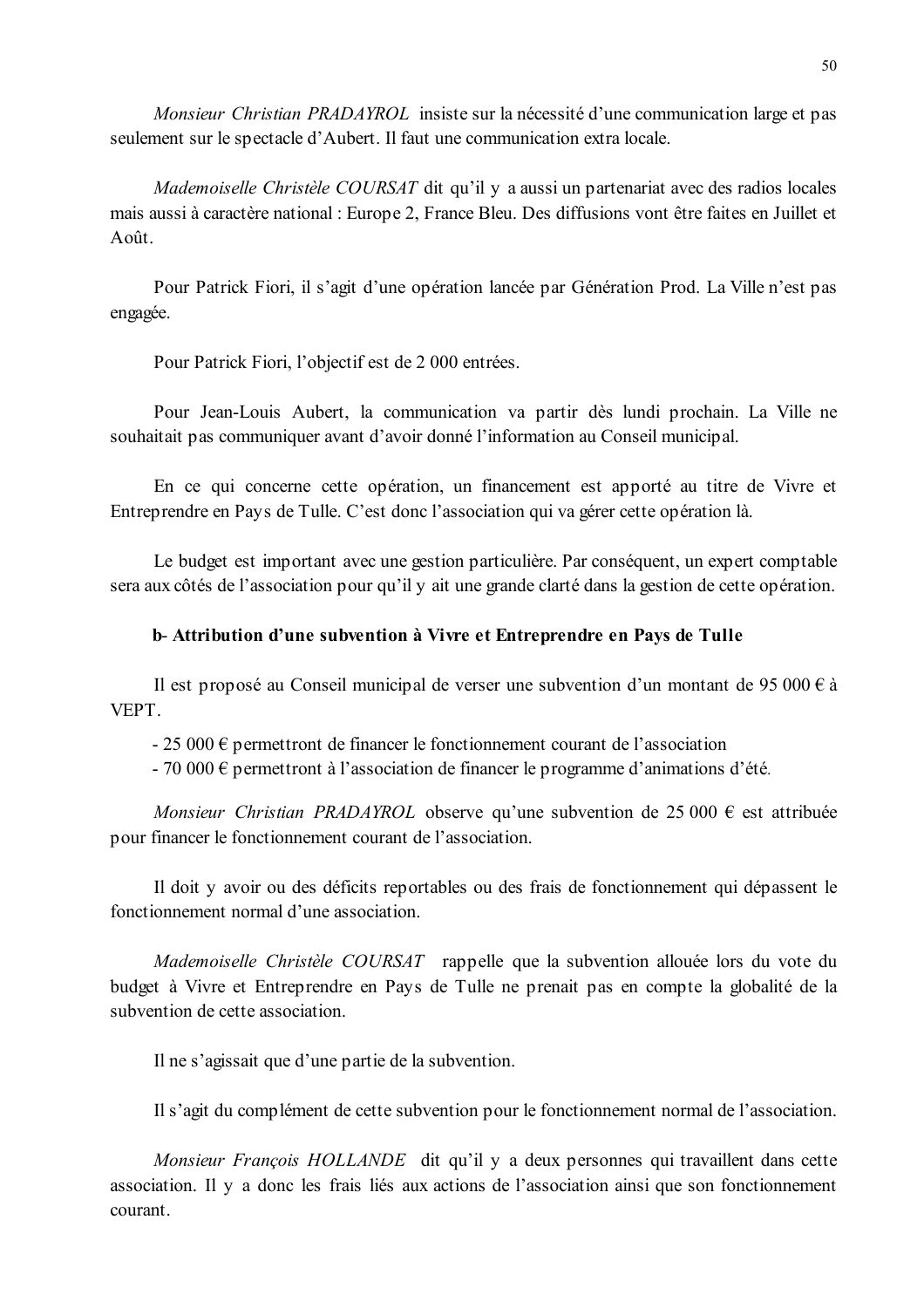*Monsieur Christian PRADAYROL* insiste sur la nécessité d'une communication large et pas seulement sur le spectacle d'Aubert. Il faut une communication extra locale.

*Mademoiselle Christèle COURSAT* dit qu'il y a aussi un partenariat avec des radios locales mais aussi à caractère national : Europe 2, France Bleu. Des diffusions vont être faites en Juillet et Août.

Pour Patrick Fiori, il s'agit d'une opération lancée par Génération Prod. La Ville n'est pas engagée.

Pour Patrick Fiori, l'objectif est de 2 000 entrées.

Pour Jean-Louis Aubert, la communication va partir dès lundi prochain. La Ville ne souhaitait pas communiquer avant d'avoir donné l'information au Conseil municipal.

En ce qui concerne cette opération, un financement est apporté au titre de Vivre et Entreprendre en Pays de Tulle. C'est donc l'association qui va gérer cette opération là.

Le budget est important avec une gestion particulière. Par conséquent, un expert comptable sera aux côtés de l'association pour qu'il y ait une grande clarté dans la gestion de cette opération.

**b- Attribution d'une subvention à Vivre et Entreprendre en Pays de Tulle**

Il est proposé au Conseil municipal de verser une subvention d'un montant de 95 000 € à VEPT.

- 25 000 € permettront de financer le fonctionnement courant de l'association
- 70 000 € permettront à l'association de financer le programme d'animations d'été.

*Monsieur Christian PRADAYROL* observe qu'une subvention de 25 000 € est attribuée pour financer le fonctionnement courant de l'association.

Il doit y avoir ou des déficits reportables ou des frais de fonctionnement qui dépassent le fonctionnement normal d'une association.

*Mademoiselle Christèle COURSAT* rappelle que la subvention allouée lors du vote du budget à Vivre et Entreprendre en Pays de Tulle ne prenait pas en compte la globalité de la subvention de cette association.

Il ne s'agissait que d'une partie de la subvention.

Il s'agit du complément de cette subvention pour le fonctionnement normal de l'association.

*Monsieur François HOLLANDE* dit qu'il y a deux personnes qui travaillent dans cette association. Il y a donc les frais liés aux actions de l'association ainsi que son fonctionnement courant.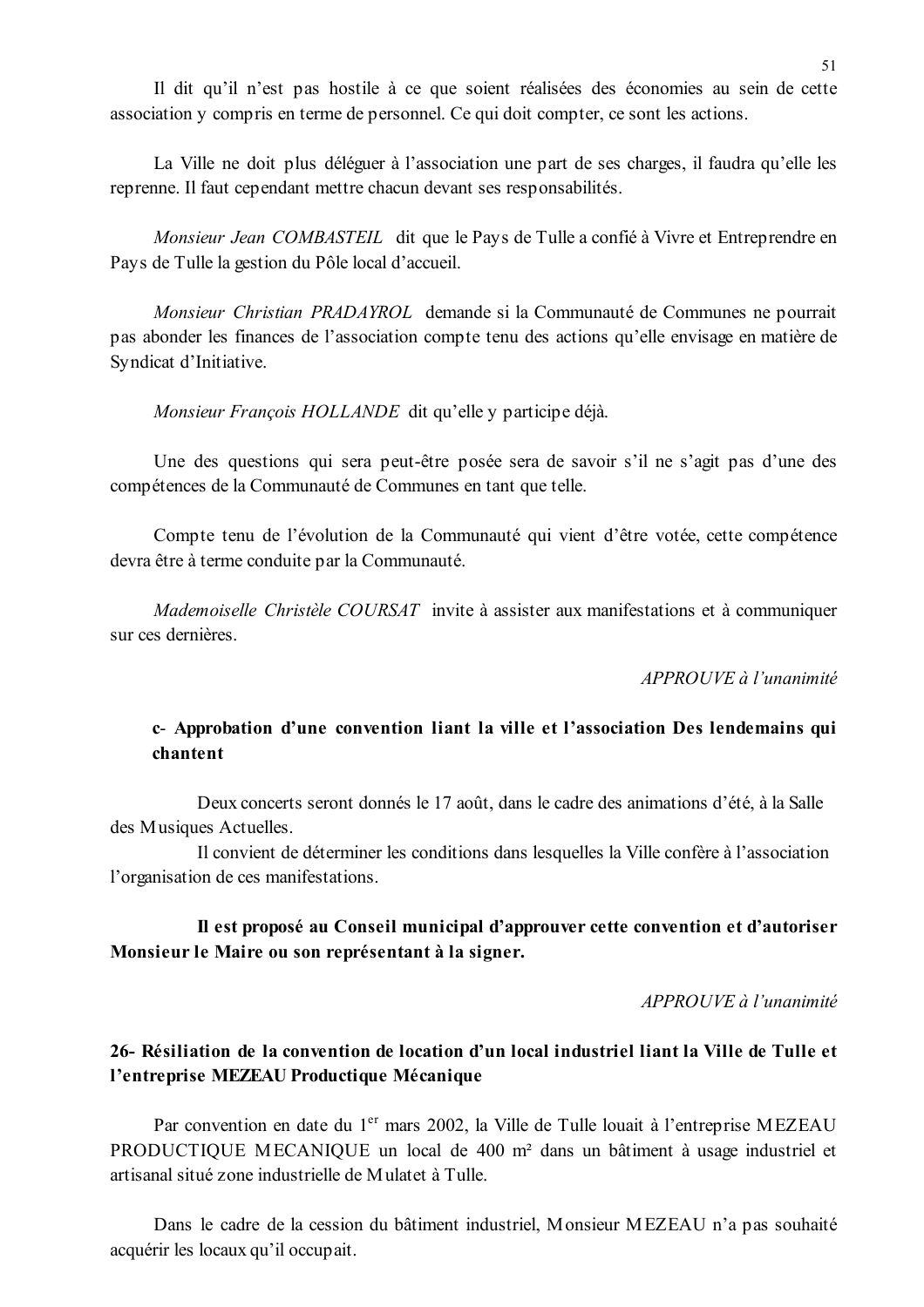Il dit qu'il n'est pas hostile à ce que soient réalisées des économies au sein de cette association y compris en terme de personnel. Ce qui doit compter, ce sont les actions.

La Ville ne doit plus déléguer à l'association une part de ses charges, il faudra qu'elle les reprenne. Il faut cependant mettre chacun devant ses responsabilités.

*Monsieur Jean COMBASTEIL* dit que le Pays de Tulle a confié à Vivre et Entreprendre en Pays de Tulle la gestion du Pôle local d'accueil.

*Monsieur Christian PRADAYROL* demande si la Communauté de Communes ne pourrait pas abonder les finances de l'association compte tenu des actions qu'elle envisage en matière de Syndicat d'Initiative.

*Monsieur François HOLLANDE* dit qu'elle y participe déjà.

Une des questions qui sera peut-être posée sera de savoir s'il ne s'agit pas d'une des compétences de la Communauté de Communes en tant que telle.

Compte tenu de l'évolution de la Communauté qui vient d'être votée, cette compétence devra être à terme conduite par la Communauté.

*Mademoiselle Christèle COURSAT* invite à assister aux manifestations et à communiquer sur ces dernières.

*APPROUVE à l'unanimité*

**c- Approbation d'une convention liant la ville et l'association Des lendemains qui chantent**

Deux concerts seront donnés le 17 août, dans le cadre des animations d'été, à la Salle des Musiques Actuelles.

Il convient de déterminer les conditions dans lesquelles la Ville confère à l'association l'organisation de ces manifestations.

**Il est proposé au Conseil municipal d'approuver cette convention et d'autoriser Monsieur le Maire ou son représentant à la signer.**

*APPROUVE à l'unanimité*

## 26- Résiliation de la convention de location d'un local industriel liant la Ville de Tulle et l'entreprise MEZEAU Productique Mécanique

Par convention en date du 1er mars 2002, la Ville de Tulle louait à l'entreprise MEZEAU PRODUCTIQUE MECANIQUE un local de 400 m² dans un bâtiment à usage industriel et artisanal situé zone industrielle de Mulatet à Tulle.

Dans le cadre de la cession du bâtiment industriel, Monsieur MEZEAU n'a pas souhaité acquérir les locaux qu'il occupait.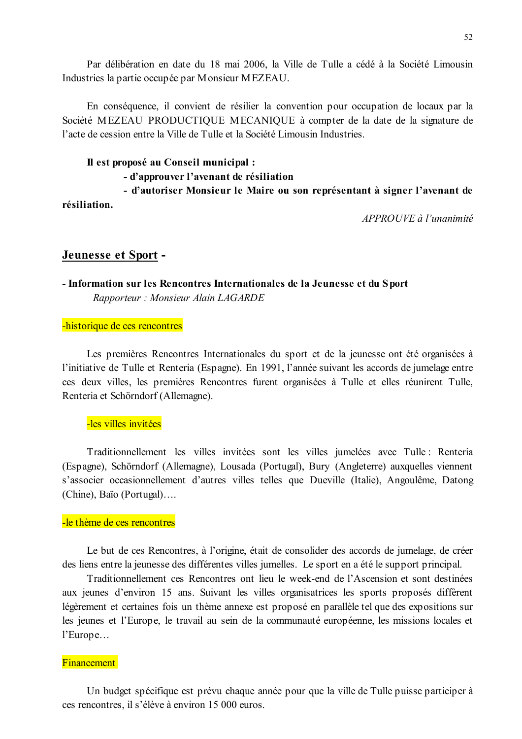Par délibération en date du 18 mai 2006, la Ville de Tulle a cédé à la Société Limousin Industries la partie occupée par Monsieur MEZEAU.

En conséquence, il convient de résilier la convention pour occupation de locaux par la Société MEZEAU PRODUCTIQUE MECANIQUE à compter de la date de la signature de l'acte de cession entre la Ville de Tulle et la Société Limousin Industries.

**Il est proposé au Conseil municipal :**

- **d'approuver l'avenant de résiliation**
- **d'autoriser Monsieur le Maire ou son représentant à signer l'avenant de résiliation.**

*APPROUVE à l'unanimité*

## Jeunesse et Sport -

**- Information sur les Rencontres Internationales de la Jeunesse et du Sport**

*Rapporteur : Monsieur Alain LAGARDE*

-historique de ces rencontres

Les premières Rencontres Internationales du sport et de la jeunesse ont été organisées à l'initiative de Tulle et Renteria (Espagne). En 1991, l'année suivant les accords de jumelage entre ces deux villes, les premières Rencontres furent organisées à Tulle et elles réunirent Tulle, Renteria et Schörndorf (Allemagne).

-les villes invitées

Traditionnellement les villes invitées sont les villes jumelées avec Tulle : Renteria (Espagne), Schörndorf (Allemagne), Lousada (Portugal), Bury (Angleterre) auxquelles viennent s'associer occasionnellement d'autres villes telles que Dueville (Italie), Angoulême, Datong (Chine), Baïo (Portugal)….

-le thème de ces rencontres

Le but de ces Rencontres, à l'origine, était de consolider des accords de jumelage, de créer des liens entre la jeunesse des différentes villes jumelles. Le sport en a été le support principal.

Traditionnellement ces Rencontres ont lieu le week-end de l'Ascension et sont destinées aux jeunes d'environ 15 ans. Suivant les villes organisatrices les sports proposés diffèrent légèrement et certaines fois un thème annexe est proposé en parallèle tel que des expositions sur les jeunes et l'Europe, le travail au sein de la communauté européenne, les missions locales et l'Europe…

Financement

Un budget spécifique est prévu chaque année pour que la ville de Tulle puisse participer à ces rencontres, il s'élève à environ 15 000 euros.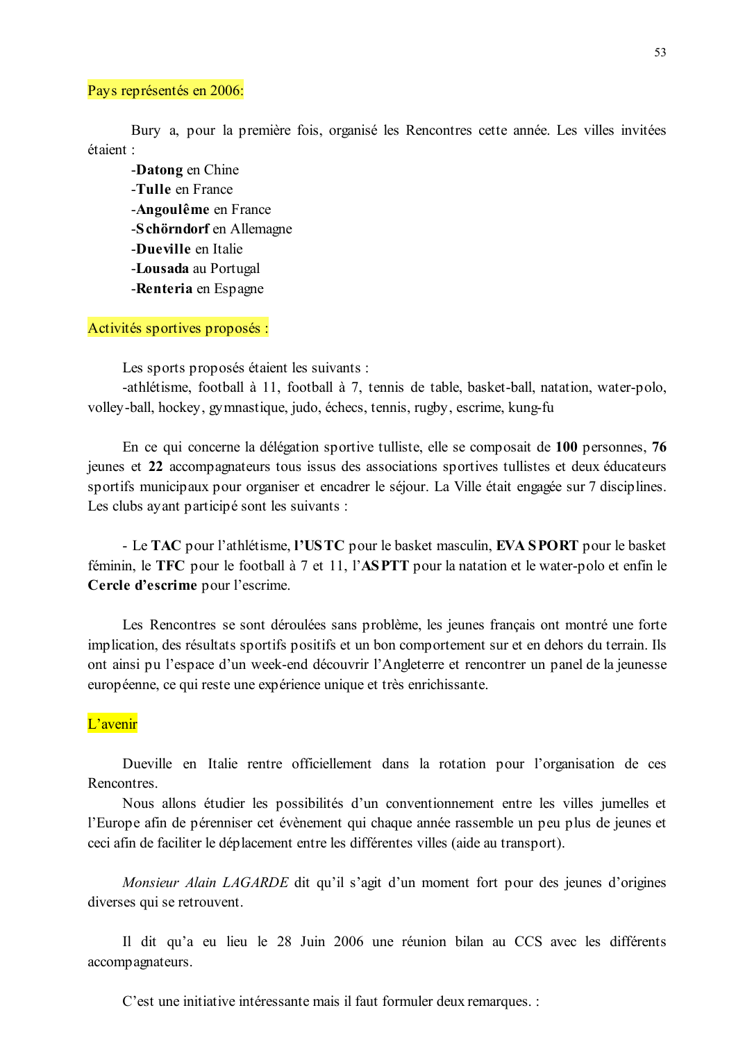Pays représentés en 2006:

Bury a, pour la première fois, organisé les Rencontres cette année. Les villes invitées étaient :

-**Datong** en Chine
-**Tulle** en France
-**Angoulême** en France
-**Schörndorf** en Allemagne
-**Dueville** en Italie
-**Lousada** au Portugal
-**Renteria** en Espagne

Activités sportives proposés :

Les sports proposés étaient les suivants :
-athlétisme, football à 11, football à 7, tennis de table, basket-ball, natation, water-polo, volley-ball, hockey, gymnastique, judo, échecs, tennis, rugby, escrime, kung-fu

En ce qui concerne la délégation sportive tulliste, elle se composait de **100** personnes, **76** jeunes et **22** accompagnateurs tous issus des associations sportives tullistes et deux éducateurs sportifs municipaux pour organiser et encadrer le séjour. La Ville était engagée sur 7 disciplines. Les clubs ayant participé sont les suivants :

- Le **TAC** pour l'athlétisme, **l'USTC** pour le basket masculin, **EVA SPORT** pour le basket féminin, le **TFC** pour le football à 7 et 11, l'**ASPTT** pour la natation et le water-polo et enfin le **Cercle d'escrime** pour l'escrime.

Les Rencontres se sont déroulées sans problème, les jeunes français ont montré une forte implication, des résultats sportifs positifs et un bon comportement sur et en dehors du terrain. Ils ont ainsi pu l'espace d'un week-end découvrir l'Angleterre et rencontrer un panel de la jeunesse européenne, ce qui reste une expérience unique et très enrichissante.

L'avenir

Dueville en Italie rentre officiellement dans la rotation pour l'organisation de ces Rencontres.

Nous allons étudier les possibilités d'un conventionnement entre les villes jumelles et l'Europe afin de pérenniser cet évènement qui chaque année rassemble un peu plus de jeunes et ceci afin de faciliter le déplacement entre les différentes villes (aide au transport).

*Monsieur Alain LAGARDE* dit qu'il s'agit d'un moment fort pour des jeunes d'origines diverses qui se retrouvent.

Il dit qu'a eu lieu le 28 Juin 2006 une réunion bilan au CCS avec les différents accompagnateurs.

C'est une initiative intéressante mais il faut formuler deux remarques. :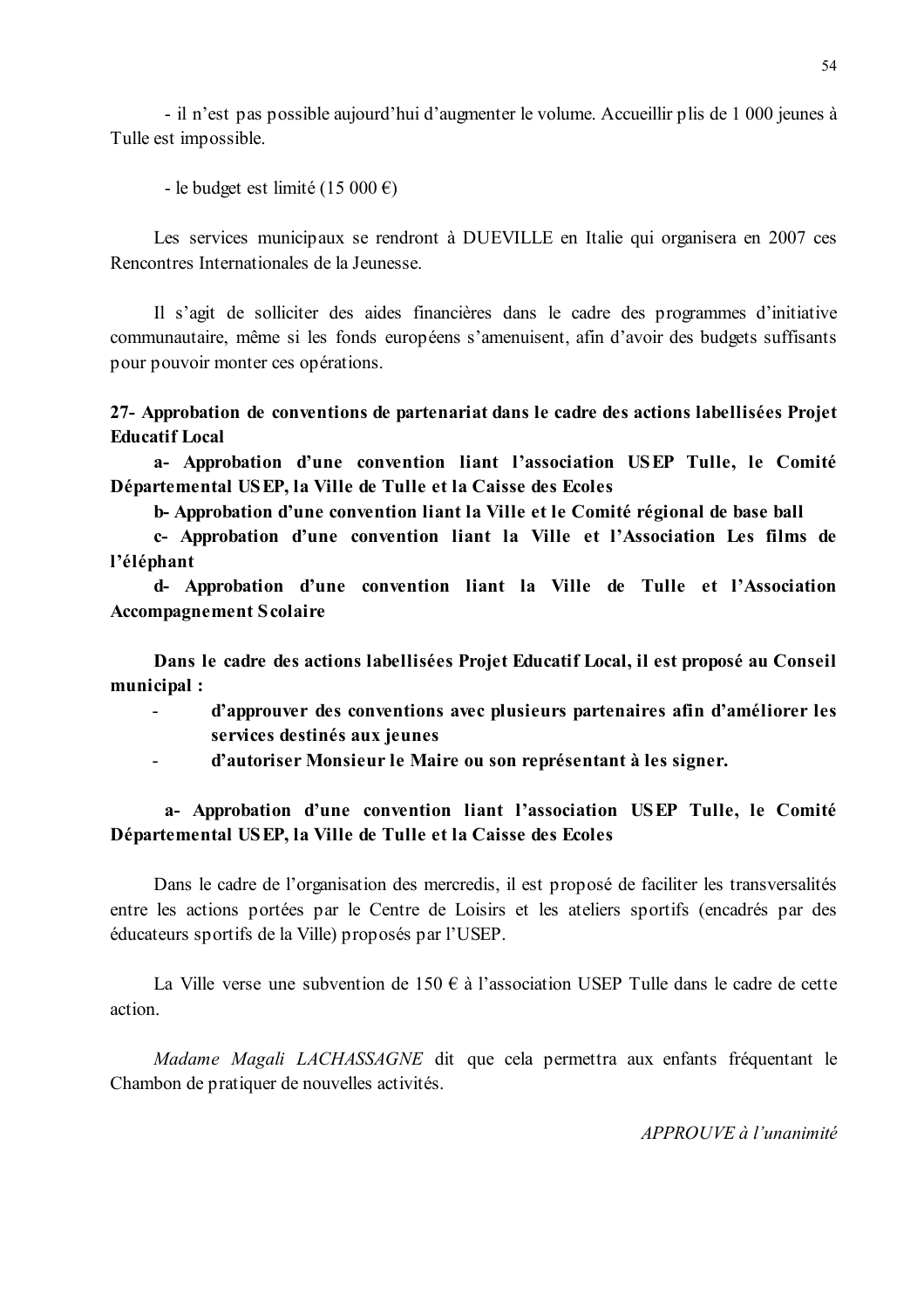- il n'est pas possible aujourd'hui d'augmenter le volume. Accueillir plis de 1 000 jeunes à Tulle est impossible.

- le budget est limité (15 000 €)

Les services municipaux se rendront à DUEVILLE en Italie qui organisera en 2007 ces Rencontres Internationales de la Jeunesse.

Il s'agit de solliciter des aides financières dans le cadre des programmes d'initiative communautaire, même si les fonds européens s'amenuisent, afin d'avoir des budgets suffisants pour pouvoir monter ces opérations.

**27- Approbation de conventions de partenariat dans le cadre des actions labellisées Projet Educatif Local**

**a- Approbation d'une convention liant l'association USEP Tulle, le Comité Départemental USEP, la Ville de Tulle et la Caisse des Ecoles**

**b- Approbation d'une convention liant la Ville et le Comité régional de base ball**

**c- Approbation d'une convention liant la Ville et l'Association Les films de l'éléphant**

**d- Approbation d'une convention liant la Ville de Tulle et l'Association Accompagnement Scolaire**

**Dans le cadre des actions labellisées Projet Educatif Local, il est proposé au Conseil municipal :**

- **d'approuver des conventions avec plusieurs partenaires afin d'améliorer les services destinés aux jeunes**
- **d'autoriser Monsieur le Maire ou son représentant à les signer.**

**a- Approbation d'une convention liant l'association USEP Tulle, le Comité Départemental USEP, la Ville de Tulle et la Caisse des Ecoles**

Dans le cadre de l'organisation des mercredis, il est proposé de faciliter les transversalités entre les actions portées par le Centre de Loisirs et les ateliers sportifs (encadrés par des éducateurs sportifs de la Ville) proposés par l'USEP.

La Ville verse une subvention de 150 € à l'association USEP Tulle dans le cadre de cette action.

*Madame Magali LACHASSAGNE* dit que cela permettra aux enfants fréquentant le Chambon de pratiquer de nouvelles activités.

*APPROUVE à l'unanimité*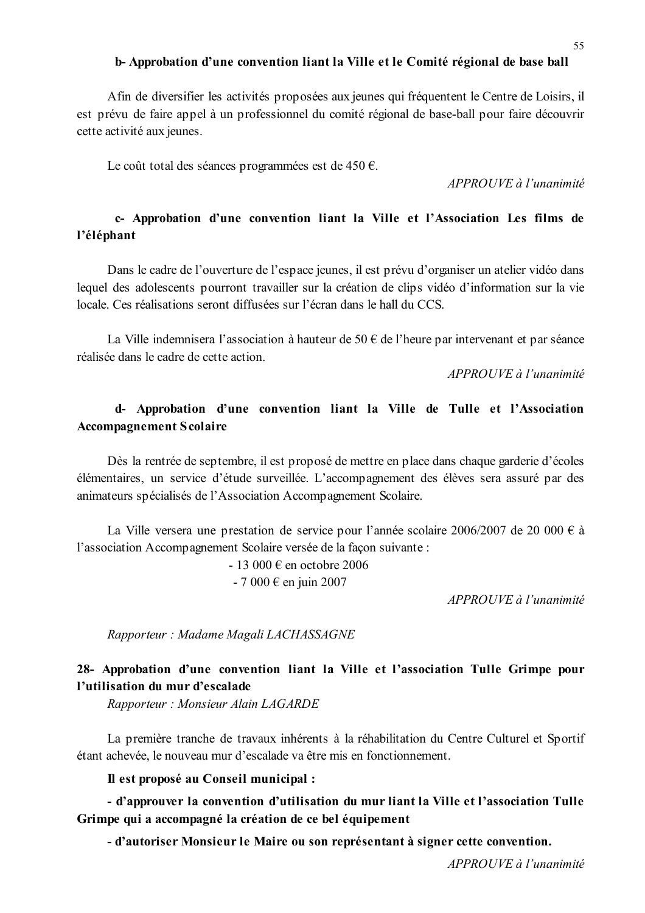**b- Approbation d'une convention liant la Ville et le Comité régional de base ball**

Afin de diversifier les activités proposées aux jeunes qui fréquentent le Centre de Loisirs, il est prévu de faire appel à un professionnel du comité régional de base-ball pour faire découvrir cette activité aux jeunes.

Le coût total des séances programmées est de 450 €.

*APPROUVE à l'unanimité*

**c- Approbation d'une convention liant la Ville et l'Association Les films de l'éléphant**

Dans le cadre de l'ouverture de l'espace jeunes, il est prévu d'organiser un atelier vidéo dans lequel des adolescents pourront travailler sur la création de clips vidéo d'information sur la vie locale. Ces réalisations seront diffusées sur l'écran dans le hall du CCS.

La Ville indemnisera l'association à hauteur de 50 € de l'heure par intervenant et par séance réalisée dans le cadre de cette action.

*APPROUVE à l'unanimité*

**d- Approbation d'une convention liant la Ville de Tulle et l'Association Accompagnement Scolaire**

Dès la rentrée de septembre, il est proposé de mettre en place dans chaque garderie d'écoles élémentaires, un service d'étude surveillée. L'accompagnement des élèves sera assuré par des animateurs spécialisés de l'Association Accompagnement Scolaire.

La Ville versera une prestation de service pour l'année scolaire 2006/2007 de 20 000 € à l'association Accompagnement Scolaire versée de la façon suivante :

- 13 000 € en octobre 2006
- 7 000 € en juin 2007

*APPROUVE à l'unanimité*

*Rapporteur : Madame Magali LACHASSAGNE*

**28- Approbation d'une convention liant la Ville et l'association Tulle Grimpe pour l'utilisation du mur d'escalade**

*Rapporteur : Monsieur Alain LAGARDE*

La première tranche de travaux inhérents à la réhabilitation du Centre Culturel et Sportif étant achevée, le nouveau mur d'escalade va être mis en fonctionnement.

**Il est proposé au Conseil municipal :**

**- d'approuver la convention d'utilisation du mur liant la Ville et l'association Tulle Grimpe qui a accompagné la création de ce bel équipement**

**- d'autoriser Monsieur le Maire ou son représentant à signer cette convention.**

*APPROUVE à l'unanimité*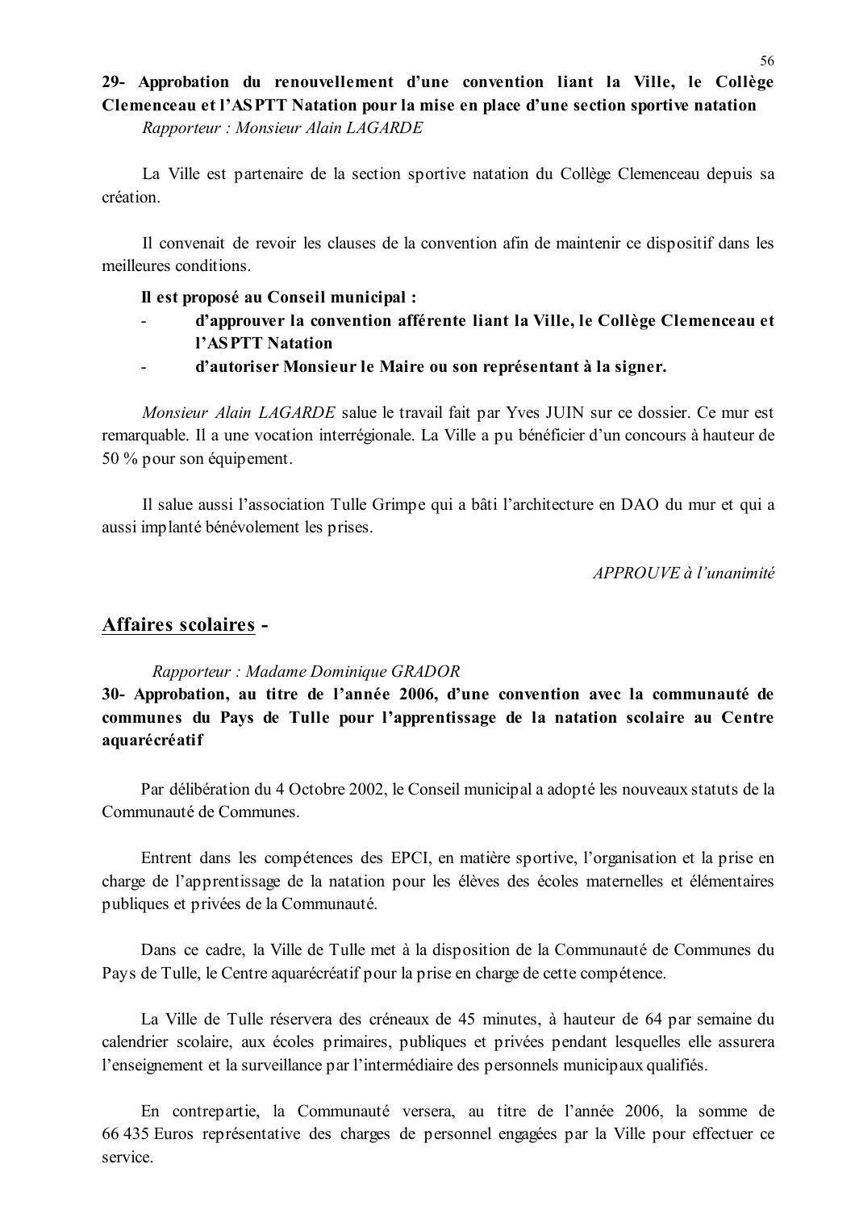**29- Approbation du renouvellement d'une convention liant la Ville, le Collège Clemenceau et l'ASPTT Natation pour la mise en place d'une section sportive natation**

*Rapporteur : Monsieur Alain LAGARDE*

La Ville est partenaire de la section sportive natation du Collège Clemenceau depuis sa création.

Il convenait de revoir les clauses de la convention afin de maintenir ce dispositif dans les meilleures conditions.

**Il est proposé au Conseil municipal :**

- **d'approuver la convention afférente liant la Ville, le Collège Clemenceau et l'ASPTT Natation**
- **d'autoriser Monsieur le Maire ou son représentant à la signer.**

*Monsieur Alain LAGARDE* salue le travail fait par Yves JUIN sur ce dossier. Ce mur est remarquable. Il a une vocation interrégionale. La Ville a pu bénéficier d'un concours à hauteur de 50 % pour son équipement.

Il salue aussi l'association Tulle Grimpe qui a bâti l'architecture en DAO du mur et qui a aussi implanté bénévolement les prises.

*APPROUVE à l'unanimité*

## Affaires scolaires -

*Rapporteur : Madame Dominique GRADOR*

**30- Approbation, au titre de l'année 2006, d'une convention avec la communauté de communes du Pays de Tulle pour l'apprentissage de la natation scolaire au Centre aquarécréatif**

Par délibération du 4 Octobre 2002, le Conseil municipal a adopté les nouveaux statuts de la Communauté de Communes.

Entrent dans les compétences des EPCI, en matière sportive, l'organisation et la prise en charge de l'apprentissage de la natation pour les élèves des écoles maternelles et élémentaires publiques et privées de la Communauté.

Dans ce cadre, la Ville de Tulle met à la disposition de la Communauté de Communes du Pays de Tulle, le Centre aquarécréatif pour la prise en charge de cette compétence.

La Ville de Tulle réservera des créneaux de 45 minutes, à hauteur de 64 par semaine du calendrier scolaire, aux écoles primaires, publiques et privées pendant lesquelles elle assurera l'enseignement et la surveillance par l'intermédiaire des personnels municipaux qualifiés.

En contrepartie, la Communauté versera, au titre de l'année 2006, la somme de 66 435 Euros représentative des charges de personnel engagées par la Ville pour effectuer ce service.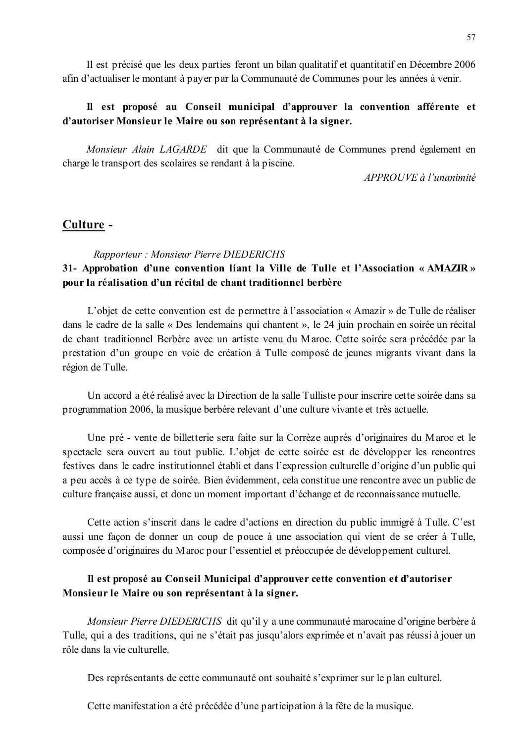Il est précisé que les deux parties feront un bilan qualitatif et quantitatif en Décembre 2006 afin d'actualiser le montant à payer par la Communauté de Communes pour les années à venir.

**Il est proposé au Conseil municipal d'approuver la convention afférente et d'autoriser Monsieur le Maire ou son représentant à la signer.**

*Monsieur Alain LAGARDE* dit que la Communauté de Communes prend également en charge le transport des scolaires se rendant à la piscine.

*APPROUVE à l'unanimité*

## Culture -

*Rapporteur : Monsieur Pierre DIEDERICHS*

### 31- Approbation d'une convention liant la Ville de Tulle et l'Association « AMAZIR » pour la réalisation d'un récital de chant traditionnel berbère

L'objet de cette convention est de permettre à l'association « Amazir » de Tulle de réaliser dans le cadre de la salle « Des lendemains qui chantent », le 24 juin prochain en soirée un récital de chant traditionnel Berbère avec un artiste venu du Maroc. Cette soirée sera précédée par la prestation d'un groupe en voie de création à Tulle composé de jeunes migrants vivant dans la région de Tulle.

Un accord a été réalisé avec la Direction de la salle Tulliste pour inscrire cette soirée dans sa programmation 2006, la musique berbère relevant d'une culture vivante et très actuelle.

Une pré - vente de billetterie sera faite sur la Corrèze auprès d'originaires du Maroc et le spectacle sera ouvert au tout public. L'objet de cette soirée est de développer les rencontres festives dans le cadre institutionnel établi et dans l'expression culturelle d'origine d'un public qui a peu accès à ce type de soirée. Bien évidemment, cela constitue une rencontre avec un public de culture française aussi, et donc un moment important d'échange et de reconnaissance mutuelle.

Cette action s'inscrit dans le cadre d'actions en direction du public immigré à Tulle. C'est aussi une façon de donner un coup de pouce à une association qui vient de se créer à Tulle, composée d'originaires du Maroc pour l'essentiel et préoccupée de développement culturel.

**Il est proposé au Conseil Municipal d'approuver cette convention et d'autoriser Monsieur le Maire ou son représentant à la signer.**

*Monsieur Pierre DIEDERICHS* dit qu'il y a une communauté marocaine d'origine berbère à Tulle, qui a des traditions, qui ne s'était pas jusqu'alors exprimée et n'avait pas réussi à jouer un rôle dans la vie culturelle.

Des représentants de cette communauté ont souhaité s'exprimer sur le plan culturel.

Cette manifestation a été précédée d'une participation à la fête de la musique.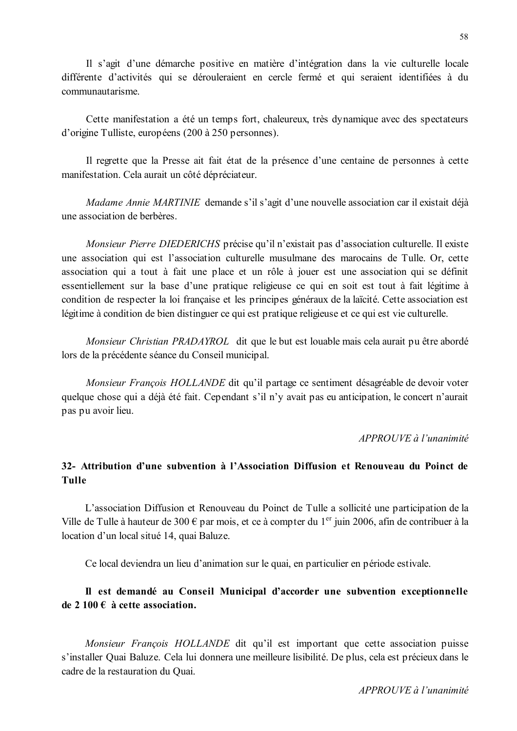Il s'agit d'une démarche positive en matière d'intégration dans la vie culturelle locale différente d'activités qui se dérouleraient en cercle fermé et qui seraient identifiées à du communautarisme.

Cette manifestation a été un temps fort, chaleureux, très dynamique avec des spectateurs d'origine Tulliste, européens (200 à 250 personnes).

Il regrette que la Presse ait fait état de la présence d'une centaine de personnes à cette manifestation. Cela aurait un côté dépréciateur.

*Madame Annie MARTINIE* demande s'il s'agit d'une nouvelle association car il existait déjà une association de berbères.

*Monsieur Pierre DIEDERICHS* précise qu'il n'existait pas d'association culturelle. Il existe une association qui est l'association culturelle musulmane des marocains de Tulle. Or, cette association qui a tout à fait une place et un rôle à jouer est une association qui se définit essentiellement sur la base d'une pratique religieuse ce qui en soit est tout à fait légitime à condition de respecter la loi française et les principes généraux de la laïcité. Cette association est légitime à condition de bien distinguer ce qui est pratique religieuse et ce qui est vie culturelle.

*Monsieur Christian PRADAYROL* dit que le but est louable mais cela aurait pu être abordé lors de la précédente séance du Conseil municipal.

*Monsieur François HOLLANDE* dit qu'il partage ce sentiment désagréable de devoir voter quelque chose qui a déjà été fait. Cependant s'il n'y avait pas eu anticipation, le concert n'aurait pas pu avoir lieu.

*APPROUVE à l'unanimité*

**32- Attribution d'une subvention à l'Association Diffusion et Renouveau du Poinct de Tulle**

L'association Diffusion et Renouveau du Poinct de Tulle a sollicité une participation de la Ville de Tulle à hauteur de 300 € par mois, et ce à compter du 1er juin 2006, afin de contribuer à la location d'un local situé 14, quai Baluze.

Ce local deviendra un lieu d'animation sur le quai, en particulier en période estivale.

**Il est demandé au Conseil Municipal d'accorder une subvention exceptionnelle de 2 100 € à cette association.**

*Monsieur François HOLLANDE* dit qu'il est important que cette association puisse s'installer Quai Baluze. Cela lui donnera une meilleure lisibilité. De plus, cela est précieux dans le cadre de la restauration du Quai.

*APPROUVE à l'unanimité*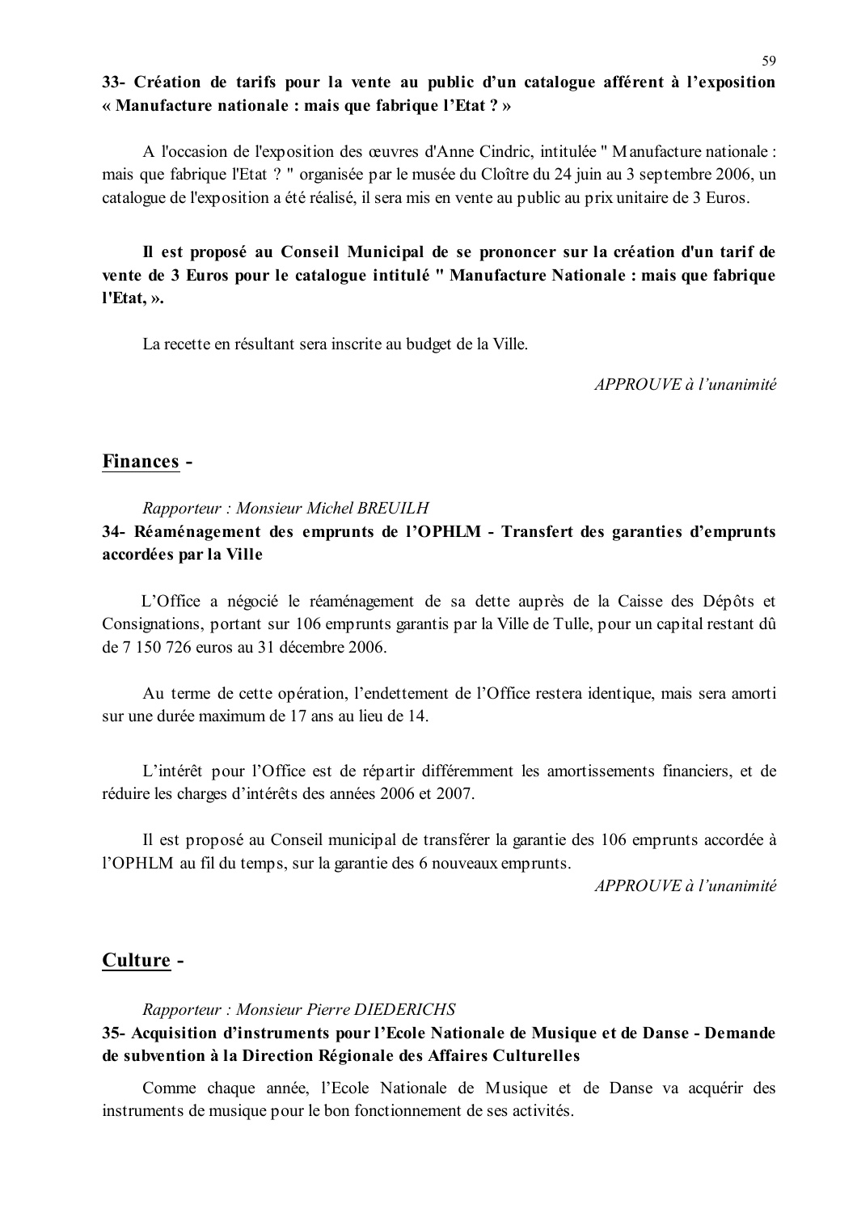**33- Création de tarifs pour la vente au public d'un catalogue afférent à l'exposition « Manufacture nationale : mais que fabrique l'Etat ? »**

A l'occasion de l'exposition des œuvres d'Anne Cindric, intitulée " Manufacture nationale : mais que fabrique l'Etat ? " organisée par le musée du Cloître du 24 juin au 3 septembre 2006, un catalogue de l'exposition a été réalisé, il sera mis en vente au public au prix unitaire de 3 Euros.

**Il est proposé au Conseil Municipal de se prononcer sur la création d'un tarif de vente de 3 Euros pour le catalogue intitulé " Manufacture Nationale : mais que fabrique l'Etat, ».**

La recette en résultant sera inscrite au budget de la Ville.

*APPROUVE à l'unanimité*

## Finances -

*Rapporteur : Monsieur Michel BREUILH*

**34- Réaménagement des emprunts de l'OPHLM - Transfert des garanties d'emprunts accordées par la Ville**

L'Office a négocié le réaménagement de sa dette auprès de la Caisse des Dépôts et Consignations, portant sur 106 emprunts garantis par la Ville de Tulle, pour un capital restant dû de 7 150 726 euros au 31 décembre 2006.

Au terme de cette opération, l'endettement de l'Office restera identique, mais sera amorti sur une durée maximum de 17 ans au lieu de 14.

L'intérêt pour l'Office est de répartir différemment les amortissements financiers, et de réduire les charges d'intérêts des années 2006 et 2007.

Il est proposé au Conseil municipal de transférer la garantie des 106 emprunts accordée à l'OPHLM au fil du temps, sur la garantie des 6 nouveaux emprunts.

*APPROUVE à l'unanimité*

## Culture -

*Rapporteur : Monsieur Pierre DIEDERICHS*

**35- Acquisition d'instruments pour l'Ecole Nationale de Musique et de Danse - Demande de subvention à la Direction Régionale des Affaires Culturelles**

Comme chaque année, l'Ecole Nationale de Musique et de Danse va acquérir des instruments de musique pour le bon fonctionnement de ses activités.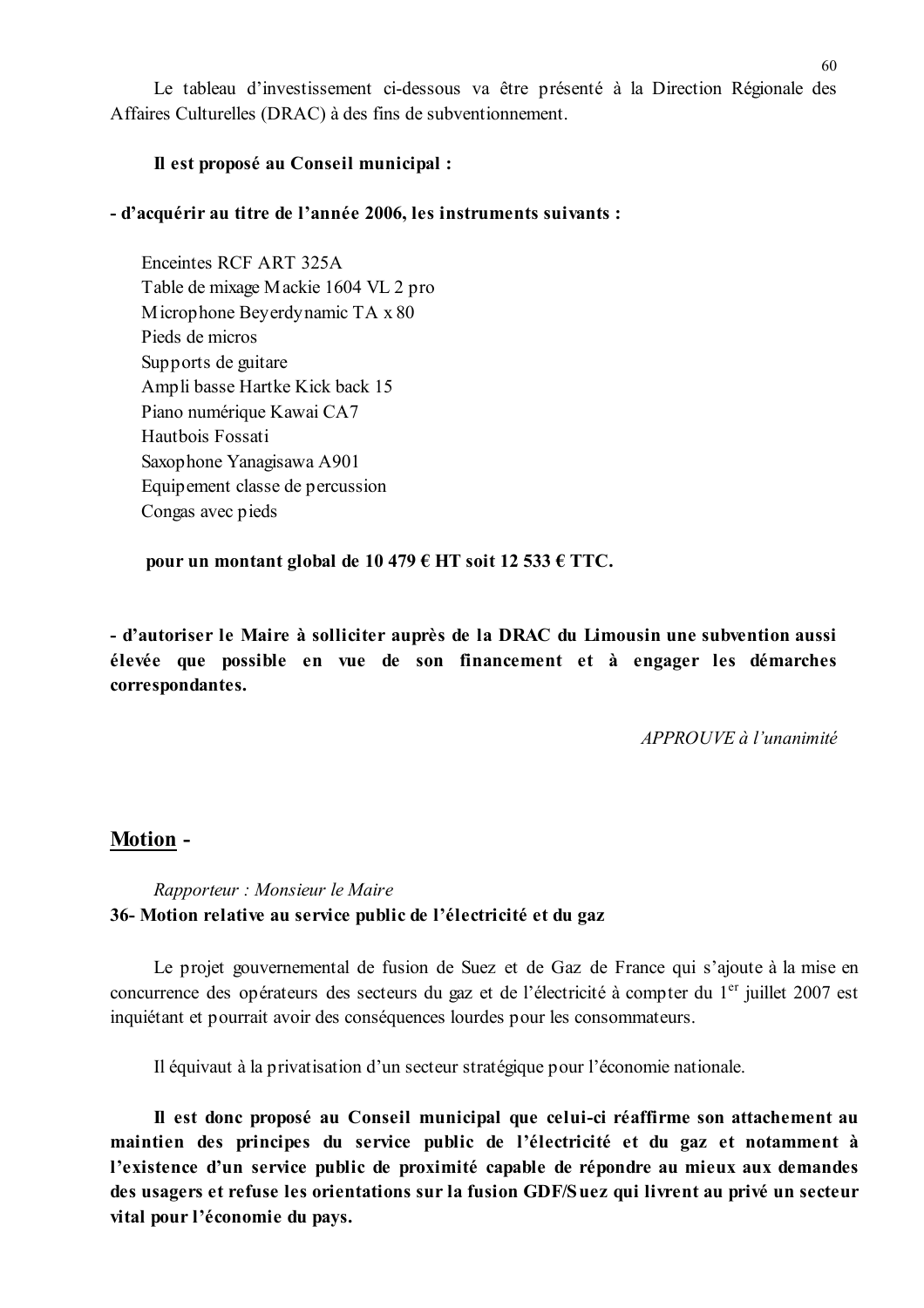Le tableau d'investissement ci-dessous va être présenté à la Direction Régionale des Affaires Culturelles (DRAC) à des fins de subventionnement.

**Il est proposé au Conseil municipal :**

**- d'acquérir au titre de l'année 2006, les instruments suivants :**

Enceintes RCF ART 325A
Table de mixage Mackie 1604 VL 2 pro
Microphone Beyerdynamic TA x 80
Pieds de micros
Supports de guitare
Ampli basse Hartke Kick back 15
Piano numérique Kawai CA7
Hautbois Fossati
Saxophone Yanagisawa A901
Equipement classe de percussion
Congas avec pieds

**pour un montant global de 10 479 € HT soit 12 533 € TTC.**

**- d'autoriser le Maire à solliciter auprès de la DRAC du Limousin une subvention aussi élevée que possible en vue de son financement et à engager les démarches correspondantes.**

*APPROUVE à l'unanimité*

## Motion -

*Rapporteur : Monsieur le Maire*

**36- Motion relative au service public de l'électricité et du gaz**

Le projet gouvernemental de fusion de Suez et de Gaz de France qui s'ajoute à la mise en concurrence des opérateurs des secteurs du gaz et de l'électricité à compter du 1er juillet 2007 est inquiétant et pourrait avoir des conséquences lourdes pour les consommateurs.

Il équivaut à la privatisation d'un secteur stratégique pour l'économie nationale.

**Il est donc proposé au Conseil municipal que celui-ci réaffirme son attachement au maintien des principes du service public de l'électricité et du gaz et notamment à l'existence d'un service public de proximité capable de répondre au mieux aux demandes des usagers et refuse les orientations sur la fusion GDF/Suez qui livrent au privé un secteur vital pour l'économie du pays.**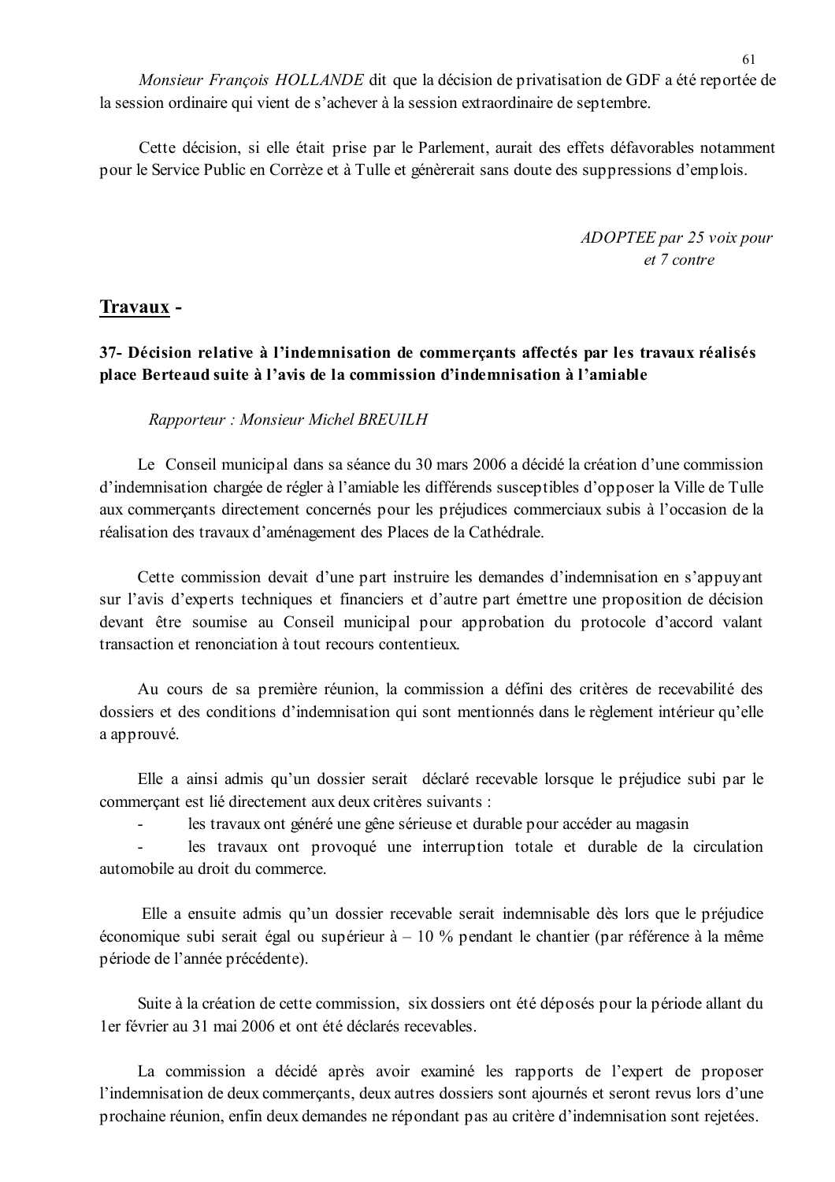*Monsieur François HOLLANDE* dit que la décision de privatisation de GDF a été reportée de la session ordinaire qui vient de s'achever à la session extraordinaire de septembre.

Cette décision, si elle était prise par le Parlement, aurait des effets défavorables notamment pour le Service Public en Corrèze et à Tulle et génèrerait sans doute des suppressions d'emplois.

*ADOPTEE par 25 voix pour et 7 contre*

## Travaux -

### 37- Décision relative à l'indemnisation de commerçants affectés par les travaux réalisés place Berteaud suite à l'avis de la commission d'indemnisation à l'amiable

*Rapporteur : Monsieur Michel BREUILH*

Le Conseil municipal dans sa séance du 30 mars 2006 a décidé la création d'une commission d'indemnisation chargée de régler à l'amiable les différends susceptibles d'opposer la Ville de Tulle aux commerçants directement concernés pour les préjudices commerciaux subis à l'occasion de la réalisation des travaux d'aménagement des Places de la Cathédrale.

Cette commission devait d'une part instruire les demandes d'indemnisation en s'appuyant sur l'avis d'experts techniques et financiers et d'autre part émettre une proposition de décision devant être soumise au Conseil municipal pour approbation du protocole d'accord valant transaction et renonciation à tout recours contentieux.

Au cours de sa première réunion, la commission a défini des critères de recevabilité des dossiers et des conditions d'indemnisation qui sont mentionnés dans le règlement intérieur qu'elle a approuvé.

Elle a ainsi admis qu'un dossier serait déclaré recevable lorsque le préjudice subi par le commerçant est lié directement aux deux critères suivants :

- les travaux ont généré une gêne sérieuse et durable pour accéder au magasin
- les travaux ont provoqué une interruption totale et durable de la circulation automobile au droit du commerce.

Elle a ensuite admis qu'un dossier recevable serait indemnisable dès lors que le préjudice économique subi serait égal ou supérieur à – 10 % pendant le chantier (par référence à la même période de l'année précédente).

Suite à la création de cette commission, six dossiers ont été déposés pour la période allant du 1er février au 31 mai 2006 et ont été déclarés recevables.

La commission a décidé après avoir examiné les rapports de l'expert de proposer l'indemnisation de deux commerçants, deux autres dossiers sont ajournés et seront revus lors d'une prochaine réunion, enfin deux demandes ne répondant pas au critère d'indemnisation sont rejetées.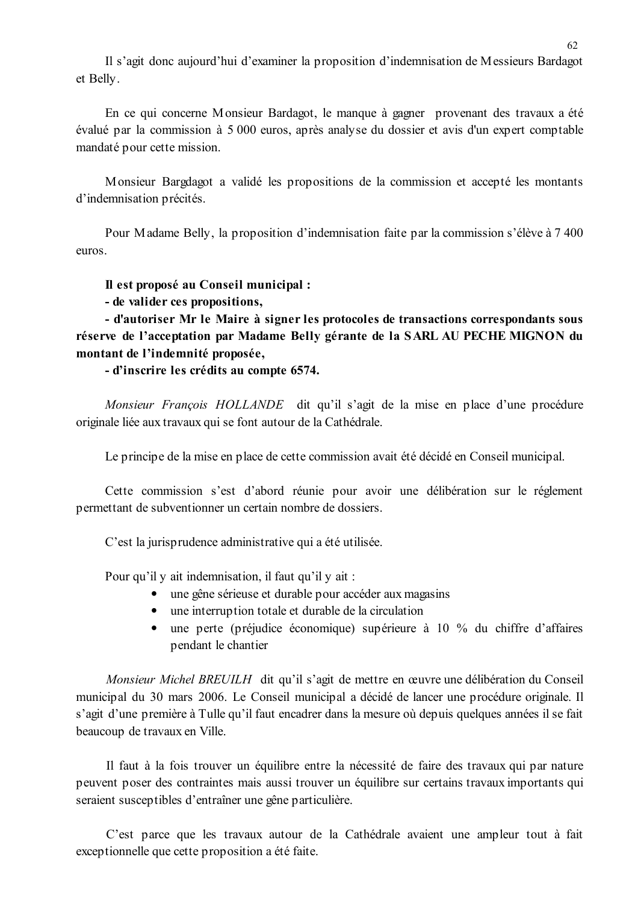Il s'agit donc aujourd'hui d'examiner la proposition d'indemnisation de Messieurs Bardagot et Belly.

En ce qui concerne Monsieur Bardagot, le manque à gagner provenant des travaux a été évalué par la commission à 5 000 euros, après analyse du dossier et avis d'un expert comptable mandaté pour cette mission.

Monsieur Bargdagot a validé les propositions de la commission et accepté les montants d'indemnisation précités.

Pour Madame Belly, la proposition d'indemnisation faite par la commission s'élève à 7 400 euros.

**Il est proposé au Conseil municipal :**

**- de valider ces propositions,**

**- d'autoriser Mr le Maire à signer les protocoles de transactions correspondants sous réserve de l'acceptation par Madame Belly gérante de la SARL AU PECHE MIGNON du montant de l'indemnité proposée,**

**- d'inscrire les crédits au compte 6574.**

*Monsieur François HOLLANDE* dit qu'il s'agit de la mise en place d'une procédure originale liée aux travaux qui se font autour de la Cathédrale.

Le principe de la mise en place de cette commission avait été décidé en Conseil municipal.

Cette commission s'est d'abord réunie pour avoir une délibération sur le réglement permettant de subventionner un certain nombre de dossiers.

C'est la jurisprudence administrative qui a été utilisée.

Pour qu'il y ait indemnisation, il faut qu'il y ait :

- une gêne sérieuse et durable pour accéder aux magasins
- une interruption totale et durable de la circulation
- une perte (préjudice économique) supérieure à 10 % du chiffre d'affaires pendant le chantier

*Monsieur Michel BREUILH* dit qu'il s'agit de mettre en œuvre une délibération du Conseil municipal du 30 mars 2006. Le Conseil municipal a décidé de lancer une procédure originale. Il s'agit d'une première à Tulle qu'il faut encadrer dans la mesure où depuis quelques années il se fait beaucoup de travaux en Ville.

Il faut à la fois trouver un équilibre entre la nécessité de faire des travaux qui par nature peuvent poser des contraintes mais aussi trouver un équilibre sur certains travaux importants qui seraient susceptibles d'entraîner une gêne particulière.

C'est parce que les travaux autour de la Cathédrale avaient une ampleur tout à fait exceptionnelle que cette proposition a été faite.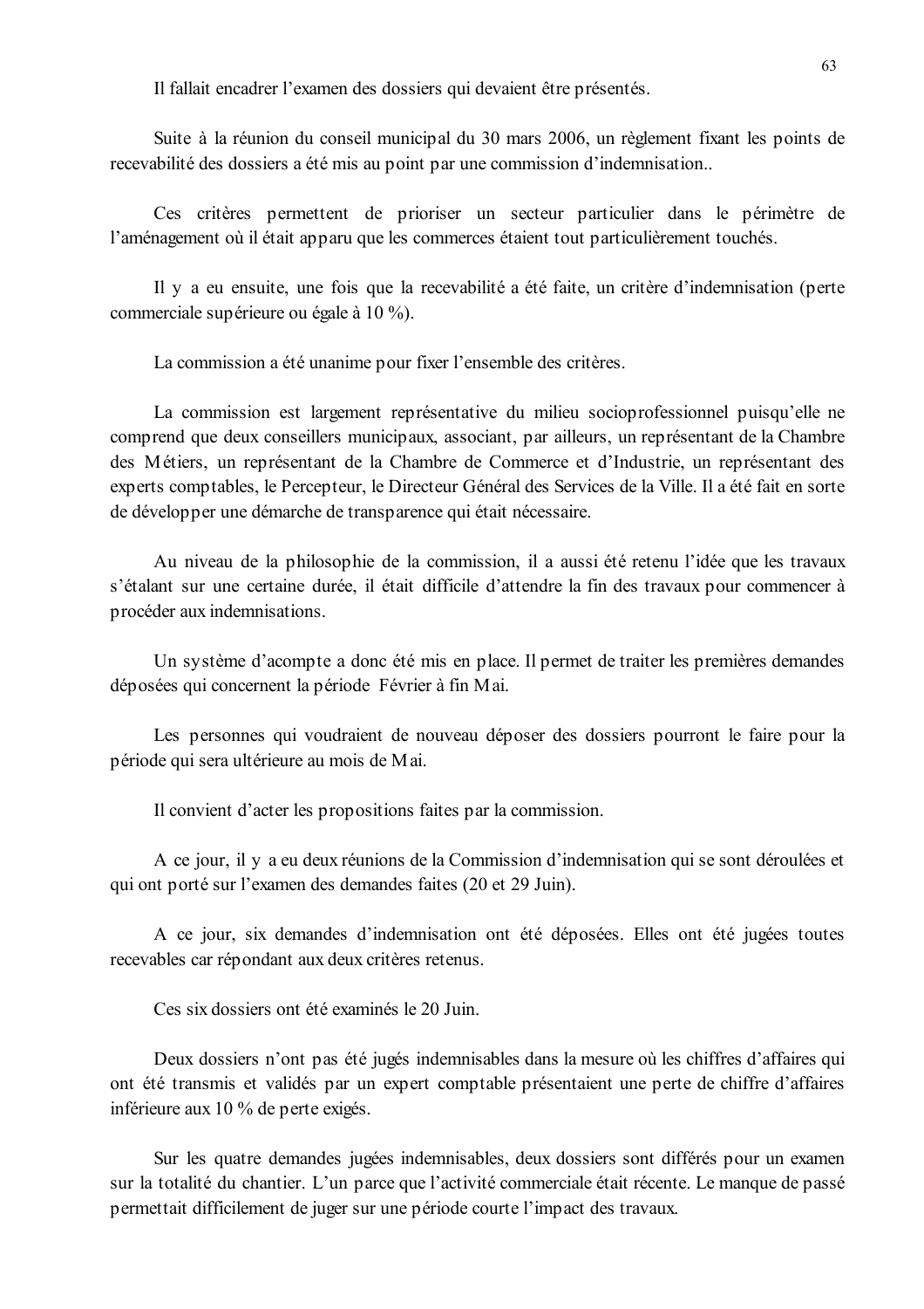Il fallait encadrer l'examen des dossiers qui devaient être présentés.

Suite à la réunion du conseil municipal du 30 mars 2006, un règlement fixant les points de recevabilité des dossiers a été mis au point par une commission d'indemnisation..

Ces critères permettent de prioriser un secteur particulier dans le périmètre de l'aménagement où il était apparu que les commerces étaient tout particulièrement touchés.

Il y a eu ensuite, une fois que la recevabilité a été faite, un critère d'indemnisation (perte commerciale supérieure ou égale à 10 %).

La commission a été unanime pour fixer l'ensemble des critères.

La commission est largement représentative du milieu socioprofessionnel puisqu'elle ne comprend que deux conseillers municipaux, associant, par ailleurs, un représentant de la Chambre des Métiers, un représentant de la Chambre de Commerce et d'Industrie, un représentant des experts comptables, le Percepteur, le Directeur Général des Services de la Ville. Il a été fait en sorte de développer une démarche de transparence qui était nécessaire.

Au niveau de la philosophie de la commission, il a aussi été retenu l'idée que les travaux s'étalant sur une certaine durée, il était difficile d'attendre la fin des travaux pour commencer à procéder aux indemnisations.

Un système d'acompte a donc été mis en place. Il permet de traiter les premières demandes déposées qui concernent la période Février à fin Mai.

Les personnes qui voudraient de nouveau déposer des dossiers pourront le faire pour la période qui sera ultérieure au mois de Mai.

Il convient d'acter les propositions faites par la commission.

A ce jour, il y a eu deux réunions de la Commission d'indemnisation qui se sont déroulées et qui ont porté sur l'examen des demandes faites (20 et 29 Juin).

A ce jour, six demandes d'indemnisation ont été déposées. Elles ont été jugées toutes recevables car répondant aux deux critères retenus.

Ces six dossiers ont été examinés le 20 Juin.

Deux dossiers n'ont pas été jugés indemnisables dans la mesure où les chiffres d'affaires qui ont été transmis et validés par un expert comptable présentaient une perte de chiffre d'affaires inférieure aux 10 % de perte exigés.

Sur les quatre demandes jugées indemnisables, deux dossiers sont différés pour un examen sur la totalité du chantier. L'un parce que l'activité commerciale était récente. Le manque de passé permettait difficilement de juger sur une période courte l'impact des travaux.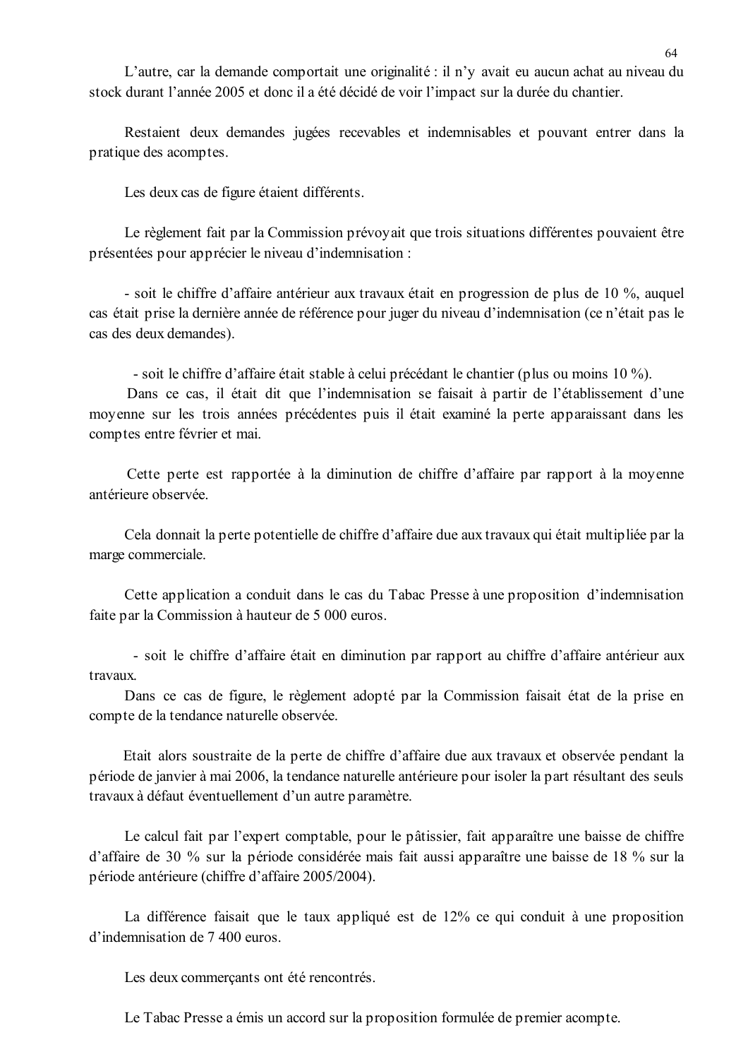L'autre, car la demande comportait une originalité : il n'y avait eu aucun achat au niveau du stock durant l'année 2005 et donc il a été décidé de voir l'impact sur la durée du chantier.

Restaient deux demandes jugées recevables et indemnisables et pouvant entrer dans la pratique des acomptes.

Les deux cas de figure étaient différents.

Le règlement fait par la Commission prévoyait que trois situations différentes pouvaient être présentées pour apprécier le niveau d'indemnisation :

- soit le chiffre d'affaire antérieur aux travaux était en progression de plus de 10 %, auquel cas était prise la dernière année de référence pour juger du niveau d'indemnisation (ce n'était pas le cas des deux demandes).

- soit le chiffre d'affaire était stable à celui précédant le chantier (plus ou moins 10 %).
Dans ce cas, il était dit que l'indemnisation se faisait à partir de l'établissement d'une moyenne sur les trois années précédentes puis il était examiné la perte apparaissant dans les comptes entre février et mai.

Cette perte est rapportée à la diminution de chiffre d'affaire par rapport à la moyenne antérieure observée.

Cela donnait la perte potentielle de chiffre d'affaire due aux travaux qui était multipliée par la marge commerciale.

Cette application a conduit dans le cas du Tabac Presse à une proposition d'indemnisation faite par la Commission à hauteur de 5 000 euros.

- soit le chiffre d'affaire était en diminution par rapport au chiffre d'affaire antérieur aux travaux.
Dans ce cas de figure, le règlement adopté par la Commission faisait état de la prise en compte de la tendance naturelle observée.

Etait alors soustraite de la perte de chiffre d'affaire due aux travaux et observée pendant la période de janvier à mai 2006, la tendance naturelle antérieure pour isoler la part résultant des seuls travaux à défaut éventuellement d'un autre paramètre.

Le calcul fait par l'expert comptable, pour le pâtissier, fait apparaître une baisse de chiffre d'affaire de 30 % sur la période considérée mais fait aussi apparaître une baisse de 18 % sur la période antérieure (chiffre d'affaire 2005/2004).

La différence faisait que le taux appliqué est de 12% ce qui conduit à une proposition d'indemnisation de 7 400 euros.

Les deux commerçants ont été rencontrés.

Le Tabac Presse a émis un accord sur la proposition formulée de premier acompte.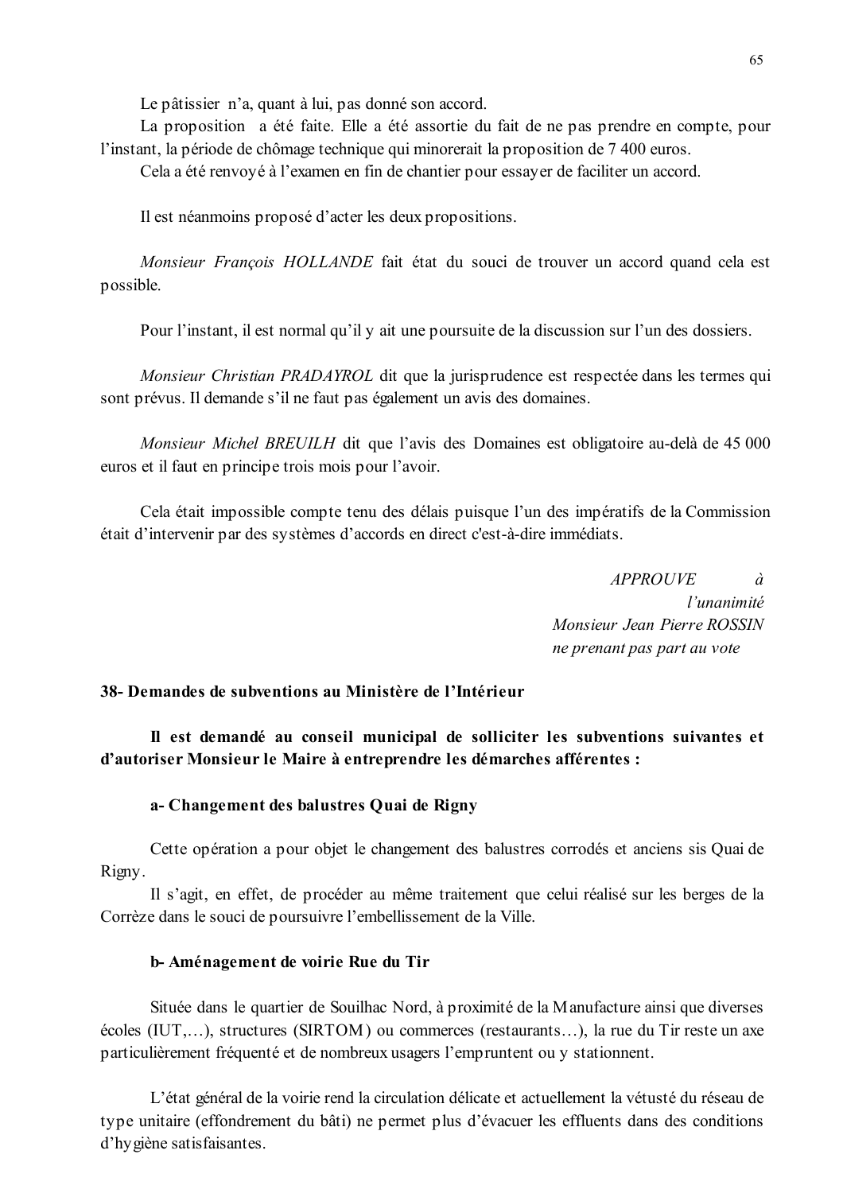Le pâtissier n'a, quant à lui, pas donné son accord.

La proposition a été faite. Elle a été assortie du fait de ne pas prendre en compte, pour l'instant, la période de chômage technique qui minorerait la proposition de 7 400 euros.

Cela a été renvoyé à l'examen en fin de chantier pour essayer de faciliter un accord.

Il est néanmoins proposé d'acter les deux propositions.

*Monsieur François HOLLANDE* fait état du souci de trouver un accord quand cela est possible.

Pour l'instant, il est normal qu'il y ait une poursuite de la discussion sur l'un des dossiers.

*Monsieur Christian PRADAYROL* dit que la jurisprudence est respectée dans les termes qui sont prévus. Il demande s'il ne faut pas également un avis des domaines.

*Monsieur Michel BREUILH* dit que l'avis des Domaines est obligatoire au-delà de 45 000 euros et il faut en principe trois mois pour l'avoir.

Cela était impossible compte tenu des délais puisque l'un des impératifs de la Commission était d'intervenir par des systèmes d'accords en direct c'est-à-dire immédiats.

*APPROUVE à l'unanimité*
*Monsieur Jean Pierre ROSSIN ne prenant pas part au vote*

**38- Demandes de subventions au Ministère de l'Intérieur**

**Il est demandé au conseil municipal de solliciter les subventions suivantes et d'autoriser Monsieur le Maire à entreprendre les démarches afférentes :**

**a- Changement des balustres Quai de Rigny**

Cette opération a pour objet le changement des balustres corrodés et anciens sis Quai de Rigny.

Il s'agit, en effet, de procéder au même traitement que celui réalisé sur les berges de la Corrèze dans le souci de poursuivre l'embellissement de la Ville.

**b- Aménagement de voirie Rue du Tir**

Située dans le quartier de Souilhac Nord, à proximité de la Manufacture ainsi que diverses écoles (IUT,…), structures (SIRTOM) ou commerces (restaurants…), la rue du Tir reste un axe particulièrement fréquenté et de nombreux usagers l'empruntent ou y stationnent.

L'état général de la voirie rend la circulation délicate et actuellement la vétusté du réseau de type unitaire (effondrement du bâti) ne permet plus d'évacuer les effluents dans des conditions d'hygiène satisfaisantes.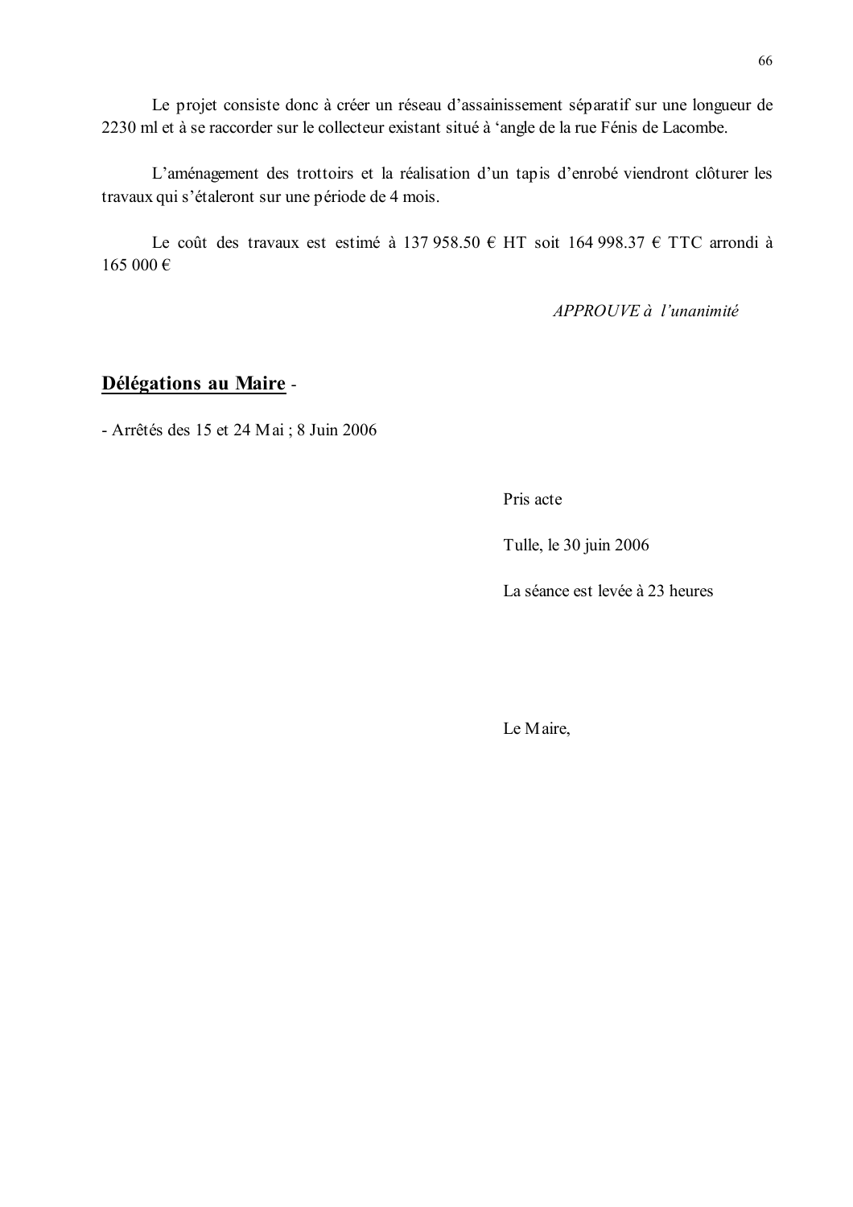Le projet consiste donc à créer un réseau d'assainissement séparatif sur une longueur de 2230 ml et à se raccorder sur le collecteur existant situé à 'angle de la rue Fénis de Lacombe.

L'aménagement des trottoirs et la réalisation d'un tapis d'enrobé viendront clôturer les travaux qui s'étaleront sur une période de 4 mois.

Le coût des travaux est estimé à 137 958.50 € HT soit 164 998.37 € TTC arrondi à 165 000 €

*APPROUVE à l'unanimité*

## <u>Délégations au Maire</u> -

- Arrêtés des 15 et 24 Mai ; 8 Juin 2006

Pris acte

Tulle, le 30 juin 2006

La séance est levée à 23 heures

Le Maire,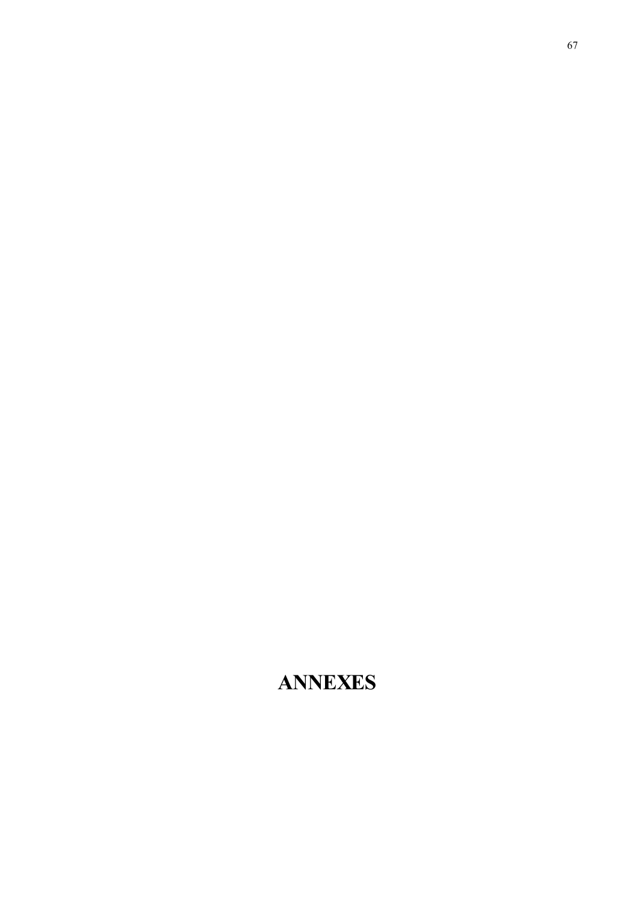# ANNEXES